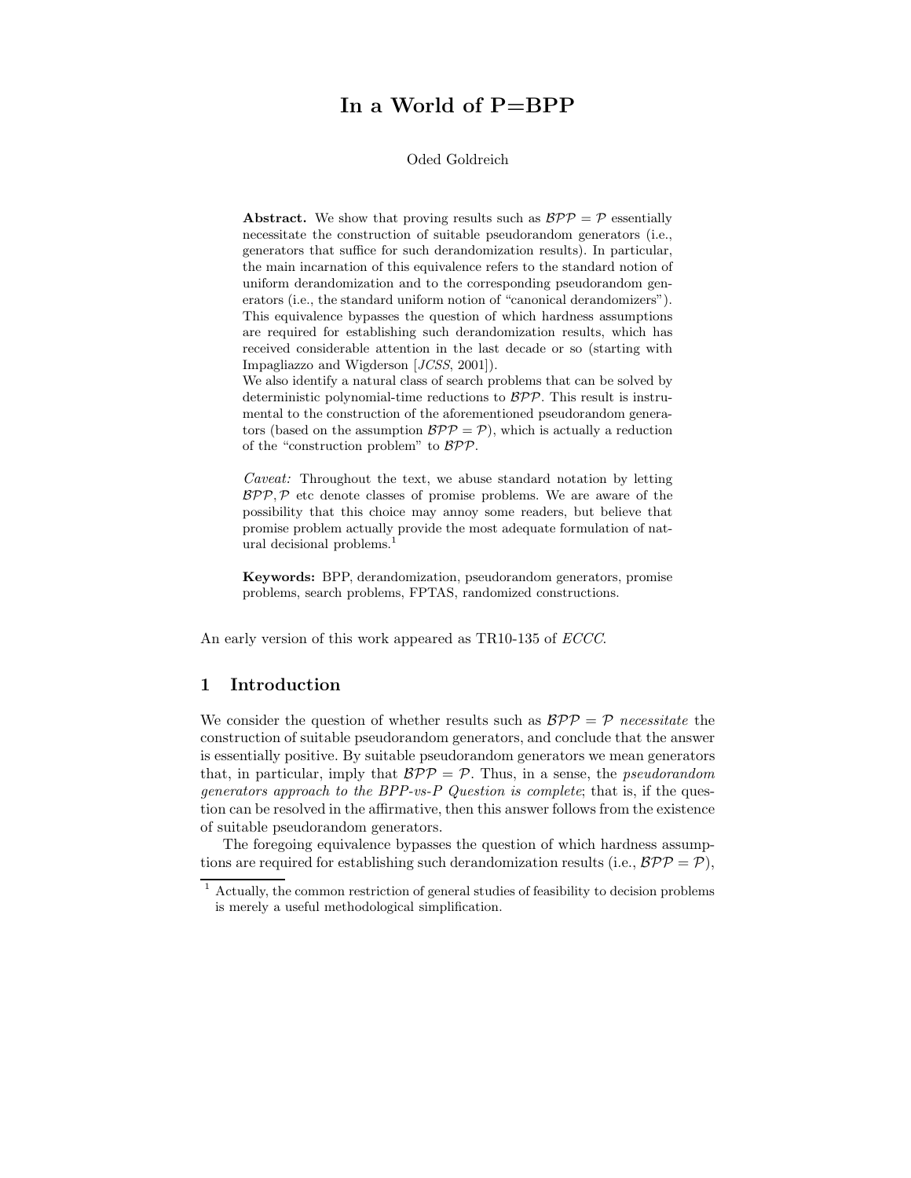# In a World of P=BPP

Oded Goldreich

**Abstract.** We show that proving results such as $\mathcal{BPP} = \mathcal{P}$ essentially necessitate the construction of suitable pseudorandom generators (i.e., generators that suffice for such derandomization results). In particular, the main incarnation of this equivalence refers to the standard notion of uniform derandomization and to the corresponding pseudorandom generators (i.e., the standard uniform notion of "canonical derandomizers"). This equivalence bypasses the question of which hardness assumptions are required for establishing such derandomization results, which has received considerable attention in the last decade or so (starting with Impagliazzo and Wigderson [*JCSS*, 2001]).

We also identify a natural class of search problems that can be solved by deterministic polynomial-time reductions to $\mathcal{BPP}$. This result is instrumental to the construction of the aforementioned pseudorandom generators (based on the assumption $\mathcal{BPP} = \mathcal{P}$), which is actually a reduction of the "construction problem" to $\mathcal{BPP}$.

*Caveat:* Throughout the text, we abuse standard notation by letting $\mathcal{BPP}, \mathcal{P}$ etc denote classes of promise problems. We are aware of the possibility that this choice may annoy some readers, but believe that promise problem actually provide the most adequate formulation of natural decisional problems.[1]

**Keywords:** BPP, derandomization, pseudorandom generators, promise problems, search problems, FPTAS, randomized constructions.

An early version of this work appeared as TR10-135 of *ECCC*.

## 1 Introduction

We consider the question of whether results such as $\mathcal{BPP} = \mathcal{P}$ *necessitate* the construction of suitable pseudorandom generators, and conclude that the answer is essentially positive. By suitable pseudorandom generators we mean generators that, in particular, imply that $\mathcal{BPP} = \mathcal{P}$. Thus, in a sense, the *pseudorandom generators approach to the BPP-vs-P Question is complete*; that is, if the question can be resolved in the affirmative, then this answer follows from the existence of suitable pseudorandom generators.

The foregoing equivalence bypasses the question of which hardness assumptions are required for establishing such derandomization results (i.e., $\mathcal{BPP} = \mathcal{P}$),

[1] Actually, the common restriction of general studies of feasibility to decision problems is merely a useful methodological simplification.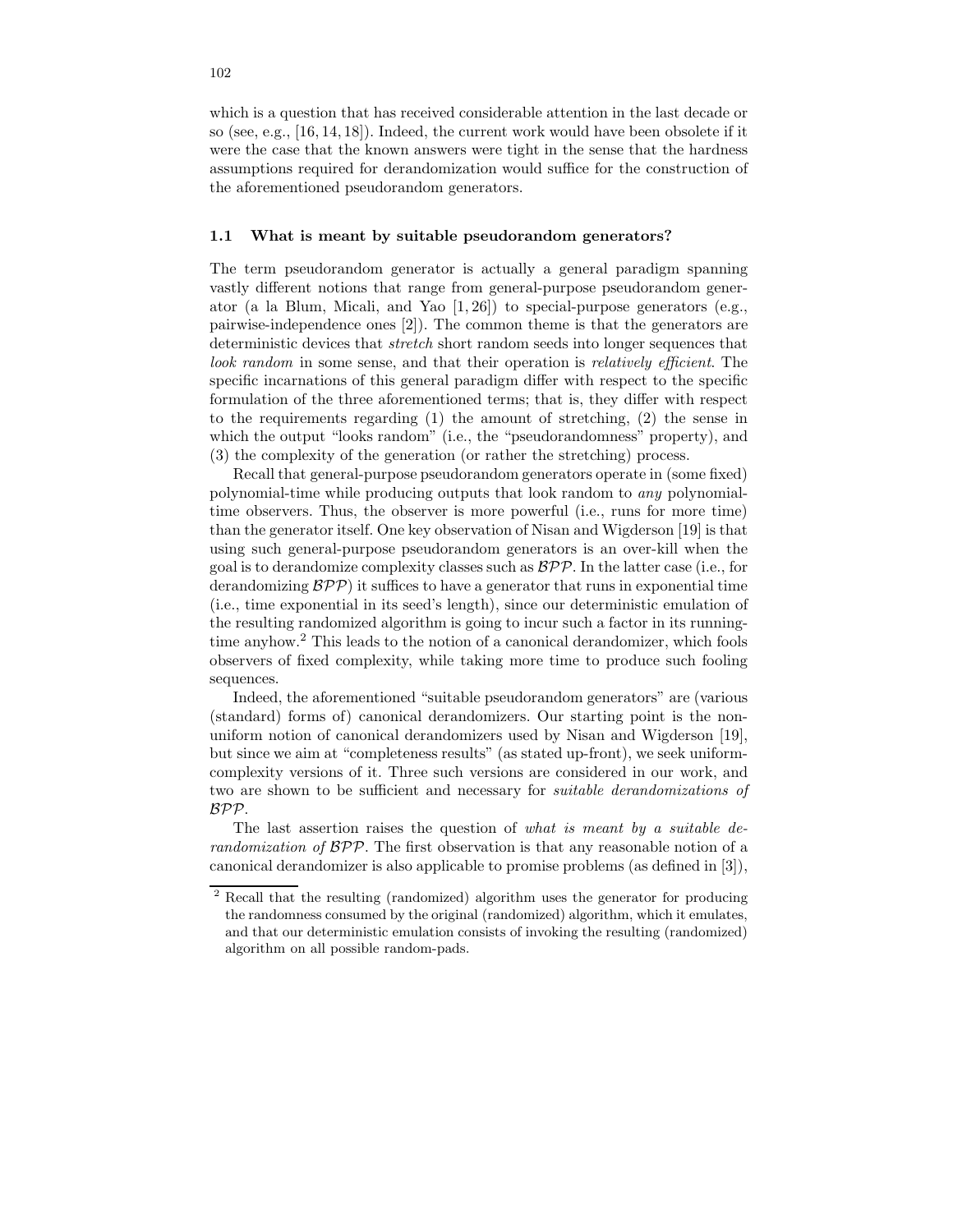which is a question that has received considerable attention in the last decade or so (see, e.g., [16, 14, 18]). Indeed, the current work would have been obsolete if it were the case that the known answers were tight in the sense that the hardness assumptions required for derandomization would suffice for the construction of the aforementioned pseudorandom generators.

### 1.1 What is meant by suitable pseudorandom generators?

The term pseudorandom generator is actually a general paradigm spanning vastly different notions that range from general-purpose pseudorandom generator (a la Blum, Micali, and Yao [1, 26]) to special-purpose generators (e.g., pairwise-independence ones [2]). The common theme is that the generators are deterministic devices that *stretch* short random seeds into longer sequences that *look random* in some sense, and that their operation is *relatively efficient*. The specific incarnations of this general paradigm differ with respect to the specific formulation of the three aforementioned terms; that is, they differ with respect to the requirements regarding (1) the amount of stretching, (2) the sense in which the output "looks random" (i.e., the "pseudorandomness" property), and (3) the complexity of the generation (or rather the stretching) process.

Recall that general-purpose pseudorandom generators operate in (some fixed) polynomial-time while producing outputs that look random to *any* polynomial-time observers. Thus, the observer is more powerful (i.e., runs for more time) than the generator itself. One key observation of Nisan and Wigderson [19] is that using such general-purpose pseudorandom generators is an over-kill when the goal is to derandomize complexity classes such as $\mathcal{BPP}$. In the latter case (i.e., for derandomizing $\mathcal{BPP}$) it suffices to have a generator that runs in exponential time (i.e., time exponential in its seed's length), since our deterministic emulation of the resulting randomized algorithm is going to incur such a factor in its running-time anyhow.[2] This leads to the notion of a canonical derandomizer, which fools observers of fixed complexity, while taking more time to produce such fooling sequences.

Indeed, the aforementioned "suitable pseudorandom generators" are (various (standard) forms of) canonical derandomizers. Our starting point is the non-uniform notion of canonical derandomizers used by Nisan and Wigderson [19], but since we aim at "completeness results" (as stated up-front), we seek uniform-complexity versions of it. Three such versions are considered in our work, and two are shown to be sufficient and necessary for *suitable derandomizations of* $\mathcal{BPP}$.

The last assertion raises the question of *what is meant by a suitable derandomization of* $\mathcal{BPP}$. The first observation is that any reasonable notion of a canonical derandomizer is also applicable to promise problems (as defined in [3]),

[2] Recall that the resulting (randomized) algorithm uses the generator for producing the randomness consumed by the original (randomized) algorithm, which it emulates, and that our deterministic emulation consists of invoking the resulting (randomized) algorithm on all possible random-pads.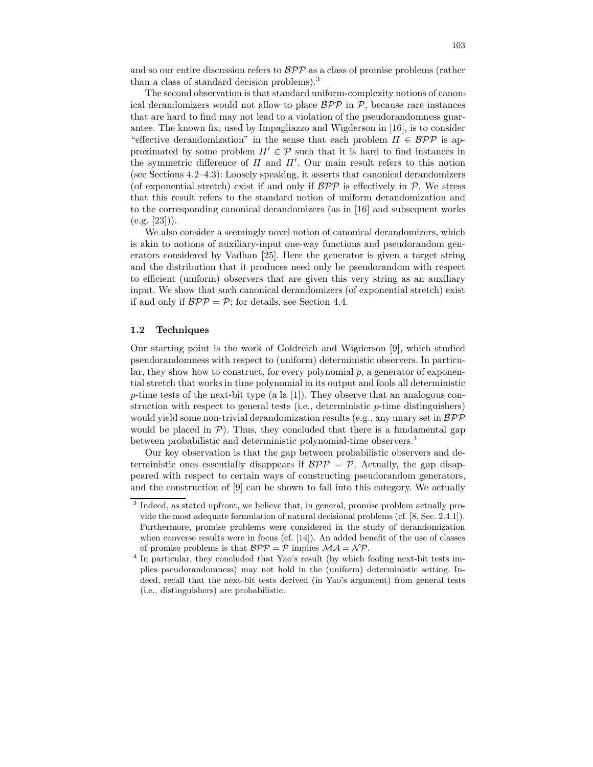and so our entire discussion refers to $\mathcal{BPP}$ as a class of promise problems (rather than a class of standard decision problems).[3]

The second observation is that standard uniform-complexity notions of canonical derandomizers would not allow to place $\mathcal{BPP}$ in $\mathcal{P}$, because rare instances that are hard to find may not lead to a violation of the pseudorandomness guarantee. The known fix, used by Impagliazzo and Wigderson in [16], is to consider "effective derandomization" in the sense that each problem $\Pi \in \mathcal{BPP}$ is approximated by some problem $\Pi' \in \mathcal{P}$ such that it is hard to find instances in the symmetric difference of $\Pi$ and $\Pi'$. Our main result refers to this notion (see Sections 4.2–4.3): Loosely speaking, it asserts that canonical derandomizers (of exponential stretch) exist if and only if $\mathcal{BPP}$ is effectively in $\mathcal{P}$. We stress that this result refers to the standard notion of uniform derandomization and to the corresponding canonical derandomizers (as in [16] and subsequent works (e.g. [23])).

We also consider a seemingly novel notion of canonical derandomizers, which is akin to notions of auxiliary-input one-way functions and pseudorandom generators considered by Vadhan [25]. Here the generator is given a target string and the distribution that it produces need only be pseudorandom with respect to efficient (uniform) observers that are given this very string as an auxiliary input. We show that such canonical derandomizers (of exponential stretch) exist if and only if $\mathcal{BPP} = \mathcal{P}$; for details, see Section 4.4.

### 1.2 Techniques

Our starting point is the work of Goldreich and Wigderson [9], which studied pseudorandomness with respect to (uniform) deterministic observers. In particular, they show how to construct, for every polynomial $p$, a generator of exponential stretch that works in time polynomial in its output and fools all deterministic $p$-time tests of the next-bit type (a la [1]). They observe that an analogous construction with respect to general tests (i.e., deterministic $p$-time distinguishers) would yield some non-trivial derandomization results (e.g., any unary set in $\mathcal{BPP}$ would be placed in $\mathcal{P}$). Thus, they concluded that there is a fundamental gap between probabilistic and deterministic polynomial-time observers.[4]

Our key observation is that the gap between probabilistic observers and deterministic ones essentially disappears if $\mathcal{BPP} = \mathcal{P}$. Actually, the gap disappeared with respect to certain ways of constructing pseudorandom generators, and the construction of [9] can be shown to fall into this category. We actually

---

[3] Indeed, as stated upfront, we believe that, in general, promise problem actually provide the most adequate formulation of natural decisional problems (cf. [8, Sec. 2.4.1]). Furthermore, promise problems were considered in the study of derandomization when converse results were in focus (cf. [14]). An added benefit of the use of classes of promise problems is that $\mathcal{BPP} = \mathcal{P}$ implies $\mathcal{MA} = \mathcal{NP}$.

[4] In particular, they concluded that Yao's result (by which fooling next-bit tests implies pseudorandomness) may not hold in the (uniform) deterministic setting. Indeed, recall that the next-bit tests derived (in Yao's argument) from general tests (i.e., distinguishers) are probabilistic.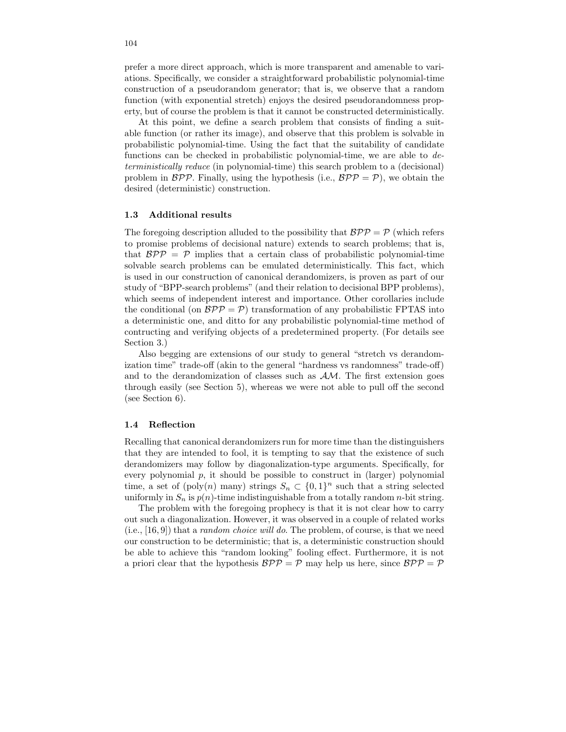prefer a more direct approach, which is more transparent and amenable to variations. Specifically, we consider a straightforward probabilistic polynomial-time construction of a pseudorandom generator; that is, we observe that a random function (with exponential stretch) enjoys the desired pseudorandomness property, but of course the problem is that it cannot be constructed deterministically.

At this point, we define a search problem that consists of finding a suitable function (or rather its image), and observe that this problem is solvable in probabilistic polynomial-time. Using the fact that the suitability of candidate functions can be checked in probabilistic polynomial-time, we are able to *deterministically reduce* (in polynomial-time) this search problem to a (decisional) problem in $\mathcal{BPP}$. Finally, using the hypothesis (i.e., $\mathcal{BPP} = \mathcal{P}$), we obtain the desired (deterministic) construction.

### 1.3 Additional results

The foregoing description alluded to the possibility that $\mathcal{BPP} = \mathcal{P}$ (which refers to promise problems of decisional nature) extends to search problems; that is, that $\mathcal{BPP} = \mathcal{P}$ implies that a certain class of probabilistic polynomial-time solvable search problems can be emulated deterministically. This fact, which is used in our construction of canonical derandomizers, is proven as part of our study of "BPP-search problems" (and their relation to decisional BPP problems), which seems of independent interest and importance. Other corollaries include the conditional (on $\mathcal{BPP} = \mathcal{P}$) transformation of any probabilistic FPTAS into a deterministic one, and ditto for any probabilistic polynomial-time method of contructing and verifying objects of a predetermined property. (For details see Section 3.)

Also begging are extensions of our study to general "stretch vs derandomization time" trade-off (akin to the general "hardness vs randomness" trade-off) and to the derandomization of classes such as $\mathcal{AM}$. The first extension goes through easily (see Section 5), whereas we were not able to pull off the second (see Section 6).

### 1.4 Reflection

Recalling that canonical derandomizers run for more time than the distinguishers that they are intended to fool, it is tempting to say that the existence of such derandomizers may follow by diagonalization-type arguments. Specifically, for every polynomial $p$, it should be possible to construct in (larger) polynomial time, a set of (poly($n$) many) strings $S_n \subset \{0,1\}^n$ such that a string selected uniformly in $S_n$ is $p(n)$-time indistinguishable from a totally random $n$-bit string.

The problem with the foregoing prophecy is that it is not clear how to carry out such a diagonalization. However, it was observed in a couple of related works (i.e., [16, 9]) that a *random choice will do*. The problem, of course, is that we need our construction to be deterministic; that is, a deterministic construction should be able to achieve this "random looking" fooling effect. Furthermore, it is not a priori clear that the hypothesis $\mathcal{BPP} = \mathcal{P}$ may help us here, since $\mathcal{BPP} = \mathcal{P}$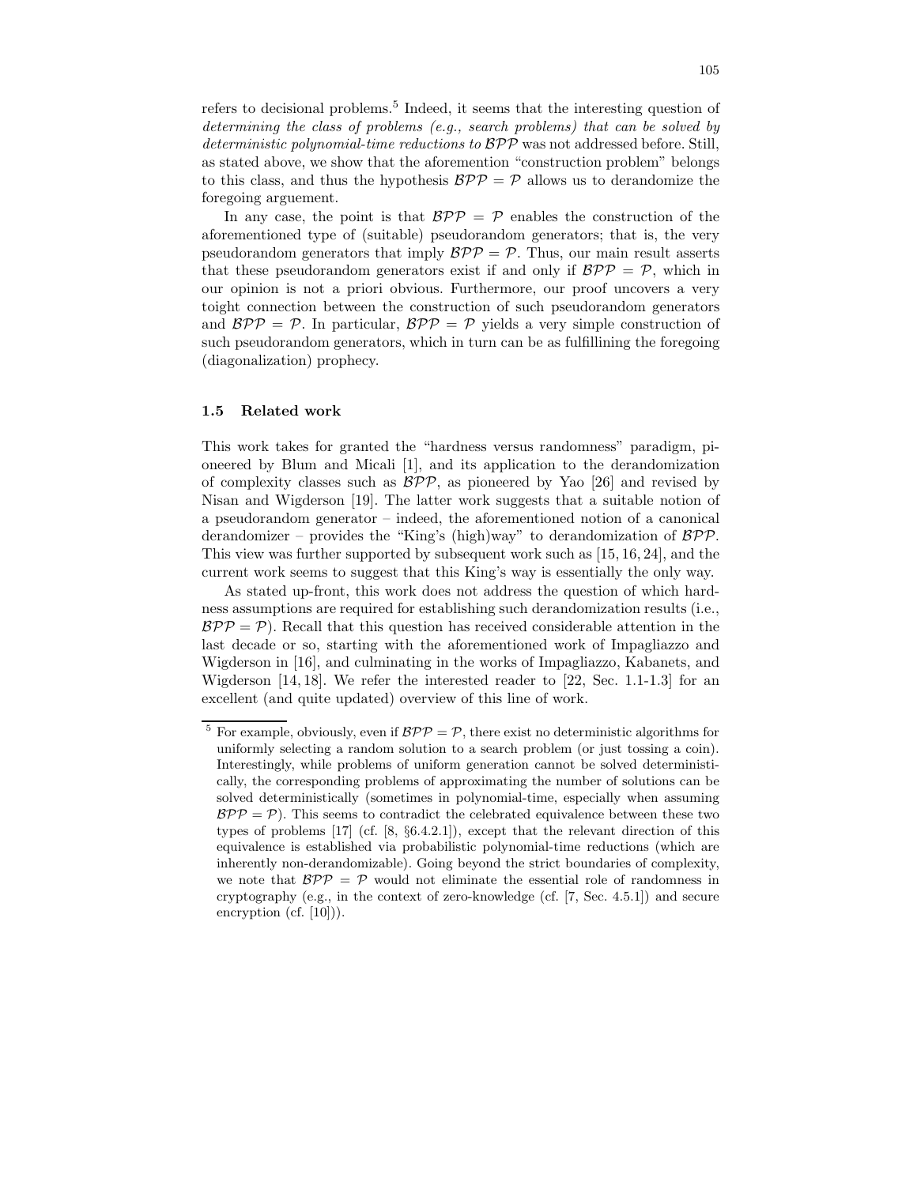refers to decisional problems.[5] Indeed, it seems that the interesting question of *determining the class of problems (e.g., search problems) that can be solved by deterministic polynomial-time reductions to $\mathcal{BPP}$* was not addressed before. Still, as stated above, we show that the aforemention "construction problem" belongs to this class, and thus the hypothesis $\mathcal{BPP} = \mathcal{P}$ allows us to derandomize the foregoing arguement.

In any case, the point is that $\mathcal{BPP} = \mathcal{P}$ enables the construction of the aforementioned type of (suitable) pseudorandom generators; that is, the very pseudorandom generators that imply $\mathcal{BPP} = \mathcal{P}$. Thus, our main result asserts that these pseudorandom generators exist if and only if $\mathcal{BPP} = \mathcal{P}$, which in our opinion is not a priori obvious. Furthermore, our proof uncovers a very toight connection between the construction of such pseudorandom generators and $\mathcal{BPP} = \mathcal{P}$. In particular, $\mathcal{BPP} = \mathcal{P}$ yields a very simple construction of such pseudorandom generators, which in turn can be as fulfillining the foregoing (diagonalization) prophecy.

### 1.5 Related work

This work takes for granted the "hardness versus randomness" paradigm, pioneered by Blum and Micali [1], and its application to the derandomization of complexity classes such as $\mathcal{BPP}$, as pioneered by Yao [26] and revised by Nisan and Wigderson [19]. The latter work suggests that a suitable notion of a pseudorandom generator – indeed, the aforementioned notion of a canonical derandomizer – provides the "King's (high)way" to derandomization of $\mathcal{BPP}$. This view was further supported by subsequent work such as [15, 16, 24], and the current work seems to suggest that this King's way is essentially the only way.

As stated up-front, this work does not address the question of which hardness assumptions are required for establishing such derandomization results (i.e., $\mathcal{BPP} = \mathcal{P}$). Recall that this question has received considerable attention in the last decade or so, starting with the aforementioned work of Impagliazzo and Wigderson in [16], and culminating in the works of Impagliazzo, Kabanets, and Wigderson [14, 18]. We refer the interested reader to [22, Sec. 1.1-1.3] for an excellent (and quite updated) overview of this line of work.

---

[5] For example, obviously, even if $\mathcal{BPP} = \mathcal{P}$, there exist no deterministic algorithms for uniformly selecting a random solution to a search problem (or just tossing a coin). Interestingly, while problems of uniform generation cannot be solved deterministically, the corresponding problems of approximating the number of solutions can be solved deterministically (sometimes in polynomial-time, especially when assuming $\mathcal{BPP} = \mathcal{P}$). This seems to contradict the celebrated equivalence between these two types of problems [17] (cf. [8, §6.4.2.1]), except that the relevant direction of this equivalence is established via probabilistic polynomial-time reductions (which are inherently non-derandomizable). Going beyond the strict boundaries of complexity, we note that $\mathcal{BPP} = \mathcal{P}$ would not eliminate the essential role of randomness in cryptography (e.g., in the context of zero-knowledge (cf. [7, Sec. 4.5.1]) and secure encryption (cf. [10])).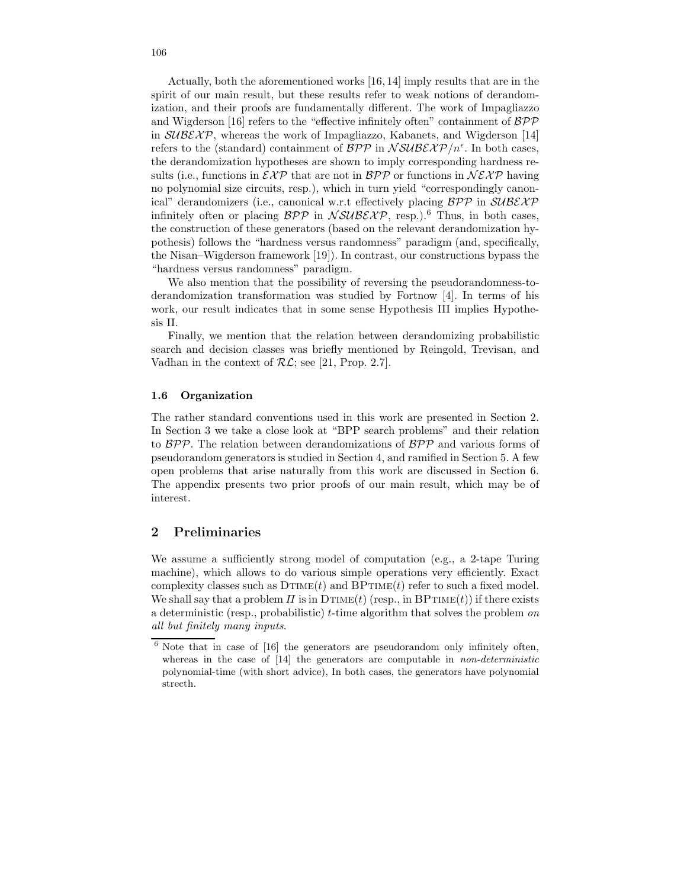Actually, both the aforementioned works [16, 14] imply results that are in the spirit of our main result, but these results refer to weak notions of derandomization, and their proofs are fundamentally different. The work of Impagliazzo and Wigderson [16] refers to the "effective infinitely often" containment of $\mathcal{BPP}$ in $\mathcal{SUBEXP}$, whereas the work of Impagliazzo, Kabanets, and Wigderson [14] refers to the (standard) containment of $\mathcal{BPP}$ in $\mathcal{NSUBEXP}/n^{\epsilon}$. In both cases, the derandomization hypotheses are shown to imply corresponding hardness results (i.e., functions in $\mathcal{EXP}$ that are not in $\mathcal{BPP}$ or functions in $\mathcal{NEXP}$ having no polynomial size circuits, resp.), which in turn yield "correspondingly canonical" derandomizers (i.e., canonical w.r.t effectively placing $\mathcal{BPP}$ in $\mathcal{SUBEXP}$ infinitely often or placing $\mathcal{BPP}$ in $\mathcal{NSUBEXP}$, resp.).[6] Thus, in both cases, the construction of these generators (based on the relevant derandomization hypothesis) follows the "hardness versus randomness" paradigm (and, specifically, the Nisan–Wigderson framework [19]). In contrast, our constructions bypass the "hardness versus randomness" paradigm.

We also mention that the possibility of reversing the pseudorandomness-to-derandomization transformation was studied by Fortnow [4]. In terms of his work, our result indicates that in some sense Hypothesis III implies Hypothesis II.

Finally, we mention that the relation between derandomizing probabilistic search and decision classes was briefly mentioned by Reingold, Trevisan, and Vadhan in the context of $\mathcal{RL}$; see [21, Prop. 2.7].

### 1.6 Organization

The rather standard conventions used in this work are presented in Section 2. In Section 3 we take a close look at "BPP search problems" and their relation to $\mathcal{BPP}$. The relation between derandomizations of $\mathcal{BPP}$ and various forms of pseudorandom generators is studied in Section 4, and ramified in Section 5. A few open problems that arise naturally from this work are discussed in Section 6. The appendix presents two prior proofs of our main result, which may be of interest.

## 2 Preliminaries

We assume a sufficiently strong model of computation (e.g., a 2-tape Turing machine), which allows to do various simple operations very efficiently. Exact complexity classes such as $\text{DTIME}(t)$ and $\text{BPTIME}(t)$ refer to such a fixed model. We shall say that a problem $\Pi$ is in $\text{DTIME}(t)$ (resp., in $\text{BPTIME}(t)$) if there exists a deterministic (resp., probabilistic) $t$-time algorithm that solves the problem *on all but finitely many inputs*.

[6] Note that in case of [16] the generators are pseudorandom only infinitely often, whereas in the case of [14] the generators are computable in *non-deterministic* polynomial-time (with short advice), In both cases, the generators have polynomial stretch.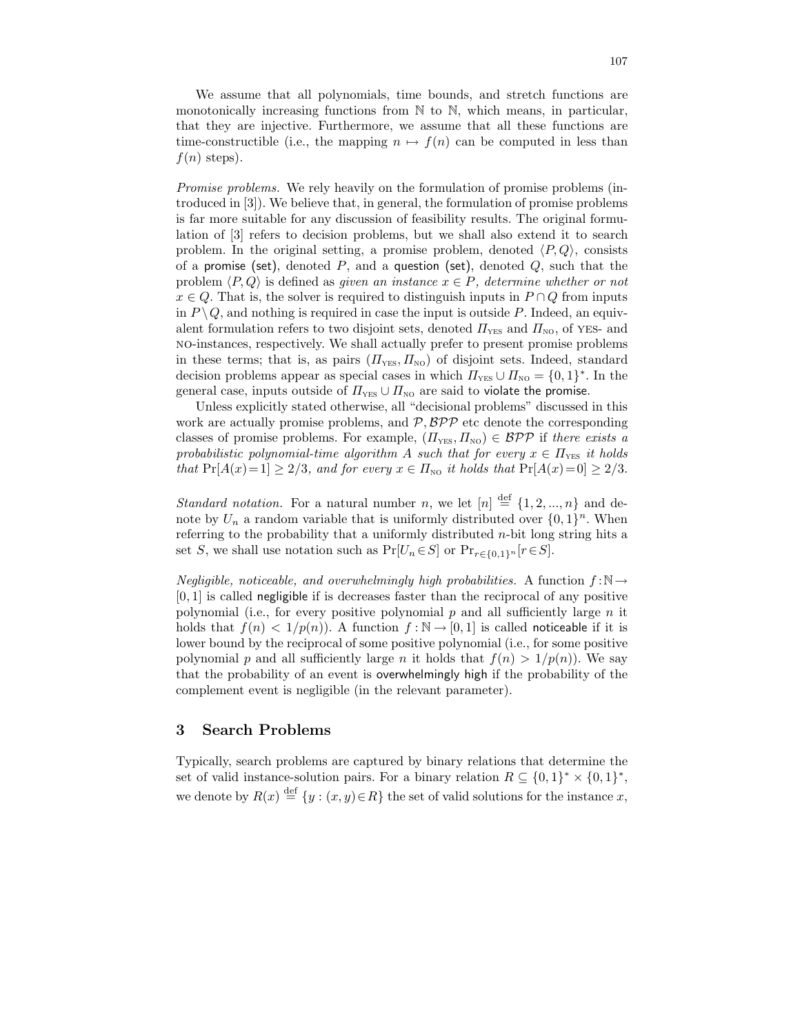We assume that all polynomials, time bounds, and stretch functions are monotonically increasing functions from $\mathbb{N}$ to $\mathbb{N}$, which means, in particular, that they are injective. Furthermore, we assume that all these functions are time-constructible (i.e., the mapping $n \mapsto f(n)$ can be computed in less than $f(n)$ steps).

*Promise problems.* We rely heavily on the formulation of promise problems (introduced in [3]). We believe that, in general, the formulation of promise problems is far more suitable for any discussion of feasibility results. The original formulation of [3] refers to decision problems, but we shall also extend it to search problem. In the original setting, a promise problem, denoted $\langle P, Q\rangle$, consists of a promise (set), denoted $P$, and a question (set), denoted $Q$, such that the problem $\langle P, Q\rangle$ is defined as *given an instance $x \in P$, determine whether or not $x \in Q$*. That is, the solver is required to distinguish inputs in $P \cap Q$ from inputs in $P \setminus Q$, and nothing is required in case the input is outside $P$. Indeed, an equivalent formulation refers to two disjoint sets, denoted $\Pi_{\text{YES}}$ and $\Pi_{\text{NO}}$, of YES- and NO-instances, respectively. We shall actually prefer to present promise problems in these terms; that is, as pairs $(\Pi_{\text{YES}}, \Pi_{\text{NO}})$ of disjoint sets. Indeed, standard decision problems appear as special cases in which $\Pi_{\text{YES}} \cup \Pi_{\text{NO}} = \{0,1\}^*$. In the general case, inputs outside of $\Pi_{\text{YES}} \cup \Pi_{\text{NO}}$ are said to violate the promise.

Unless explicitly stated otherwise, all "decisional problems" discussed in this work are actually promise problems, and $\mathcal{P}, \mathcal{BPP}$ etc denote the corresponding classes of promise problems. For example, $(\Pi_{\text{YES}}, \Pi_{\text{NO}}) \in \mathcal{BPP}$ if *there exists a probabilistic polynomial-time algorithm $A$ such that for every $x \in \Pi_{\text{YES}}$ it holds that $\Pr[A(x)=1] \geq 2/3$, and for every $x \in \Pi_{\text{NO}}$ it holds that $\Pr[A(x)=0] \geq 2/3$.*

*Standard notation.* For a natural number $n$, we let $[n] \stackrel{\text{def}}{=} \{1, 2, ..., n\}$ and denote by $U_n$ a random variable that is uniformly distributed over $\{0,1\}^n$. When referring to the probability that a uniformly distributed $n$-bit long string hits a set $S$, we shall use notation such as $\Pr[U_n \in S]$ or $\Pr_{r\in\{0,1\}^n}[r \in S]$.

*Negligible, noticeable, and overwhelmingly high probabilities.* A function $f : \mathbb{N} \to [0,1]$ is called negligible if is decreases faster than the reciprocal of any positive polynomial (i.e., for every positive polynomial $p$ and all sufficiently large $n$ it holds that $f(n) < 1/p(n)$). A function $f : \mathbb{N} \to [0,1]$ is called noticeable if it is lower bound by the reciprocal of some positive polynomial (i.e., for some positive polynomial $p$ and all sufficiently large $n$ it holds that $f(n) > 1/p(n)$). We say that the probability of an event is overwhelmingly high if the probability of the complement event is negligible (in the relevant parameter).

## 3 Search Problems

Typically, search problems are captured by binary relations that determine the set of valid instance-solution pairs. For a binary relation $R \subseteq \{0,1\}^* \times \{0,1\}^*$, we denote by $R(x) \stackrel{\text{def}}{=} \{y : (x, y) \in R\}$ the set of valid solutions for the instance $x$,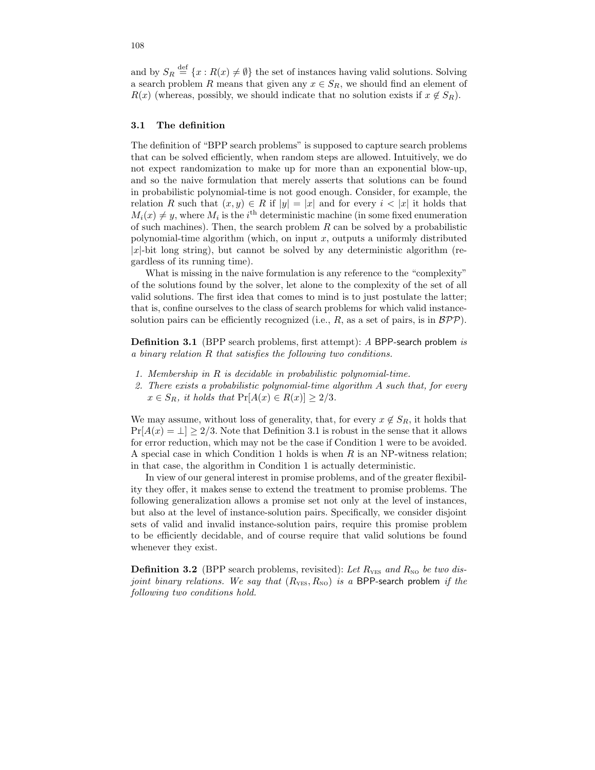and by $S_R \stackrel{\text{def}}{=} \{x : R(x) \neq \emptyset\}$ the set of instances having valid solutions. Solving a search problem $R$ means that given any $x \in S_R$, we should find an element of $R(x)$ (whereas, possibly, we should indicate that no solution exists if $x \notin S_R$).

### 3.1 The definition

The definition of "BPP search problems" is supposed to capture search problems that can be solved efficiently, when random steps are allowed. Intuitively, we do not expect randomization to make up for more than an exponential blow-up, and so the naive formulation that merely asserts that solutions can be found in probabilistic polynomial-time is not good enough. Consider, for example, the relation $R$ such that $(x, y) \in R$ if $|y| = |x|$ and for every $i < |x|$ it holds that $M_i(x) \neq y$, where $M_i$ is the $i^{\text{th}}$ deterministic machine (in some fixed enumeration of such machines). Then, the search problem $R$ can be solved by a probabilistic polynomial-time algorithm (which, on input $x$, outputs a uniformly distributed $|x|$-bit long string), but cannot be solved by any deterministic algorithm (regardless of its running time).

What is missing in the naive formulation is any reference to the "complexity" of the solutions found by the solver, let alone to the complexity of the set of all valid solutions. The first idea that comes to mind is to just postulate the latter; that is, confine ourselves to the class of search problems for which valid instance-solution pairs can be efficiently recognized (i.e., $R$, as a set of pairs, is in $\mathcal{BPP}$).

**Definition 3.1** (BPP search problems, first attempt): *A* BPP-search problem *is a binary relation $R$ that satisfies the following two conditions.*

1. *Membership in $R$ is decidable in probabilistic polynomial-time.*
2. *There exists a probabilistic polynomial-time algorithm $A$ such that, for every $x \in S_R$, it holds that $\Pr[A(x) \in R(x)] \geq 2/3$.*

We may assume, without loss of generality, that, for every $x \notin S_R$, it holds that $\Pr[A(x) = \bot] \geq 2/3$. Note that Definition 3.1 is robust in the sense that it allows for error reduction, which may not be the case if Condition 1 were to be avoided. A special case in which Condition 1 holds is when $R$ is an NP-witness relation; in that case, the algorithm in Condition 1 is actually deterministic.

In view of our general interest in promise problems, and of the greater flexibility they offer, it makes sense to extend the treatment to promise problems. The following generalization allows a promise set not only at the level of instances, but also at the level of instance-solution pairs. Specifically, we consider disjoint sets of valid and invalid instance-solution pairs, require this promise problem to be efficiently decidable, and of course require that valid solutions be found whenever they exist.

**Definition 3.2** (BPP search problems, revisited): *Let $R_{\text{YES}}$ and $R_{\text{NO}}$ be two disjoint binary relations. We say that $(R_{\text{YES}}, R_{\text{NO}})$ is a* BPP-search problem *if the following two conditions hold.*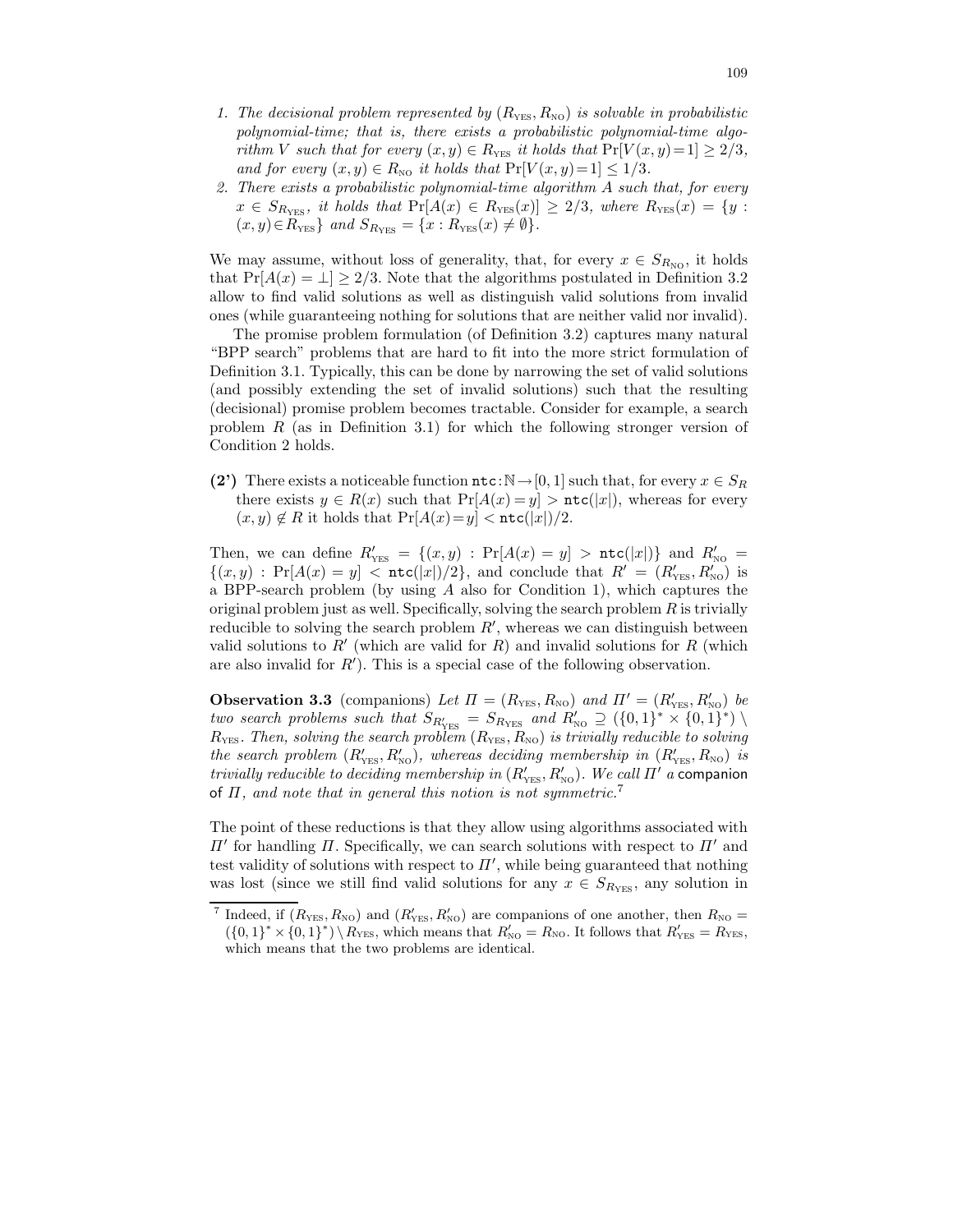1. *The decisional problem represented by $(R_{\text{YES}}, R_{\text{NO}})$ is solvable in probabilistic polynomial-time; that is, there exists a probabilistic polynomial-time algorithm $V$ such that for every $(x,y) \in R_{\text{YES}}$ it holds that $\Pr[V(x,y)=1] \geq 2/3$, and for every $(x,y) \in R_{\text{NO}}$ it holds that $\Pr[V(x,y)=1] \leq 1/3$.*
2. *There exists a probabilistic polynomial-time algorithm $A$ such that, for every $x \in S_{R_{\text{YES}}}$, it holds that $\Pr[A(x) \in R_{\text{YES}}(x)] \geq 2/3$, where $R_{\text{YES}}(x) = \{y : (x,y) \in R_{\text{YES}}\}$ and $S_{R_{\text{YES}}} = \{x : R_{\text{YES}}(x) \neq \emptyset\}$.*

We may assume, without loss of generality, that, for every $x \in S_{R_{\text{NO}}}$, it holds that $\Pr[A(x) = \perp] \geq 2/3$. Note that the algorithms postulated in Definition 3.2 allow to find valid solutions as well as distinguish valid solutions from invalid ones (while guaranteeing nothing for solutions that are neither valid nor invalid).

The promise problem formulation (of Definition 3.2) captures many natural "BPP search" problems that are hard to fit into the more strict formulation of Definition 3.1. Typically, this can be done by narrowing the set of valid solutions (and possibly extending the set of invalid solutions) such that the resulting (decisional) promise problem becomes tractable. Consider for example, a search problem $R$ (as in Definition 3.1) for which the following stronger version of Condition 2 holds.

**(2')** There exists a noticeable function $\texttt{ntc}:\mathbb{N} \to [0,1]$ such that, for every $x \in S_R$ there exists $y \in R(x)$ such that $\Pr[A(x)=y] > \texttt{ntc}(|x|)$, whereas for every $(x,y) \notin R$ it holds that $\Pr[A(x)=y] < \texttt{ntc}(|x|)/2$.

Then, we can define $R'_{\text{YES}} = \{(x,y) : \Pr[A(x) = y] > \texttt{ntc}(|x|)\}$ and $R'_{\text{NO}} = \{(x,y) : \Pr[A(x) = y] < \texttt{ntc}(|x|)/2\}$, and conclude that $R' = (R'_{\text{YES}}, R'_{\text{NO}})$ is a BPP-search problem (by using $A$ also for Condition 1), which captures the original problem just as well. Specifically, solving the search problem $R$ is trivially reducible to solving the search problem $R'$, whereas we can distinguish between valid solutions to $R'$ (which are valid for $R$) and invalid solutions for $R$ (which are also invalid for $R'$). This is a special case of the following observation.

**Observation 3.3** (companions) *Let $\Pi = (R_{\text{YES}}, R_{\text{NO}})$ and $\Pi' = (R'_{\text{YES}}, R'_{\text{NO}})$ be two search problems such that $S_{R'_{\text{YES}}} = S_{R_{\text{YES}}}$ and $R'_{\text{NO}} \supseteq (\{0,1\}^* \times \{0,1\}^*) \setminus R_{\text{YES}}$. Then, solving the search problem $(R_{\text{YES}}, R_{\text{NO}})$ is trivially reducible to solving the search problem $(R'_{\text{YES}}, R'_{\text{NO}})$, whereas deciding membership in $(R'_{\text{YES}}, R_{\text{NO}})$ is trivially reducible to deciding membership in $(R'_{\text{YES}}, R'_{\text{NO}})$. We call $\Pi'$ a* companion *of $\Pi$, and note that in general this notion is not symmetric.*[7]

The point of these reductions is that they allow using algorithms associated with $\Pi'$ for handling $\Pi$. Specifically, we can search solutions with respect to $\Pi'$ and test validity of solutions with respect to $\Pi'$, while being guaranteed that nothing was lost (since we still find valid solutions for any $x \in S_{R_{\text{YES}}}$, any solution in

[7] Indeed, if $(R_{\text{YES}}, R_{\text{NO}})$ and $(R'_{\text{YES}}, R'_{\text{NO}})$ are companions of one another, then $R_{\text{NO}} = (\{0,1\}^* \times \{0,1\}^*) \setminus R_{\text{YES}}$, which means that $R'_{\text{NO}} = R_{\text{NO}}$. It follows that $R'_{\text{YES}} = R_{\text{YES}}$, which means that the two problems are identical.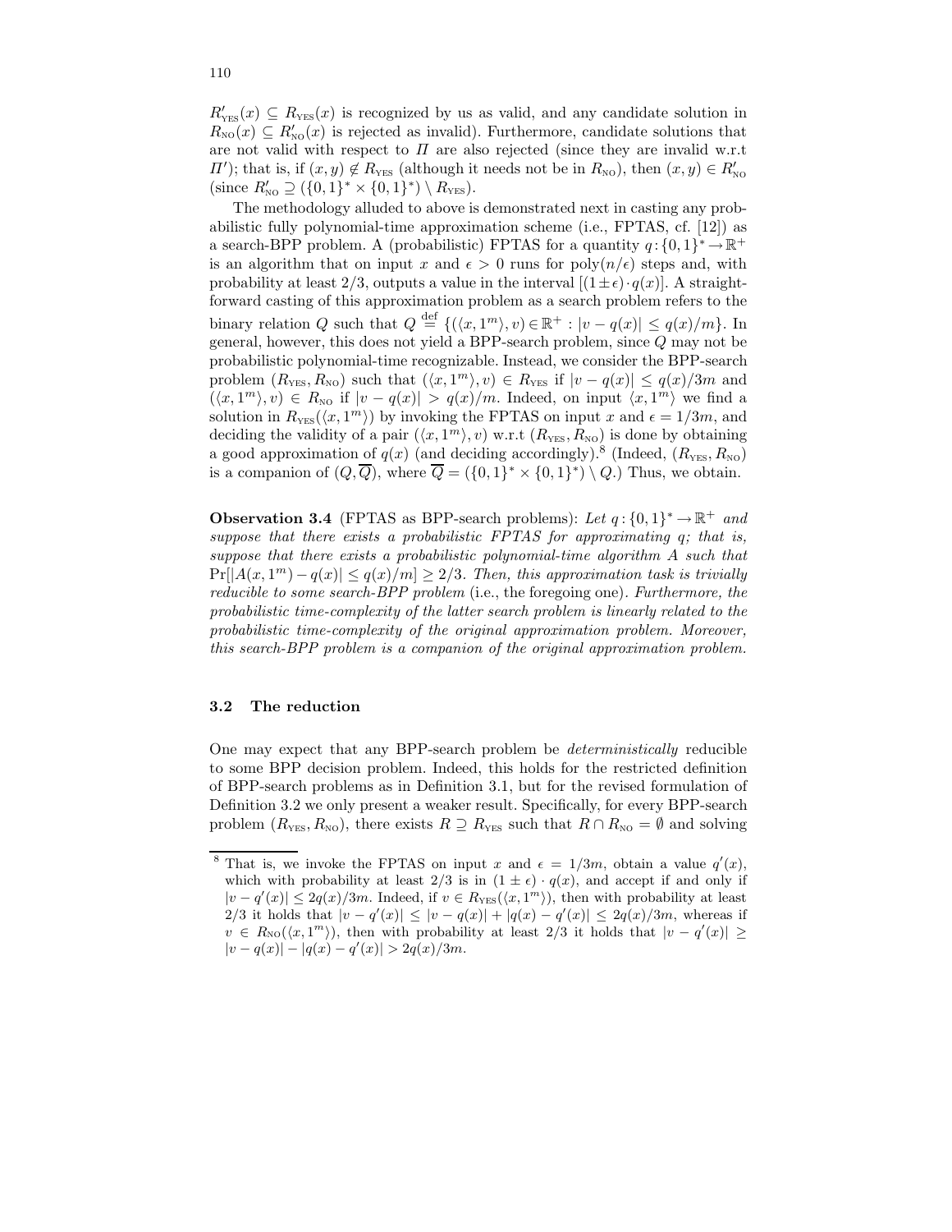$R'_{\rm YES}(x) \subseteq R_{\rm YES}(x)$ is recognized by us as valid, and any candidate solution in $R_{\rm NO}(x) \subseteq R'_{\rm NO}(x)$ is rejected as invalid). Furthermore, candidate solutions that are not valid with respect to $\Pi$ are also rejected (since they are invalid w.r.t $\Pi'$); that is, if $(x,y) \notin R_{\rm YES}$ (although it needs not be in $R_{\rm NO}$), then $(x,y) \in R'_{\rm NO}$ (since $R'_{\rm NO} \supseteq (\{0,1\}^* \times \{0,1\}^*) \setminus R_{\rm YES}$).

The methodology alluded to above is demonstrated next in casting any probabilistic fully polynomial-time approximation scheme (i.e., FPTAS, cf. [12]) as a search-BPP problem. A (probabilistic) FPTAS for a quantity $q : \{0,1\}^* \to \mathbb{R}^+$ is an algorithm that on input $x$ and $\epsilon > 0$ runs for $\mathrm{poly}(n/\epsilon)$ steps and, with probability at least $2/3$, outputs a value in the interval $[(1 \pm \epsilon) \cdot q(x)]$. A straightforward casting of this approximation problem as a search problem refers to the binary relation $Q$ such that $Q \stackrel{\rm def}{=} \{(\langle x, 1^m\rangle, v) \in \mathbb{R}^+ : |v - q(x)| \leq q(x)/m\}$. In general, however, this does not yield a BPP-search problem, since $Q$ may not be probabilistic polynomial-time recognizable. Instead, we consider the BPP-search problem $(R_{\rm YES}, R_{\rm NO})$ such that $(\langle x, 1^m\rangle, v) \in R_{\rm YES}$ if $|v - q(x)| \leq q(x)/3m$ and $(\langle x, 1^m\rangle, v) \in R_{\rm NO}$ if $|v - q(x)| > q(x)/m$. Indeed, on input $\langle x, 1^m\rangle$ we find a solution in $R_{\rm YES}(\langle x, 1^m\rangle)$ by invoking the FPTAS on input $x$ and $\epsilon = 1/3m$, and deciding the validity of a pair $(\langle x, 1^m\rangle, v)$ w.r.t $(R_{\rm YES}, R_{\rm NO})$ is done by obtaining a good approximation of $q(x)$ (and deciding accordingly).[8] (Indeed, $(R_{\rm YES}, R_{\rm NO})$ is a companion of $(Q, \overline{Q})$, where $\overline{Q} = (\{0,1\}^* \times \{0,1\}^*) \setminus Q$.) Thus, we obtain.

**Observation 3.4** (FPTAS as BPP-search problems): *Let $q : \{0,1\}^* \to \mathbb{R}^+$ and suppose that there exists a probabilistic FPTAS for approximating $q$; that is, suppose that there exists a probabilistic polynomial-time algorithm $A$ such that $\Pr[|A(x, 1^m) - q(x)| \leq q(x)/m] \geq 2/3$. Then, this approximation task is trivially reducible to some search-BPP problem* (i.e., the foregoing one). *Furthermore, the probabilistic time-complexity of the latter search problem is linearly related to the probabilistic time-complexity of the original approximation problem. Moreover, this search-BPP problem is a companion of the original approximation problem.*

### 3.2 The reduction

One may expect that any BPP-search problem be *deterministically* reducible to some BPP decision problem. Indeed, this holds for the restricted definition of BPP-search problems as in Definition 3.1, but for the revised formulation of Definition 3.2 we only present a weaker result. Specifically, for every BPP-search problem $(R_{\rm YES}, R_{\rm NO})$, there exists $R \supseteq R_{\rm YES}$ such that $R \cap R_{\rm NO} = \emptyset$ and solving

---

[8] That is, we invoke the FPTAS on input $x$ and $\epsilon = 1/3m$, obtain a value $q'(x)$, which with probability at least $2/3$ is in $(1 \pm \epsilon) \cdot q(x)$, and accept if and only if $|v - q'(x)| \leq 2q(x)/3m$. Indeed, if $v \in R_{\rm YES}(\langle x, 1^m\rangle)$, then with probability at least $2/3$ it holds that $|v - q'(x)| \leq |v - q(x)| + |q(x) - q'(x)| \leq 2q(x)/3m$, whereas if $v \in R_{\rm NO}(\langle x, 1^m\rangle)$, then with probability at least $2/3$ it holds that $|v - q'(x)| \geq |v - q(x)| - |q(x) - q'(x)| > 2q(x)/3m$.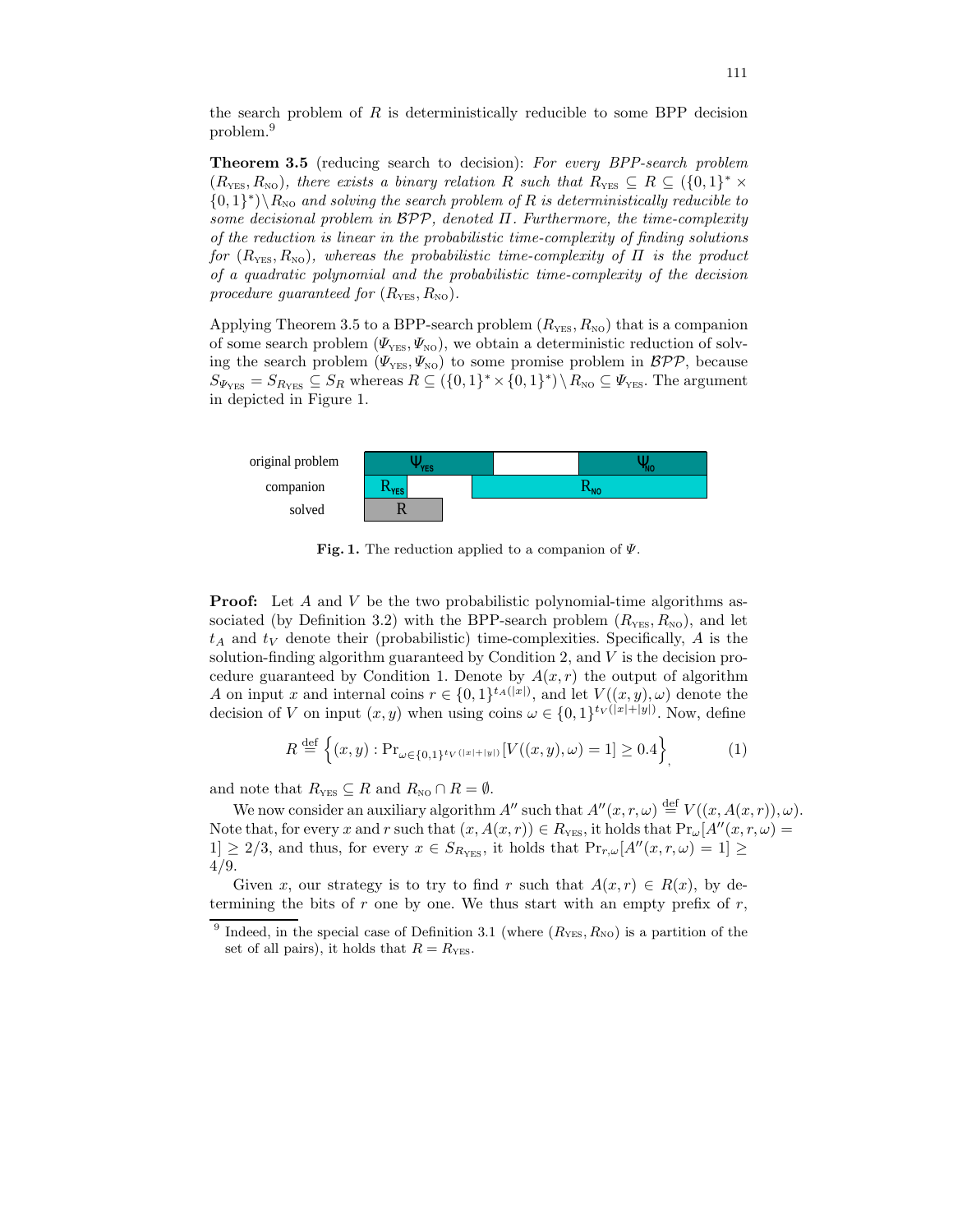the search problem of $R$ is deterministically reducible to some BPP decision problem.[9]

**Theorem 3.5** (reducing search to decision): *For every BPP-search problem $(R_{\text{YES}}, R_{\text{NO}})$, there exists a binary relation $R$ such that $R_{\text{YES}} \subseteq R \subseteq (\{0,1\}^* \times \{0,1\}^*) \setminus R_{\text{NO}}$ and solving the search problem of $R$ is deterministically reducible to some decisional problem in $\mathcal{BPP}$, denoted $\Pi$. Furthermore, the time-complexity of the reduction is linear in the probabilistic time-complexity of finding solutions for $(R_{\text{YES}}, R_{\text{NO}})$, whereas the probabilistic time-complexity of $\Pi$ is the product of a quadratic polynomial and the probabilistic time-complexity of the decision procedure guaranteed for $(R_{\text{YES}}, R_{\text{NO}})$.*

Applying Theorem 3.5 to a BPP-search problem $(R_{\text{YES}}, R_{\text{NO}})$ that is a companion of some search problem $(\Psi_{\text{YES}}, \Psi_{\text{NO}})$, we obtain a deterministic reduction of solving the search problem $(\Psi_{\text{YES}}, \Psi_{\text{NO}})$ to some promise problem in $\mathcal{BPP}$, because $S_{\Psi_{\text{YES}}} = S_{R_{\text{YES}}} \subseteq S_R$ whereas $R \subseteq (\{0,1\}^* \times \{0,1\}^*) \setminus R_{\text{NO}} \subseteq \Psi_{\text{YES}}$. The argument in depicted in Figure 1.

| | | | |
|---|---|---|---|
| original problem | $\Psi_{\text{YES}}$ | | $\Psi_{\text{NO}}$ |
| companion | $R_{\text{YES}}$ | | $R_{\text{NO}}$ |
| solved | $R$ | | |

**Fig. 1.** The reduction applied to a companion of $\Psi$.

**Proof:** Let $A$ and $V$ be the two probabilistic polynomial-time algorithms associated (by Definition 3.2) with the BPP-search problem $(R_{\text{YES}}, R_{\text{NO}})$, and let $t_A$ and $t_V$ denote their (probabilistic) time-complexities. Specifically, $A$ is the solution-finding algorithm guaranteed by Condition 2, and $V$ is the decision procedure guaranteed by Condition 1. Denote by $A(x,r)$ the output of algorithm $A$ on input $x$ and internal coins $r \in \{0,1\}^{t_A(|x|)}$, and let $V((x,y),\omega)$ denote the decision of $V$ on input $(x,y)$ when using coins $\omega \in \{0,1\}^{t_V(|x|+|y|)}$. Now, define

$$R \stackrel{\text{def}}{=} \left\{(x,y) : \Pr_{\omega \in \{0,1\}^{t_V(|x|+|y|)}}[V((x,y),\omega) = 1] \geq 0.4\right\}, \tag{1}$$

and note that $R_{\text{YES}} \subseteq R$ and $R_{\text{NO}} \cap R = \emptyset$.

We now consider an auxiliary algorithm $A''$ such that $A''(x,r,\omega) \stackrel{\text{def}}{=} V((x,A(x,r)),\omega)$. Note that, for every $x$ and $r$ such that $(x,A(x,r)) \in R_{\text{YES}}$, it holds that $\Pr_\omega[A''(x,r,\omega) = 1] \geq 2/3$, and thus, for every $x \in S_{R_{\text{YES}}}$, it holds that $\Pr_{r,\omega}[A''(x,r,\omega) = 1] \geq 4/9$.

Given $x$, our strategy is to try to find $r$ such that $A(x,r) \in R(x)$, by determining the bits of $r$ one by one. We thus start with an empty prefix of $r$,

[9] Indeed, in the special case of Definition 3.1 (where $(R_{\text{YES}}, R_{\text{NO}})$ is a partition of the set of all pairs), it holds that $R = R_{\text{YES}}$.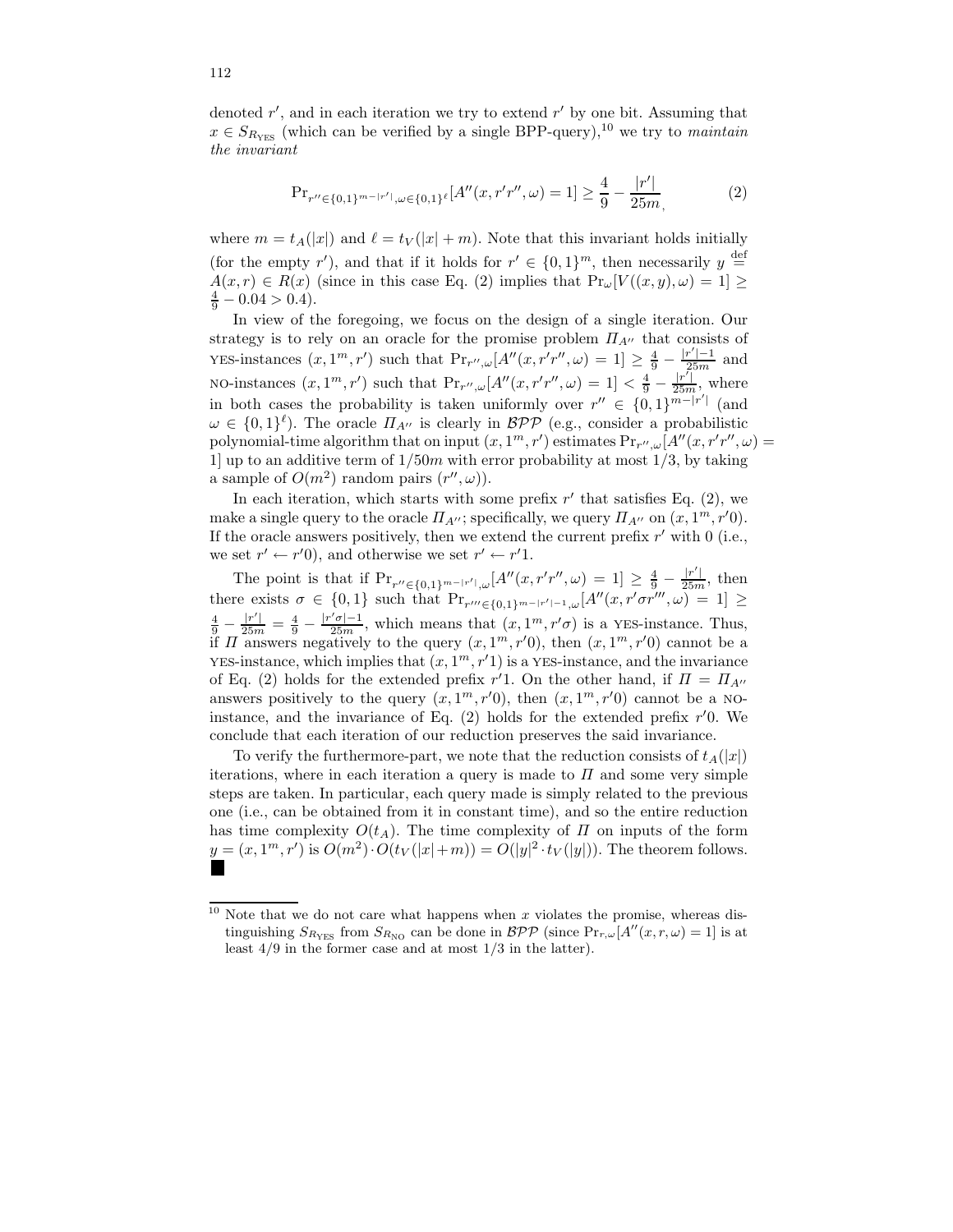denoted $r'$, and in each iteration we try to extend $r'$ by one bit. Assuming that $x \in S_{R_{\rm YES}}$ (which can be verified by a single BPP-query),[10] we try to *maintain the invariant*

$$\Pr_{r'' \in \{0,1\}^{m-|r'|}, \omega \in \{0,1\}^\ell}[A''(x, r'r'', \omega) = 1] \geq \frac{4}{9} - \frac{|r'|}{25m}, \tag{2}$$

where $m = t_A(|x|)$ and $\ell = t_V(|x| + m)$. Note that this invariant holds initially (for the empty $r'$), and that if it holds for $r' \in \{0,1\}^m$, then necessarily $y \stackrel{\rm def}{=} A(x, r) \in R(x)$ (since in this case Eq. (2) implies that $\Pr_\omega[V((x, y), \omega) = 1] \geq \frac{4}{9} - 0.04 > 0.4$).

In view of the foregoing, we focus on the design of a single iteration. Our strategy is to rely on an oracle for the promise problem $\Pi_{A''}$ that consists of YES-instances $(x, 1^m, r')$ such that $\Pr_{r'',\omega}[A''(x, r'r'', \omega) = 1] \geq \frac{4}{9} - \frac{|r'|-1}{25m}$ and NO-instances $(x, 1^m, r')$ such that $\Pr_{r'',\omega}[A''(x, r'r'', \omega) = 1] < \frac{4}{9} - \frac{|r'|}{25m}$, where in both cases the probability is taken uniformly over $r'' \in \{0,1\}^{m-|r'|}$ (and $\omega \in \{0,1\}^\ell$). The oracle $\Pi_{A''}$ is clearly in $\mathcal{BPP}$ (e.g., consider a probabilistic polynomial-time algorithm that on input $(x, 1^m, r')$ estimates $\Pr_{r'',\omega}[A''(x, r'r'', \omega) = 1]$ up to an additive term of $1/50m$ with error probability at most $1/3$, by taking a sample of $O(m^2)$ random pairs $(r'', \omega)$).

In each iteration, which starts with some prefix $r'$ that satisfies Eq. (2), we make a single query to the oracle $\Pi_{A''}$; specifically, we query $\Pi_{A''}$ on $(x, 1^m, r'0)$. If the oracle answers positively, then we extend the current prefix $r'$ with 0 (i.e., we set $r' \leftarrow r'0$), and otherwise we set $r' \leftarrow r'1$.

The point is that if $\Pr_{r'' \in \{0,1\}^{m-|r'|},\omega}[A''(x, r'r'', \omega) = 1] \geq \frac{4}{9} - \frac{|r'|}{25m}$, then there exists $\sigma \in \{0,1\}$ such that $\Pr_{r''' \in \{0,1\}^{m-|r'|-1},\omega}[A''(x, r'\sigma r''', \omega) = 1] \geq \frac{4}{9} - \frac{|r'|}{25m} = \frac{4}{9} - \frac{|r'\sigma|-1}{25m}$, which means that $(x, 1^m, r'\sigma)$ is a YES-instance. Thus, if $\Pi$ answers negatively to the query $(x, 1^m, r'0)$, then $(x, 1^m, r'0)$ cannot be a YES-instance, which implies that $(x, 1^m, r'1)$ is a YES-instance, and the invariance of Eq. (2) holds for the extended prefix $r'1$. On the other hand, if $\Pi = \Pi_{A''}$ answers positively to the query $(x, 1^m, r'0)$, then $(x, 1^m, r'0)$ cannot be a NO-instance, and the invariance of Eq. (2) holds for the extended prefix $r'0$. We conclude that each iteration of our reduction preserves the said invariance.

To verify the furthermore-part, we note that the reduction consists of $t_A(|x|)$ iterations, where in each iteration a query is made to $\Pi$ and some very simple steps are taken. In particular, each query made is simply related to the previous one (i.e., can be obtained from it in constant time), and so the entire reduction has time complexity $O(t_A)$. The time complexity of $\Pi$ on inputs of the form $y = (x, 1^m, r')$ is $O(m^2) \cdot O(t_V(|x|+m)) = O(|y|^2 \cdot t_V(|y|))$. The theorem follows. ■

[10] Note that we do not care what happens when $x$ violates the promise, whereas distinguishing $S_{R_{\rm YES}}$ from $S_{R_{\rm NO}}$ can be done in $\mathcal{BPP}$ (since $\Pr_{r,\omega}[A''(x, r, \omega) = 1]$ is at least $4/9$ in the former case and at most $1/3$ in the latter).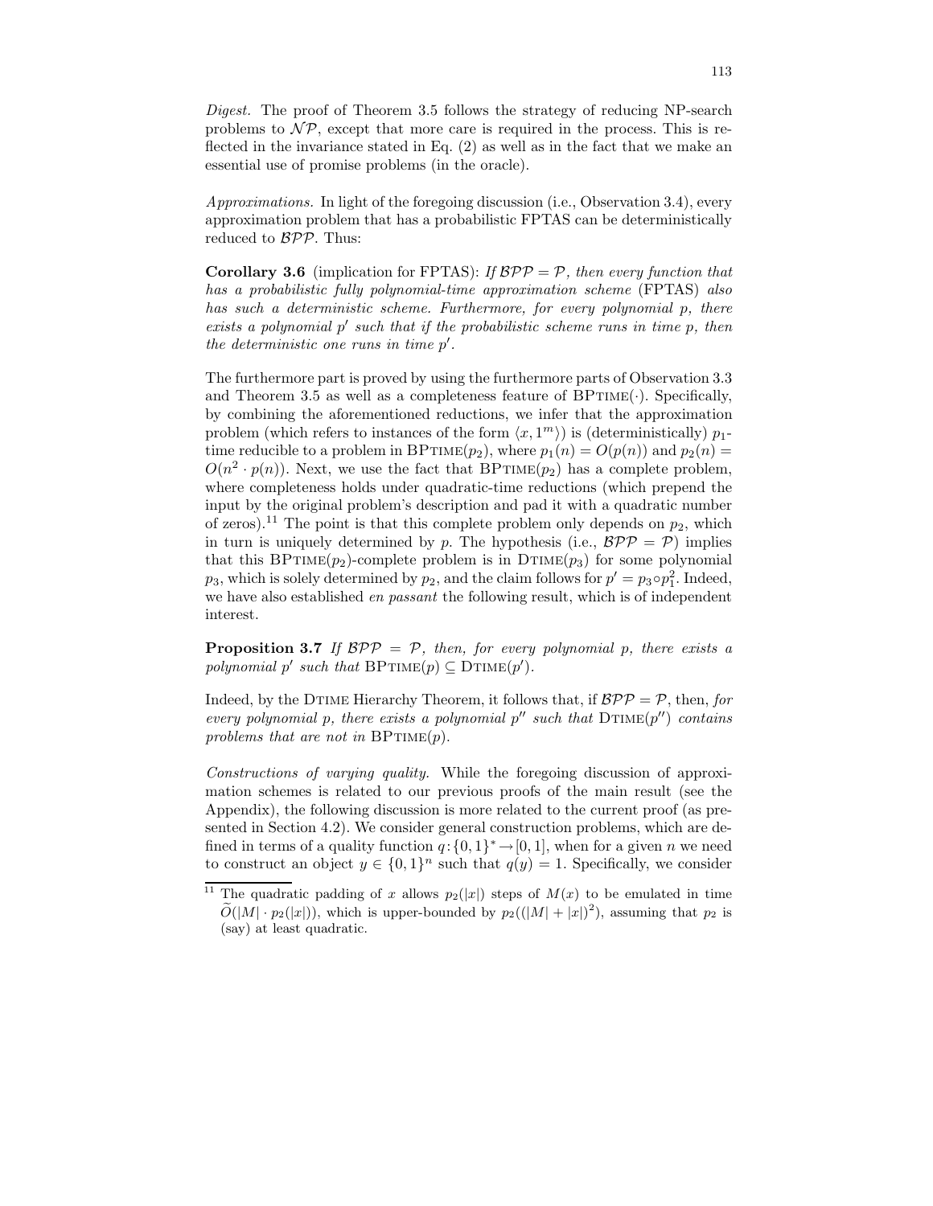*Digest.* The proof of Theorem 3.5 follows the strategy of reducing NP-search problems to $\mathcal{NP}$, except that more care is required in the process. This is reflected in the invariance stated in Eq. (2) as well as in the fact that we make an essential use of promise problems (in the oracle).

*Approximations.* In light of the foregoing discussion (i.e., Observation 3.4), every approximation problem that has a probabilistic FPTAS can be deterministically reduced to $\mathcal{BPP}$. Thus:

**Corollary 3.6** (implication for FPTAS): *If $\mathcal{BPP} = \mathcal{P}$, then every function that has a probabilistic fully polynomial-time approximation scheme* (FPTAS) *also has such a deterministic scheme. Furthermore, for every polynomial $p$, there exists a polynomial $p'$ such that if the probabilistic scheme runs in time $p$, then the deterministic one runs in time $p'$.*

The furthermore part is proved by using the furthermore parts of Observation 3.3 and Theorem 3.5 as well as a completeness feature of $\mathrm{BPTIME}(\cdot)$. Specifically, by combining the aforementioned reductions, we infer that the approximation problem (which refers to instances of the form $\langle x, 1^m \rangle$) is (deterministically) $p_1$-time reducible to a problem in $\mathrm{BPTIME}(p_2)$, where $p_1(n) = O(p(n))$ and $p_2(n) = O(n^2 \cdot p(n))$. Next, we use the fact that $\mathrm{BPTIME}(p_2)$ has a complete problem, where completeness holds under quadratic-time reductions (which prepend the input by the original problem's description and pad it with a quadratic number of zeros).[11] The point is that this complete problem only depends on $p_2$, which in turn is uniquely determined by $p$. The hypothesis (i.e., $\mathcal{BPP} = \mathcal{P}$) implies that this $\mathrm{BPTIME}(p_2)$-complete problem is in $\mathrm{DTIME}(p_3)$ for some polynomial $p_3$, which is solely determined by $p_2$, and the claim follows for $p' = p_3 \circ p_1^2$. Indeed, we have also established *en passant* the following result, which is of independent interest.

**Proposition 3.7** *If $\mathcal{BPP} = \mathcal{P}$, then, for every polynomial $p$, there exists a polynomial $p'$ such that $\mathrm{BPTIME}(p) \subseteq \mathrm{DTIME}(p')$.*

Indeed, by the DTIME Hierarchy Theorem, it follows that, if $\mathcal{BPP} = \mathcal{P}$, then, *for every polynomial $p$, there exists a polynomial $p''$ such that $\mathrm{DTIME}(p'')$ contains problems that are not in $\mathrm{BPTIME}(p)$.*

*Constructions of varying quality.* While the foregoing discussion of approximation schemes is related to our previous proofs of the main result (see the Appendix), the following discussion is more related to the current proof (as presented in Section 4.2). We consider general construction problems, which are defined in terms of a quality function $q:\{0,1\}^* \to [0,1]$, when for a given $n$ we need to construct an object $y \in \{0,1\}^n$ such that $q(y) = 1$. Specifically, we consider

[11] The quadratic padding of $x$ allows $p_2(|x|)$ steps of $M(x)$ to be emulated in time $\widetilde{O}(|M| \cdot p_2(|x|))$, which is upper-bounded by $p_2((|M| + |x|)^2)$, assuming that $p_2$ is (say) at least quadratic.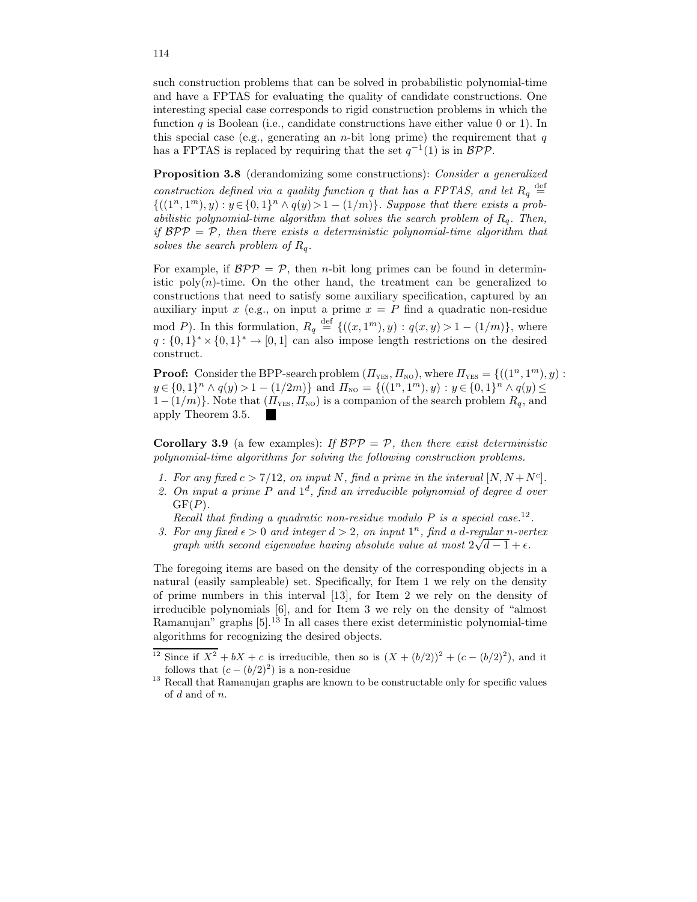such construction problems that can be solved in probabilistic polynomial-time and have a FPTAS for evaluating the quality of candidate constructions. One interesting special case corresponds to rigid construction problems in which the function $q$ is Boolean (i.e., candidate constructions have either value 0 or 1). In this special case (e.g., generating an $n$-bit long prime) the requirement that $q$ has a FPTAS is replaced by requiring that the set $q^{-1}(1)$ is in $\mathcal{BPP}$.

**Proposition 3.8** (derandomizing some constructions): *Consider a generalized construction defined via a quality function $q$ that has a FPTAS, and let $R_q \stackrel{\text{def}}{=} \{((1^n, 1^m), y) : y \in \{0,1\}^n \wedge q(y) > 1 - (1/m)\}$. Suppose that there exists a probabilistic polynomial-time algorithm that solves the search problem of $R_q$. Then, if $\mathcal{BPP} = \mathcal{P}$, then there exists a deterministic polynomial-time algorithm that solves the search problem of $R_q$.*

For example, if $\mathcal{BPP} = \mathcal{P}$, then $n$-bit long primes can be found in deterministic poly($n$)-time. On the other hand, the treatment can be generalized to constructions that need to satisfy some auxiliary specification, captured by an auxiliary input $x$ (e.g., on input a prime $x = P$ find a quadratic non-residue mod $P$). In this formulation, $R_q \stackrel{\text{def}}{=} \{((x, 1^m), y) : q(x, y) > 1 - (1/m)\}$, where $q : \{0,1\}^* \times \{0,1\}^* \to [0,1]$ can also impose length restrictions on the desired construct.

**Proof:** Consider the BPP-search problem $(\Pi_{\text{YES}}, \Pi_{\text{NO}})$, where $\Pi_{\text{YES}} = \{((1^n, 1^m), y) : y \in \{0,1\}^n \wedge q(y) > 1 - (1/2m)\}$ and $\Pi_{\text{NO}} = \{((1^n, 1^m), y) : y \in \{0,1\}^n \wedge q(y) \leq 1 - (1/m)\}$. Note that $(\Pi_{\text{YES}}, \Pi_{\text{NO}})$ is a companion of the search problem $R_q$, and apply Theorem 3.5. ■

**Corollary 3.9** (a few examples): *If $\mathcal{BPP} = \mathcal{P}$, then there exist deterministic polynomial-time algorithms for solving the following construction problems.*

1. *For any fixed $c > 7/12$, on input $N$, find a prime in the interval $[N, N + N^c]$.*
2. *On input a prime $P$ and $1^d$, find an irreducible polynomial of degree $d$ over $\mathrm{GF}(P)$.*
   *Recall that finding a quadratic non-residue modulo $P$ is a special case.*[12].
3. *For any fixed $\epsilon > 0$ and integer $d > 2$, on input $1^n$, find a $d$-regular $n$-vertex graph with second eigenvalue having absolute value at most $2\sqrt{d-1} + \epsilon$.*

The foregoing items are based on the density of the corresponding objects in a natural (easily sampleable) set. Specifically, for Item 1 we rely on the density of prime numbers in this interval [13], for Item 2 we rely on the density of irreducible polynomials [6], and for Item 3 we rely on the density of "almost Ramanujan" graphs [5].[13] In all cases there exist deterministic polynomial-time algorithms for recognizing the desired objects.

---

[12] Since if $X^2 + bX + c$ is irreducible, then so is $(X + (b/2))^2 + (c - (b/2)^2)$, and it follows that $(c - (b/2)^2)$ is a non-residue

[13] Recall that Ramanujan graphs are known to be constructable only for specific values of $d$ and of $n$.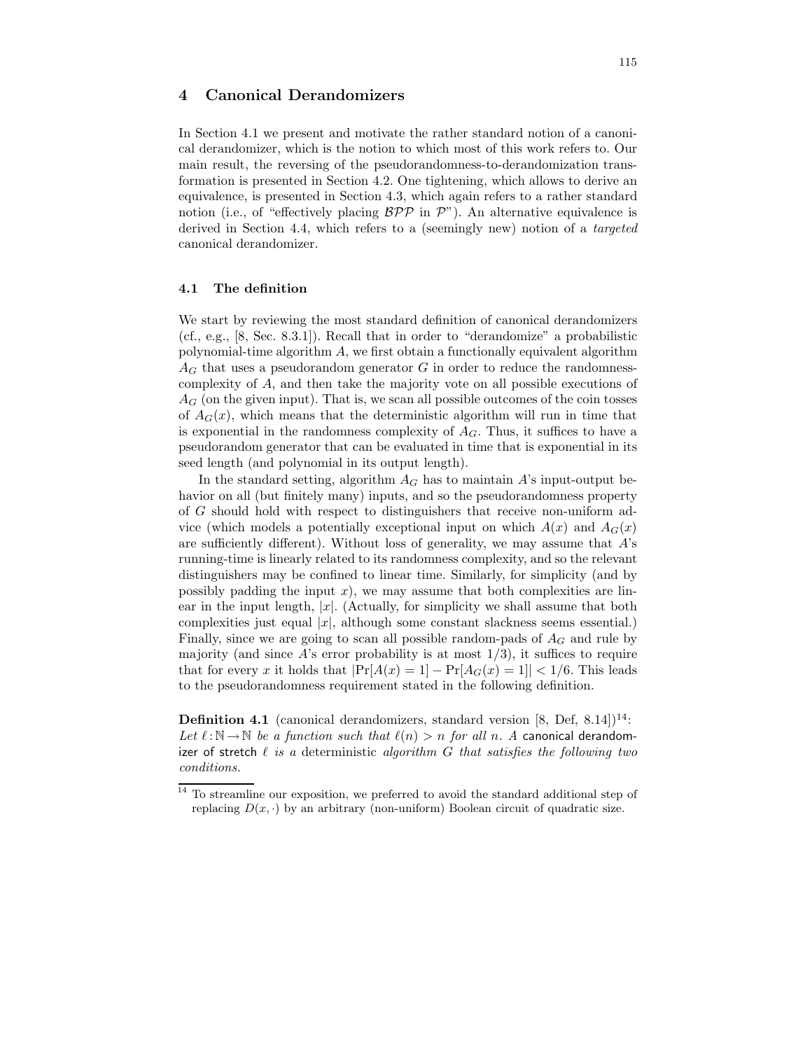## 4 Canonical Derandomizers

In Section 4.1 we present and motivate the rather standard notion of a canonical derandomizer, which is the notion to which most of this work refers to. Our main result, the reversing of the pseudorandomness-to-derandomization transformation is presented in Section 4.2. One tightening, which allows to derive an equivalence, is presented in Section 4.3, which again refers to a rather standard notion (i.e., of "effectively placing $\mathcal{BPP}$ in $\mathcal{P}$"). An alternative equivalence is derived in Section 4.4, which refers to a (seemingly new) notion of a *targeted* canonical derandomizer.

### 4.1 The definition

We start by reviewing the most standard definition of canonical derandomizers (cf., e.g., [8, Sec. 8.3.1]). Recall that in order to "derandomize" a probabilistic polynomial-time algorithm $A$, we first obtain a functionally equivalent algorithm $A_G$ that uses a pseudorandom generator $G$ in order to reduce the randomness-complexity of $A$, and then take the majority vote on all possible executions of $A_G$ (on the given input). That is, we scan all possible outcomes of the coin tosses of $A_G(x)$, which means that the deterministic algorithm will run in time that is exponential in the randomness complexity of $A_G$. Thus, it suffices to have a pseudorandom generator that can be evaluated in time that is exponential in its seed length (and polynomial in its output length).

In the standard setting, algorithm $A_G$ has to maintain $A$'s input-output behavior on all (but finitely many) inputs, and so the pseudorandomness property of $G$ should hold with respect to distinguishers that receive non-uniform advice (which models a potentially exceptional input on which $A(x)$ and $A_G(x)$ are sufficiently different). Without loss of generality, we may assume that $A$'s running-time is linearly related to its randomness complexity, and so the relevant distinguishers may be confined to linear time. Similarly, for simplicity (and by possibly padding the input $x$), we may assume that both complexities are linear in the input length, $|x|$. (Actually, for simplicity we shall assume that both complexities just equal $|x|$, although some constant slackness seems essential.) Finally, since we are going to scan all possible random-pads of $A_G$ and rule by majority (and since $A$'s error probability is at most $1/3$), it suffices to require that for every $x$ it holds that $|\Pr[A(x)=1]-\Pr[A_G(x)=1]|<1/6$. This leads to the pseudorandomness requirement stated in the following definition.

**Definition 4.1** (canonical derandomizers, standard version [8, Def, 8.14])[14]: *Let $\ell:\mathbb{N}\to\mathbb{N}$ be a function such that $\ell(n)>n$ for all $n$. A* canonical derandomizer of stretch $\ell$ *is a* deterministic *algorithm $G$ that satisfies the following two conditions.*

[14] To streamline our exposition, we preferred to avoid the standard additional step of replacing $D(x,\cdot)$ by an arbitrary (non-uniform) Boolean circuit of quadratic size.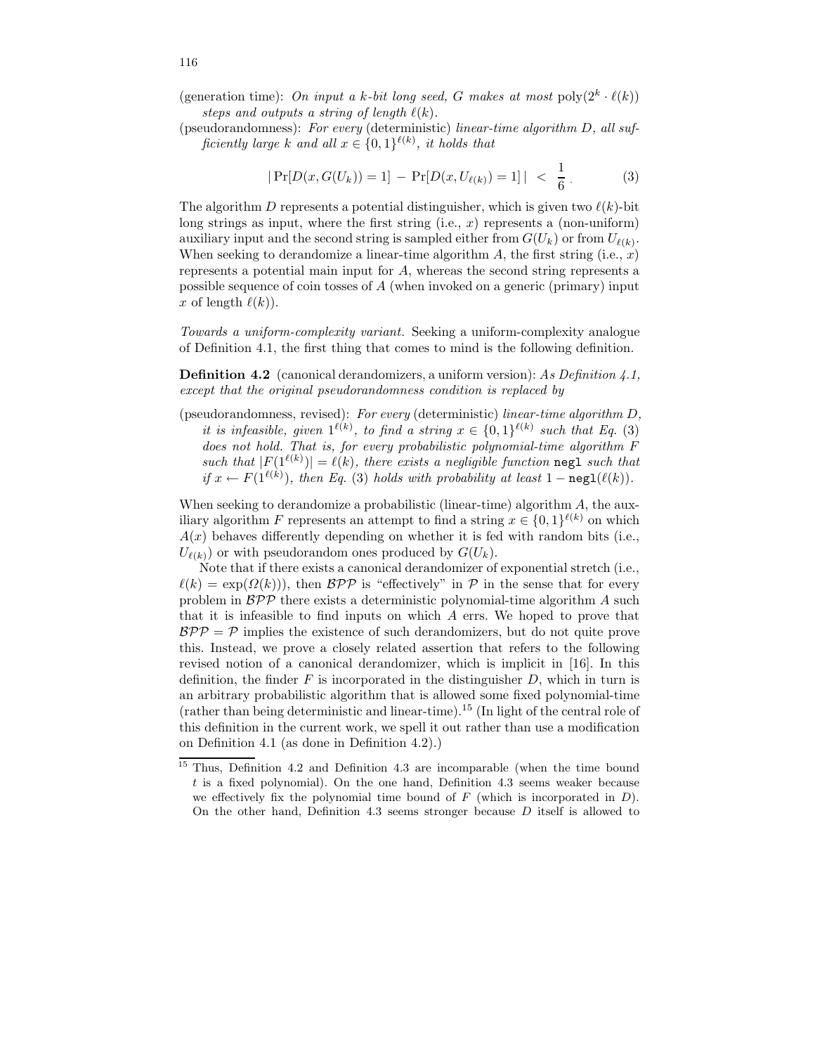(generation time): *On input a $k$-bit long seed, $G$ makes at most $\text{poly}(2^k \cdot \ell(k))$ steps and outputs a string of length $\ell(k)$.*

(pseudorandomness): *For every* (deterministic) *linear-time algorithm $D$, all sufficiently large $k$ and all $x \in \{0,1\}^{\ell(k)}$, it holds that*

$$|\Pr[D(x, G(U_k)) = 1] - \Pr[D(x, U_{\ell(k)}) = 1]| < \frac{1}{6} . \tag{3}$$

The algorithm $D$ represents a potential distinguisher, which is given two $\ell(k)$-bit long strings as input, where the first string (i.e., $x$) represents a (non-uniform) auxiliary input and the second string is sampled either from $G(U_k)$ or from $U_{\ell(k)}$. When seeking to derandomize a linear-time algorithm $A$, the first string (i.e., $x$) represents a potential main input for $A$, whereas the second string represents a possible sequence of coin tosses of $A$ (when invoked on a generic (primary) input $x$ of length $\ell(k)$).

*Towards a uniform-complexity variant.* Seeking a uniform-complexity analogue of Definition 4.1, the first thing that comes to mind is the following definition.

**Definition 4.2** (canonical derandomizers, a uniform version): *As Definition 4.1, except that the original pseudorandomness condition is replaced by*

(pseudorandomness, revised): *For every* (deterministic) *linear-time algorithm $D$, it is infeasible, given $1^{\ell(k)}$, to find a string $x \in \{0,1\}^{\ell(k)}$ such that Eq. (3) does not hold. That is, for every probabilistic polynomial-time algorithm $F$ such that $|F(1^{\ell(k)})| = \ell(k)$, there exists a negligible function* negl *such that if $x \leftarrow F(1^{\ell(k)})$, then Eq. (3) holds with probability at least $1 - \texttt{negl}(\ell(k))$.*

When seeking to derandomize a probabilistic (linear-time) algorithm $A$, the auxiliary algorithm $F$ represents an attempt to find a string $x \in \{0,1\}^{\ell(k)}$ on which $A(x)$ behaves differently depending on whether it is fed with random bits (i.e., $U_{\ell(k)}$) or with pseudorandom ones produced by $G(U_k)$.

Note that if there exists a canonical derandomizer of exponential stretch (i.e., $\ell(k) = \exp(\Omega(k))$), then $\mathcal{BPP}$ is "effectively" in $\mathcal{P}$ in the sense that for every problem in $\mathcal{BPP}$ there exists a deterministic polynomial-time algorithm $A$ such that it is infeasible to find inputs on which $A$ errs. We hoped to prove that $\mathcal{BPP} = \mathcal{P}$ implies the existence of such derandomizers, but do not quite prove this. Instead, we prove a closely related assertion that refers to the following revised notion of a canonical derandomizer, which is implicit in [16]. In this definition, the finder $F$ is incorporated in the distinguisher $D$, which in turn is an arbitrary probabilistic algorithm that is allowed some fixed polynomial-time (rather than being deterministic and linear-time).[15] (In light of the central role of this definition in the current work, we spell it out rather than use a modification on Definition 4.1 (as done in Definition 4.2).)

---

[15] Thus, Definition 4.2 and Definition 4.3 are incomparable (when the time bound $t$ is a fixed polynomial). On the one hand, Definition 4.3 seems weaker because we effectively fix the polynomial time bound of $F$ (which is incorporated in $D$). On the other hand, Definition 4.3 seems stronger because $D$ itself is allowed to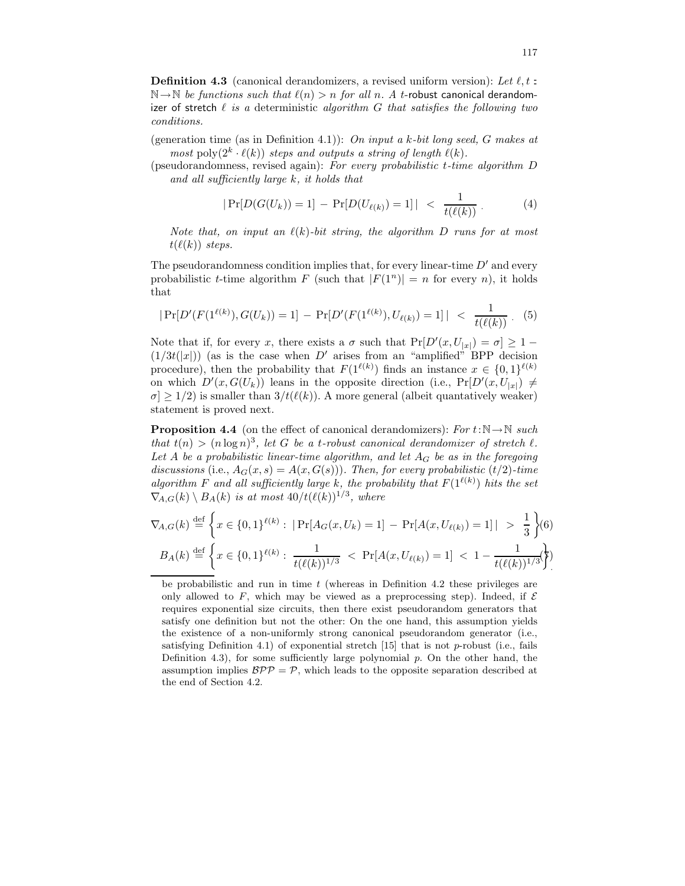**Definition 4.3** (canonical derandomizers, a revised uniform version): *Let $\ell, t : \mathbb{N} \to \mathbb{N}$ be functions such that $\ell(n) > n$ for all $n$. A $t$-*robust canonical derandomizer of stretch $\ell$ *is a* deterministic *algorithm $G$ that satisfies the following two conditions.*

(generation time (as in Definition 4.1)): *On input a $k$-bit long seed, $G$ makes at most $\text{poly}(2^k \cdot \ell(k))$ steps and outputs a string of length $\ell(k)$.*

(pseudorandomness, revised again): *For every probabilistic $t$-time algorithm $D$ and all sufficiently large $k$, it holds that*

$$|\Pr[D(G(U_k)) = 1] - \Pr[D(U_{\ell(k)}) = 1]| < \frac{1}{t(\ell(k))} . \tag{4}$$

*Note that, on input an $\ell(k)$-bit string, the algorithm $D$ runs for at most $t(\ell(k))$ steps.*

The pseudorandomness condition implies that, for every linear-time $D'$ and every probabilistic $t$-time algorithm $F$ (such that $|F(1^n)| = n$ for every $n$), it holds that

$$|\Pr[D'(F(1^{\ell(k)}), G(U_k)) = 1] - \Pr[D'(F(1^{\ell(k)}), U_{\ell(k)}) = 1]| < \frac{1}{t(\ell(k))} . \tag{5}$$

Note that if, for every $x$, there exists a $\sigma$ such that $\Pr[D'(x, U_{|x|}) = \sigma] \geq 1 - (1/3t(|x|))$ (as is the case when $D'$ arises from an "amplified" BPP decision procedure), then the probability that $F(1^{\ell(k)})$ finds an instance $x \in \{0,1\}^{\ell(k)}$ on which $D'(x, G(U_k))$ leans in the opposite direction (i.e., $\Pr[D'(x, U_{|x|}) \neq \sigma] \geq 1/2$) is smaller than $3/t(\ell(k))$. A more general (albeit quantatively weaker) statement is proved next.

**Proposition 4.4** (on the effect of canonical derandomizers): *For $t : \mathbb{N} \to \mathbb{N}$ such that $t(n) > (n \log n)^3$, let $G$ be a $t$-robust canonical derandomizer of stretch $\ell$. Let $A$ be a probabilistic linear-time algorithm, and let $A_G$ be as in the foregoing discussions* (i.e., $A_G(x, s) = A(x, G(s))$). *Then, for every probabilistic $(t/2)$-time algorithm $F$ and all sufficiently large $k$, the probability that $F(1^{\ell(k)})$ hits the set $\nabla_{A,G}(k) \setminus B_A(k)$ is at most $40/t(\ell(k))^{1/3}$, where*

$$\nabla_{A,G}(k) \stackrel{\text{def}}{=} \left\{ x \in \{0,1\}^{\ell(k)} : |\Pr[A_G(x, U_k) = 1] - \Pr[A(x, U_{\ell(k)}) = 1]| > \frac{1}{3} \right\} \tag{6}$$

$$B_A(k) \stackrel{\text{def}}{=} \left\{ x \in \{0,1\}^{\ell(k)} : \frac{1}{t(\ell(k))^{1/3}} < \Pr[A(x, U_{\ell(k)}) = 1] < 1 - \frac{1}{t(\ell(k))^{1/3}} \right\} \tag{7}$$

be probabilistic and run in time $t$ (whereas in Definition 4.2 these privileges are only allowed to $F$, which may be viewed as a preprocessing step). Indeed, if $\mathcal{E}$ requires exponential size circuits, then there exist pseudorandom generators that satisfy one definition but not the other: On the one hand, this assumption yields the existence of a non-uniformly strong canonical pseudorandom generator (i.e., satisfying Definition 4.1) of exponential stretch [15] that is not $p$-robust (i.e., fails Definition 4.3), for some sufficiently large polynomial $p$. On the other hand, the assumption implies $\mathcal{BPP} = \mathcal{P}$, which leads to the opposite separation described at the end of Section 4.2.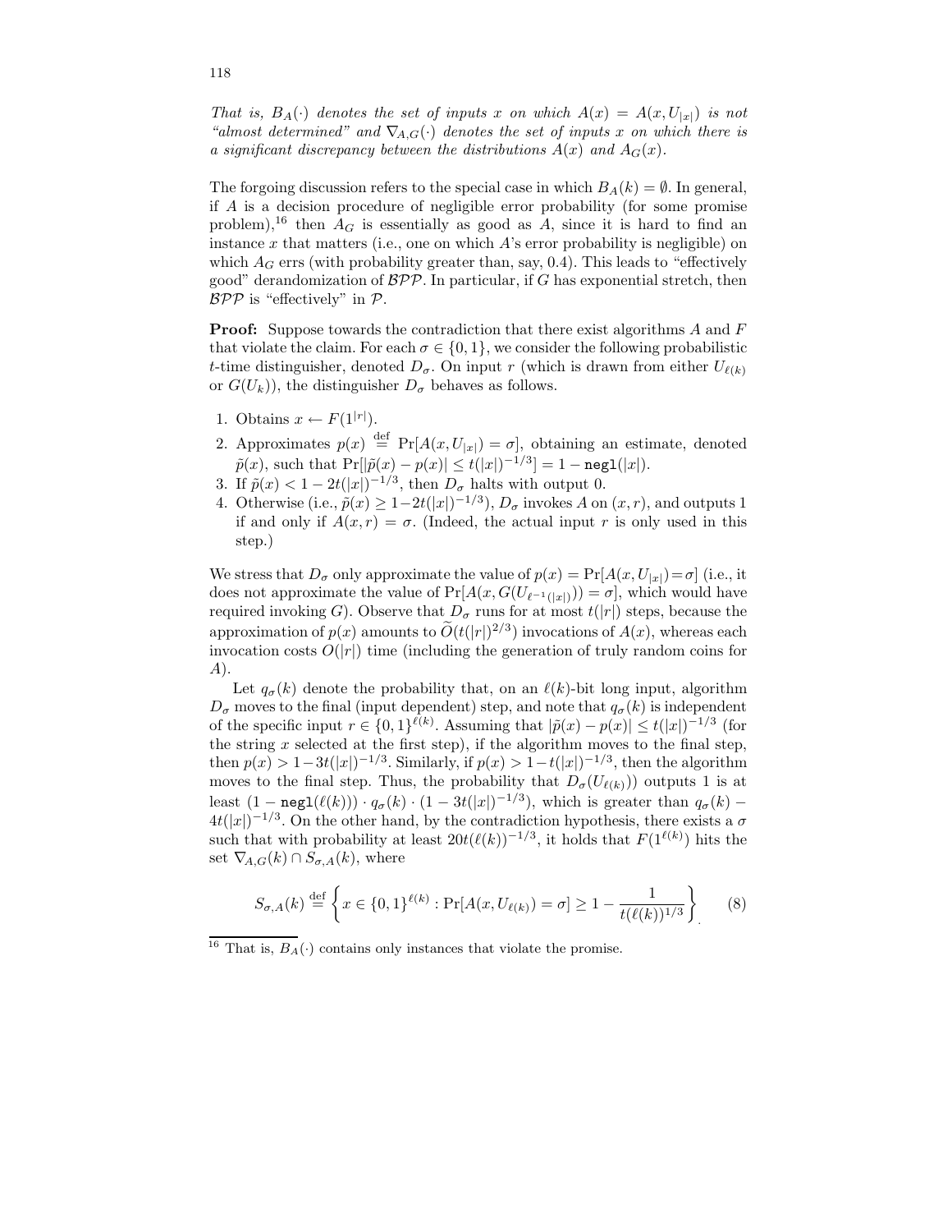*That is, $B_A(\cdot)$ denotes the set of inputs $x$ on which $A(x) = A(x, U_{|x|})$ is not "almost determined" and $\nabla_{A,G}(\cdot)$ denotes the set of inputs $x$ on which there is a significant discrepancy between the distributions $A(x)$ and $A_G(x)$.*

The forgoing discussion refers to the special case in which $B_A(k) = \emptyset$. In general, if $A$ is a decision procedure of negligible error probability (for some promise problem),[16] then $A_G$ is essentially as good as $A$, since it is hard to find an instance $x$ that matters (i.e., one on which $A$'s error probability is negligible) on which $A_G$ errs (with probability greater than, say, 0.4). This leads to "effectively good" derandomization of $\mathcal{BPP}$. In particular, if $G$ has exponential stretch, then $\mathcal{BPP}$ is "effectively" in $\mathcal{P}$.

**Proof:** Suppose towards the contradiction that there exist algorithms $A$ and $F$ that violate the claim. For each $\sigma \in \{0,1\}$, we consider the following probabilistic $t$-time distinguisher, denoted $D_\sigma$. On input $r$ (which is drawn from either $U_{\ell(k)}$ or $G(U_k)$), the distinguisher $D_\sigma$ behaves as follows.

1. Obtains $x \leftarrow F(1^{|r|})$.
2. Approximates $p(x) \stackrel{\text{def}}{=} \Pr[A(x, U_{|x|}) = \sigma]$, obtaining an estimate, denoted $\tilde{p}(x)$, such that $\Pr[|\tilde{p}(x) - p(x)| \leq t(|x|)^{-1/3}] = 1 - \texttt{negl}(|x|)$.
3. If $\tilde{p}(x) < 1 - 2t(|x|)^{-1/3}$, then $D_\sigma$ halts with output 0.
4. Otherwise (i.e., $\tilde{p}(x) \geq 1 - 2t(|x|)^{-1/3}$), $D_\sigma$ invokes $A$ on $(x, r)$, and outputs 1 if and only if $A(x, r) = \sigma$. (Indeed, the actual input $r$ is only used in this step.)

We stress that $D_\sigma$ only approximate the value of $p(x) = \Pr[A(x, U_{|x|}) = \sigma]$ (i.e., it does not approximate the value of $\Pr[A(x, G(U_{\ell^{-1}(|x|)})) = \sigma]$, which would have required invoking $G$). Observe that $D_\sigma$ runs for at most $t(|r|)$ steps, because the approximation of $p(x)$ amounts to $\widetilde{O}(t(|r|)^{2/3})$ invocations of $A(x)$, whereas each invocation costs $O(|r|)$ time (including the generation of truly random coins for $A$).

Let $q_\sigma(k)$ denote the probability that, on an $\ell(k)$-bit long input, algorithm $D_\sigma$ moves to the final (input dependent) step, and note that $q_\sigma(k)$ is independent of the specific input $r \in \{0,1\}^{\ell(k)}$. Assuming that $|\tilde{p}(x) - p(x)| \leq t(|x|)^{-1/3}$ (for the string $x$ selected at the first step), if the algorithm moves to the final step, then $p(x) > 1 - 3t(|x|)^{-1/3}$. Similarly, if $p(x) > 1 - t(|x|)^{-1/3}$, then the algorithm moves to the final step. Thus, the probability that $D_\sigma(U_{\ell(k)}))$ outputs 1 is at least $(1 - \texttt{negl}(\ell(k))) \cdot q_\sigma(k) \cdot (1 - 3t(|x|)^{-1/3})$, which is greater than $q_\sigma(k) - 4t(|x|)^{-1/3}$. On the other hand, by the contradiction hypothesis, there exists a $\sigma$ such that with probability at least $20t(\ell(k))^{-1/3}$, it holds that $F(1^{\ell(k)})$ hits the set $\nabla_{A,G}(k) \cap S_{\sigma,A}(k)$, where

$$S_{\sigma,A}(k) \stackrel{\text{def}}{=} \left\{ x \in \{0,1\}^{\ell(k)} : \Pr[A(x, U_{\ell(k)}) = \sigma] \geq 1 - \frac{1}{t(\ell(k))^{1/3}} \right\} \tag{8}$$

[16] That is, $B_A(\cdot)$ contains only instances that violate the promise.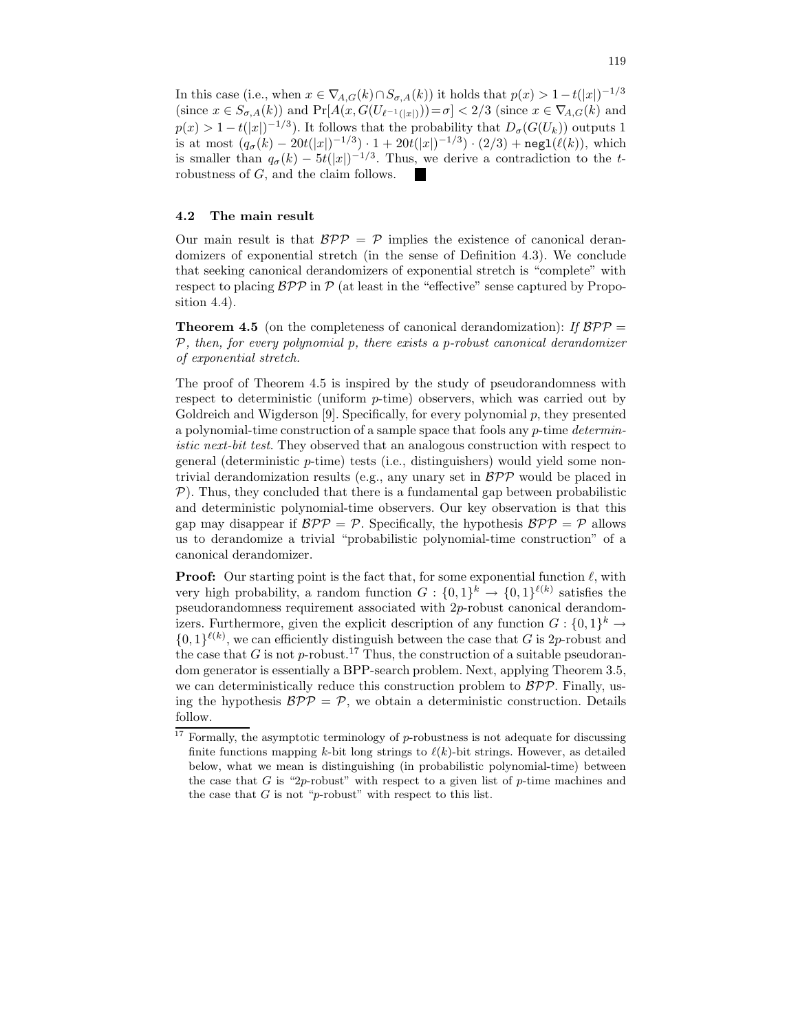In this case (i.e., when $x \in \nabla_{A,G}(k) \cap S_{\sigma,A}(k)$) it holds that $p(x) > 1 - t(|x|)^{-1/3}$ (since $x \in S_{\sigma,A}(k)$) and $\Pr[A(x, G(U_{\ell^{-1}(|x|)})) = \sigma] < 2/3$ (since $x \in \nabla_{A,G}(k)$ and $p(x) > 1 - t(|x|)^{-1/3}$). It follows that the probability that $D_\sigma(G(U_k))$ outputs 1 is at most $(q_\sigma(k) - 20t(|x|)^{-1/3}) \cdot 1 + 20t(|x|)^{-1/3}) \cdot (2/3) + \mathtt{negl}(\ell(k))$, which is smaller than $q_\sigma(k) - 5t(|x|)^{-1/3}$. Thus, we derive a contradiction to the $t$-robustness of $G$, and the claim follows. ■

### 4.2 The main result

Our main result is that $\mathcal{BPP} = \mathcal{P}$ implies the existence of canonical derandomizers of exponential stretch (in the sense of Definition 4.3). We conclude that seeking canonical derandomizers of exponential stretch is "complete" with respect to placing $\mathcal{BPP}$ in $\mathcal{P}$ (at least in the "effective" sense captured by Proposition 4.4).

**Theorem 4.5** (on the completeness of canonical derandomization): *If $\mathcal{BPP} = \mathcal{P}$, then, for every polynomial $p$, there exists a $p$-robust canonical derandomizer of exponential stretch.*

The proof of Theorem 4.5 is inspired by the study of pseudorandomness with respect to deterministic (uniform $p$-time) observers, which was carried out by Goldreich and Wigderson [9]. Specifically, for every polynomial $p$, they presented a polynomial-time construction of a sample space that fools any $p$-time *deterministic next-bit test*. They observed that an analogous construction with respect to general (deterministic $p$-time) tests (i.e., distinguishers) would yield some non-trivial derandomization results (e.g., any unary set in $\mathcal{BPP}$ would be placed in $\mathcal{P}$). Thus, they concluded that there is a fundamental gap between probabilistic and deterministic polynomial-time observers. Our key observation is that this gap may disappear if $\mathcal{BPP} = \mathcal{P}$. Specifically, the hypothesis $\mathcal{BPP} = \mathcal{P}$ allows us to derandomize a trivial "probabilistic polynomial-time construction" of a canonical derandomizer.

**Proof:** Our starting point is the fact that, for some exponential function $\ell$, with very high probability, a random function $G : \{0,1\}^k \to \{0,1\}^{\ell(k)}$ satisfies the pseudorandomness requirement associated with $2p$-robust canonical derandomizers. Furthermore, given the explicit description of any function $G : \{0,1\}^k \to \{0,1\}^{\ell(k)}$, we can efficiently distinguish between the case that $G$ is $2p$-robust and the case that $G$ is not $p$-robust.[17] Thus, the construction of a suitable pseudorandom generator is essentially a BPP-search problem. Next, applying Theorem 3.5, we can deterministically reduce this construction problem to $\mathcal{BPP}$. Finally, using the hypothesis $\mathcal{BPP} = \mathcal{P}$, we obtain a deterministic construction. Details follow.

[17] Formally, the asymptotic terminology of $p$-robustness is not adequate for discussing finite functions mapping $k$-bit long strings to $\ell(k)$-bit strings. However, as detailed below, what we mean is distinguishing (in probabilistic polynomial-time) between the case that $G$ is "$2p$-robust" with respect to a given list of $p$-time machines and the case that $G$ is not "$p$-robust" with respect to this list.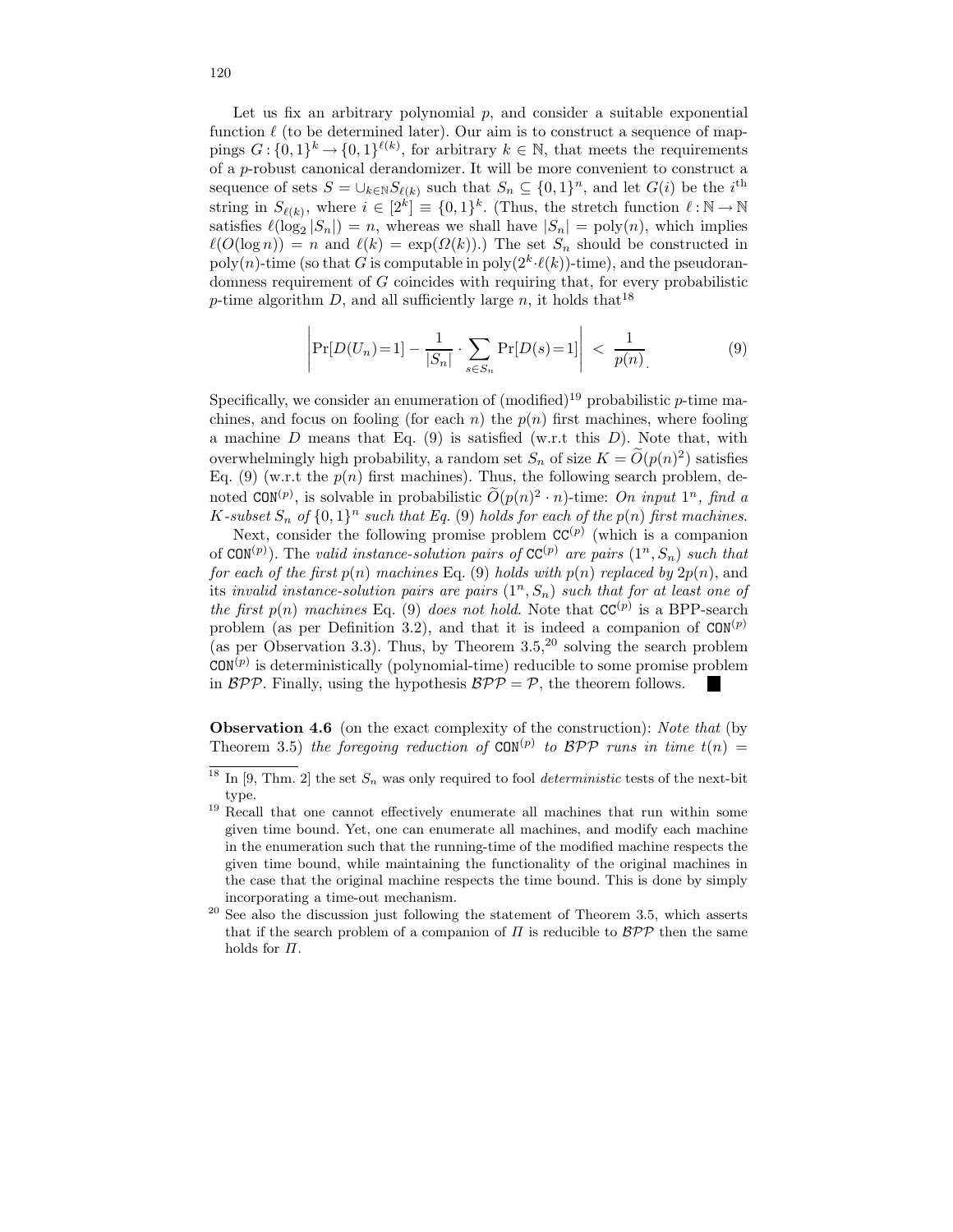Let us fix an arbitrary polynomial $p$, and consider a suitable exponential function $\ell$ (to be determined later). Our aim is to construct a sequence of mappings $G:\{0,1\}^k \rightarrow \{0,1\}^{\ell(k)}$, for arbitrary $k \in \mathbb{N}$, that meets the requirements of a $p$-robust canonical derandomizer. It will be more convenient to construct a sequence of sets $S = \cup_{k\in\mathbb{N}} S_{\ell(k)}$ such that $S_n \subseteq \{0,1\}^n$, and let $G(i)$ be the $i^{\text{th}}$ string in $S_{\ell(k)}$, where $i \in [2^k] \equiv \{0,1\}^k$. (Thus, the stretch function $\ell:\mathbb{N}\rightarrow\mathbb{N}$ satisfies $\ell(\log_2|S_n|) = n$, whereas we shall have $|S_n| = \text{poly}(n)$, which implies $\ell(O(\log n)) = n$ and $\ell(k) = \exp(\Omega(k))$.) The set $S_n$ should be constructed in $\text{poly}(n)$-time (so that $G$ is computable in $\text{poly}(2^k\cdot\ell(k))$-time), and the pseudorandomness requirement of $G$ coincides with requiring that, for every probabilistic $p$-time algorithm $D$, and all sufficiently large $n$, it holds that[18]

$$\left|\Pr[D(U_n)=1] - \frac{1}{|S_n|}\cdot\sum_{s\in S_n}\Pr[D(s)=1]\right| < \frac{1}{p(n)}. \tag{9}$$

Specifically, we consider an enumeration of (modified)[19] probabilistic $p$-time machines, and focus on fooling (for each $n$) the $p(n)$ first machines, where fooling a machine $D$ means that Eq. (9) is satisfied (w.r.t this $D$). Note that, with overwhelmingly high probability, a random set $S_n$ of size $K = \widetilde{O}(p(n)^2)$ satisfies Eq. (9) (w.r.t the $p(n)$ first machines). Thus, the following search problem, denoted $\texttt{CON}^{(p)}$, is solvable in probabilistic $\widetilde{O}(p(n)^2\cdot n)$-time: *On input $1^n$, find a $K$-subset $S_n$ of $\{0,1\}^n$ such that Eq. (9) holds for each of the $p(n)$ first machines.*

Next, consider the following promise problem $\texttt{CC}^{(p)}$ (which is a companion of $\texttt{CON}^{(p)}$). The *valid instance-solution pairs of* $\texttt{CC}^{(p)}$ *are pairs* $(1^n, S_n)$ *such that for each of the first $p(n)$ machines* Eq. (9) *holds with $p(n)$ replaced by $2p(n)$*, and its *invalid instance-solution pairs are pairs* $(1^n, S_n)$ *such that for at least one of the first $p(n)$ machines* Eq. (9) *does not hold*. Note that $\texttt{CC}^{(p)}$ is a BPP-search problem (as per Definition 3.2), and that it is indeed a companion of $\texttt{CON}^{(p)}$ (as per Observation 3.3). Thus, by Theorem 3.5,[20] solving the search problem $\texttt{CON}^{(p)}$ is deterministically (polynomial-time) reducible to some promise problem in $\mathcal{BPP}$. Finally, using the hypothesis $\mathcal{BPP} = \mathcal{P}$, the theorem follows. ■

**Observation 4.6** (on the exact complexity of the construction): *Note that* (by Theorem 3.5) *the foregoing reduction of* $\texttt{CON}^{(p)}$ *to* $\mathcal{BPP}$ *runs in time* $t(n) =$

---

[18] In [9, Thm. 2] the set $S_n$ was only required to fool *deterministic* tests of the next-bit type.

[19] Recall that one cannot effectively enumerate all machines that run within some given time bound. Yet, one can enumerate all machines, and modify each machine in the enumeration such that the running-time of the modified machine respects the given time bound, while maintaining the functionality of the original machines in the case that the original machine respects the time bound. This is done by simply incorporating a time-out mechanism.

[20] See also the discussion just following the statement of Theorem 3.5, which asserts that if the search problem of a companion of $\Pi$ is reducible to $\mathcal{BPP}$ then the same holds for $\Pi$.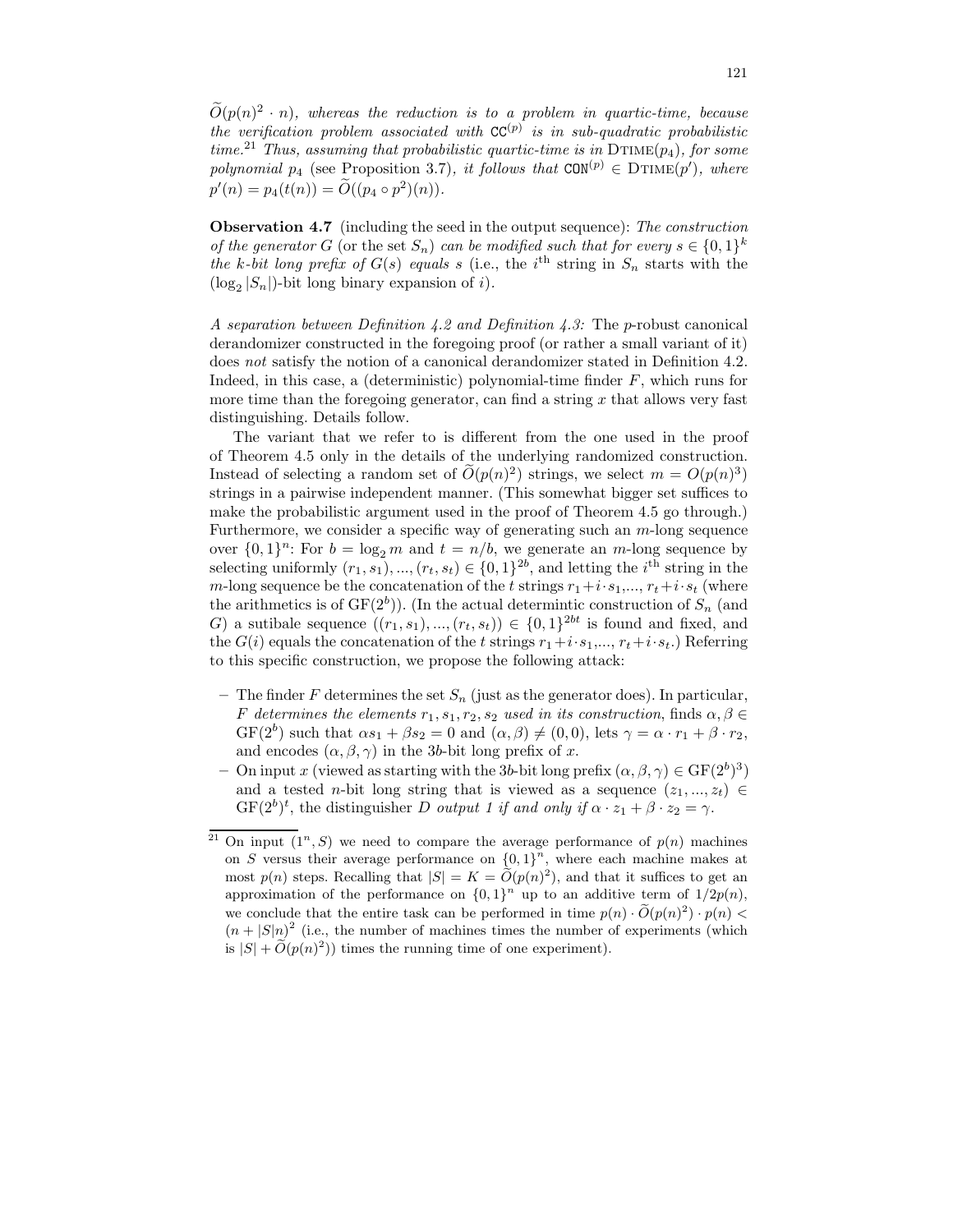*$\widetilde{O}(p(n)^2 \cdot n)$, whereas the reduction is to a problem in quartic-time, because the verification problem associated with $\mathtt{CC}^{(p)}$ is in sub-quadratic probabilistic time.*[21] *Thus, assuming that probabilistic quartic-time is in* $\mathrm{DTIME}(p_4)$*, for some polynomial $p_4$* (see Proposition 3.7)*, it follows that $\mathtt{CON}^{(p)} \in \mathrm{DTIME}(p')$, where $p'(n) = p_4(t(n)) = \widetilde{O}((p_4 \circ p^2)(n))$.*

**Observation 4.7** (including the seed in the output sequence): *The construction of the generator $G$ (or the set $S_n$) can be modified such that for every $s \in \{0,1\}^k$ the $k$-bit long prefix of $G(s)$ equals $s$* (i.e., the $i^{\text{th}}$ string in $S_n$ starts with the $(\log_2 |S_n|)$-bit long binary expansion of $i$).

*A separation between Definition 4.2 and Definition 4.3:* The $p$-robust canonical derandomizer constructed in the foregoing proof (or rather a small variant of it) does *not* satisfy the notion of a canonical derandomizer stated in Definition 4.2. Indeed, in this case, a (deterministic) polynomial-time finder $F$, which runs for more time than the foregoing generator, can find a string $x$ that allows very fast distinguishing. Details follow.

The variant that we refer to is different from the one used in the proof of Theorem 4.5 only in the details of the underlying randomized construction. Instead of selecting a random set of $\widetilde{O}(p(n)^2)$ strings, we select $m = O(p(n)^3)$ strings in a pairwise independent manner. (This somewhat bigger set suffices to make the probabilistic argument used in the proof of Theorem 4.5 go through.) Furthermore, we consider a specific way of generating such an $m$-long sequence over $\{0,1\}^n$: For $b = \log_2 m$ and $t = n/b$, we generate an $m$-long sequence by selecting uniformly $(r_1, s_1), ..., (r_t, s_t) \in \{0,1\}^{2b}$, and letting the $i^{\text{th}}$ string in the $m$-long sequence be the concatenation of the $t$ strings $r_1 + i \cdot s_1, ..., r_t + i \cdot s_t$ (where the arithmetics is of $\mathrm{GF}(2^b)$). (In the actual determintic construction of $S_n$ (and $G$) a sutibale sequence $((r_1, s_1), ..., (r_t, s_t)) \in \{0,1\}^{2bt}$ is found and fixed, and the $G(i)$ equals the concatenation of the $t$ strings $r_1 + i \cdot s_1, ..., r_t + i \cdot s_t$.) Referring to this specific construction, we propose the following attack:

- The finder $F$ determines the set $S_n$ (just as the generator does). In particular, *$F$ determines the elements $r_1, s_1, r_2, s_2$ used in its construction*, finds $\alpha, \beta \in \mathrm{GF}(2^b)$ such that $\alpha s_1 + \beta s_2 = 0$ and $(\alpha, \beta) \neq (0, 0)$, lets $\gamma = \alpha \cdot r_1 + \beta \cdot r_2$, and encodes $(\alpha, \beta, \gamma)$ in the $3b$-bit long prefix of $x$.
- On input $x$ (viewed as starting with the $3b$-bit long prefix $(\alpha, \beta, \gamma) \in \mathrm{GF}(2^b)^3$) and a tested $n$-bit long string that is viewed as a sequence $(z_1, ..., z_t) \in \mathrm{GF}(2^b)^t$, the distinguisher $D$ *output 1 if and only if $\alpha \cdot z_1 + \beta \cdot z_2 = \gamma$.*

---

[21] On input $(1^n, S)$ we need to compare the average performance of $p(n)$ machines on $S$ versus their average performance on $\{0,1\}^n$, where each machine makes at most $p(n)$ steps. Recalling that $|S| = K = \widetilde{O}(p(n)^2)$, and that it suffices to get an approximation of the performance on $\{0,1\}^n$ up to an additive term of $1/2p(n)$, we conclude that the entire task can be performed in time $p(n) \cdot \widetilde{O}(p(n)^2) \cdot p(n) < (n + |S|n)^2$ (i.e., the number of machines times the number of experiments (which is $|S| + \widetilde{O}(p(n)^2)$) times the running time of one experiment).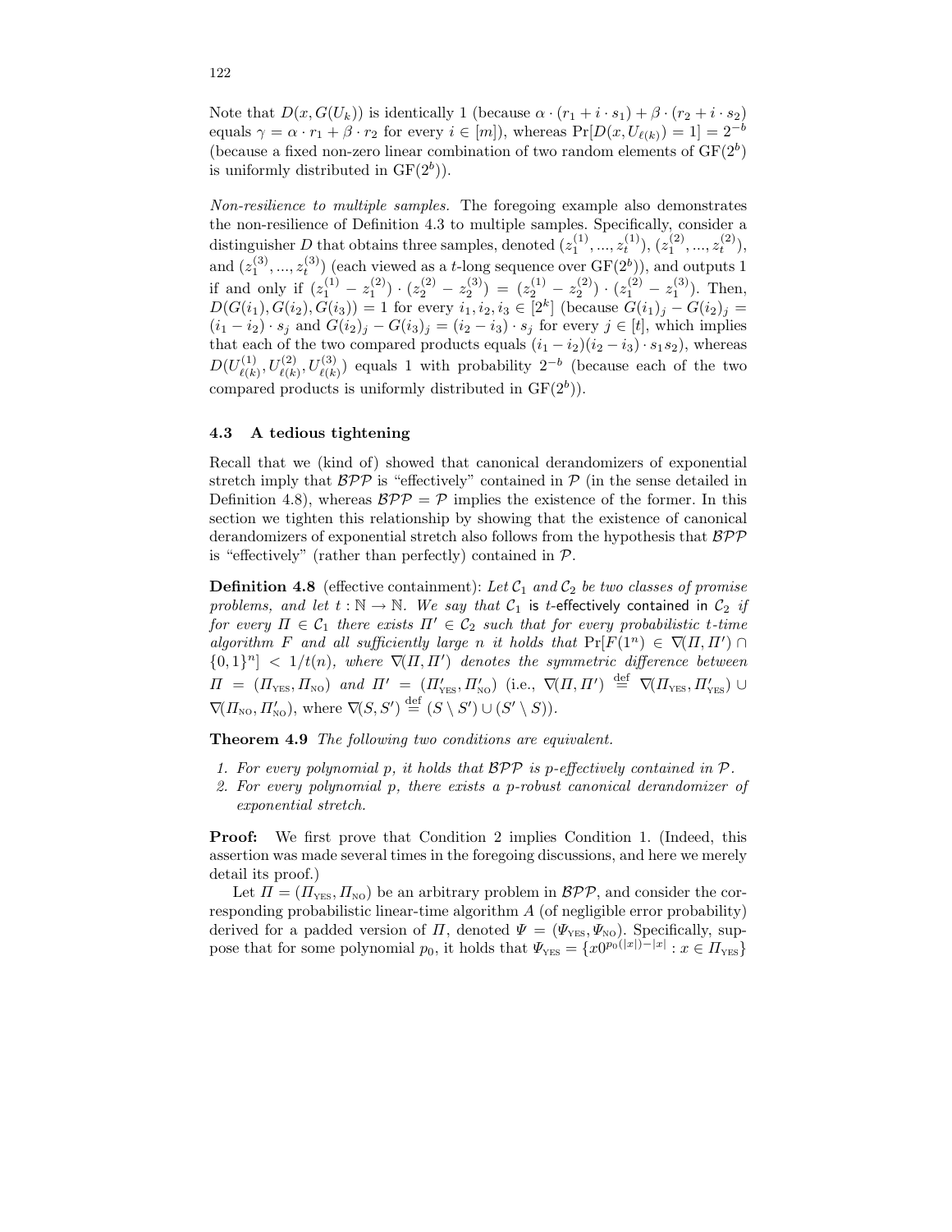Note that $D(x, G(U_k))$ is identically 1 (because $\alpha \cdot (r_1 + i \cdot s_1) + \beta \cdot (r_2 + i \cdot s_2)$ equals $\gamma = \alpha \cdot r_1 + \beta \cdot r_2$ for every $i \in [m]$), whereas $\Pr[D(x, U_{\ell(k)}) = 1] = 2^{-b}$ (because a fixed non-zero linear combination of two random elements of $\mathrm{GF}(2^b)$ is uniformly distributed in $\mathrm{GF}(2^b)$).

*Non-resilience to multiple samples.* The foregoing example also demonstrates the non-resilience of Definition 4.3 to multiple samples. Specifically, consider a distinguisher $D$ that obtains three samples, denoted $(z_1^{(1)}, ..., z_t^{(1)})$, $(z_1^{(2)}, ..., z_t^{(2)})$, and $(z_1^{(3)}, ..., z_t^{(3)})$ (each viewed as a $t$-long sequence over $\mathrm{GF}(2^b)$), and outputs 1 if and only if $(z_1^{(1)} - z_1^{(2)}) \cdot (z_2^{(2)} - z_2^{(3)}) = (z_2^{(1)} - z_2^{(2)}) \cdot (z_1^{(2)} - z_1^{(3)})$. Then, $D(G(i_1), G(i_2), G(i_3)) = 1$ for every $i_1, i_2, i_3 \in [2^k]$ (because $G(i_1)_j - G(i_2)_j = (i_1 - i_2) \cdot s_j$ and $G(i_2)_j - G(i_3)_j = (i_2 - i_3) \cdot s_j$ for every $j \in [t]$, which implies that each of the two compared products equals $(i_1 - i_2)(i_2 - i_3) \cdot s_1 s_2$), whereas $D(U_{\ell(k)}^{(1)}, U_{\ell(k)}^{(2)}, U_{\ell(k)}^{(3)})$ equals 1 with probability $2^{-b}$ (because each of the two compared products is uniformly distributed in $\mathrm{GF}(2^b)$).

### 4.3 A tedious tightening

Recall that we (kind of) showed that canonical derandomizers of exponential stretch imply that $\mathcal{BPP}$ is "effectively" contained in $\mathcal{P}$ (in the sense detailed in Definition 4.8), whereas $\mathcal{BPP} = \mathcal{P}$ implies the existence of the former. In this section we tighten this relationship by showing that the existence of canonical derandomizers of exponential stretch also follows from the hypothesis that $\mathcal{BPP}$ is "effectively" (rather than perfectly) contained in $\mathcal{P}$.

**Definition 4.8** (effective containment): *Let $\mathcal{C}_1$ and $\mathcal{C}_2$ be two classes of promise problems, and let $t : \mathbb{N} \to \mathbb{N}$. We say that $\mathcal{C}_1$ is $t$-effectively contained in $\mathcal{C}_2$ if for every $\Pi \in \mathcal{C}_1$ there exists $\Pi' \in \mathcal{C}_2$ such that for every probabilistic $t$-time algorithm $F$ and all sufficiently large $n$ it holds that $\Pr[F(1^n) \in \nabla(\Pi, \Pi') \cap \{0,1\}^n] < 1/t(n)$, where $\nabla(\Pi, \Pi')$ denotes the symmetric difference between $\Pi = (\Pi_{\rm YES}, \Pi_{\rm NO})$ and $\Pi' = (\Pi'_{\rm YES}, \Pi'_{\rm NO})$* (i.e., $\nabla(\Pi, \Pi') \stackrel{\rm def}{=} \nabla(\Pi_{\rm YES}, \Pi'_{\rm YES}) \cup \nabla(\Pi_{\rm NO}, \Pi'_{\rm NO})$, where $\nabla(S, S') \stackrel{\rm def}{=} (S \setminus S') \cup (S' \setminus S)$).

**Theorem 4.9** *The following two conditions are equivalent.*

1. *For every polynomial $p$, it holds that $\mathcal{BPP}$ is $p$-effectively contained in $\mathcal{P}$.*
2. *For every polynomial $p$, there exists a $p$-robust canonical derandomizer of exponential stretch.*

**Proof:** We first prove that Condition 2 implies Condition 1. (Indeed, this assertion was made several times in the foregoing discussions, and here we merely detail its proof.)

Let $\Pi = (\Pi_{\rm YES}, \Pi_{\rm NO})$ be an arbitrary problem in $\mathcal{BPP}$, and consider the corresponding probabilistic linear-time algorithm $A$ (of negligible error probability) derived for a padded version of $\Pi$, denoted $\Psi = (\Psi_{\rm YES}, \Psi_{\rm NO})$. Specifically, suppose that for some polynomial $p_0$, it holds that $\Psi_{\rm YES} = \{x0^{p_0(|x|) - |x|} : x \in \Pi_{\rm YES}\}$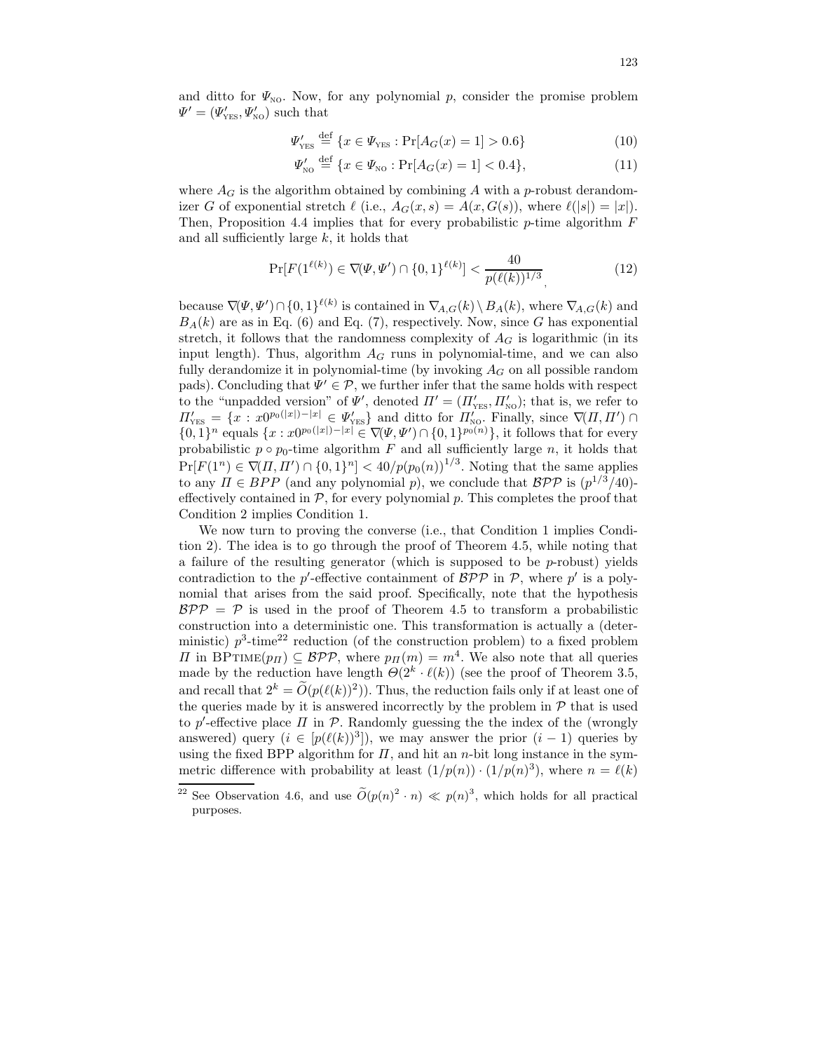and ditto for $\Psi_{\rm NO}$. Now, for any polynomial $p$, consider the promise problem $\Psi' = (\Psi'_{\rm YES}, \Psi'_{\rm NO})$ such that

$$\Psi'_{\rm YES} \stackrel{\rm def}{=} \{x \in \Psi_{\rm YES} : \Pr[A_G(x) = 1] > 0.6\} \tag{10}$$

$$\Psi'_{\rm NO} \stackrel{\rm def}{=} \{x \in \Psi_{\rm NO} : \Pr[A_G(x) = 1] < 0.4\}, \tag{11}$$

where $A_G$ is the algorithm obtained by combining $A$ with a $p$-robust derandomizer $G$ of exponential stretch $\ell$ (i.e., $A_G(x,s) = A(x, G(s))$, where $\ell(|s|) = |x|$). Then, Proposition 4.4 implies that for every probabilistic $p$-time algorithm $F$ and all sufficiently large $k$, it holds that

$$\Pr[F(1^{\ell(k)}) \in \nabla(\Psi, \Psi') \cap \{0,1\}^{\ell(k)}] < \frac{40}{p(\ell(k))^{1/3}}, \tag{12}$$

because $\nabla(\Psi, \Psi') \cap \{0,1\}^{\ell(k)}$ is contained in $\nabla_{A,G}(k) \setminus B_A(k)$, where $\nabla_{A,G}(k)$ and $B_A(k)$ are as in Eq. (6) and Eq. (7), respectively. Now, since $G$ has exponential stretch, it follows that the randomness complexity of $A_G$ is logarithmic (in its input length). Thus, algorithm $A_G$ runs in polynomial-time, and we can also fully derandomize it in polynomial-time (by invoking $A_G$ on all possible random pads). Concluding that $\Psi' \in \mathcal{P}$, we further infer that the same holds with respect to the "unpadded version" of $\Psi'$, denoted $\Pi' = (\Pi'_{\rm YES}, \Pi'_{\rm NO})$; that is, we refer to $\Pi'_{\rm YES} = \{x : x0^{p_0(|x|)-|x|} \in \Psi'_{\rm YES}\}$ and ditto for $\Pi'_{\rm NO}$. Finally, since $\nabla(\Pi, \Pi') \cap \{0,1\}^n$ equals $\{x : x0^{p_0(|x|)-|x|} \in \nabla(\Psi, \Psi') \cap \{0,1\}^{p_0(n)}\}$, it follows that for every probabilistic $p \circ p_0$-time algorithm $F$ and all sufficiently large $n$, it holds that $\Pr[F(1^n) \in \nabla(\Pi, \Pi') \cap \{0,1\}^n] < 40/p(p_0(n))^{1/3}$. Noting that the same applies to any $\Pi \in BPP$ (and any polynomial $p$), we conclude that $\mathcal{BPP}$ is $(p^{1/3}/40)$-effectively contained in $\mathcal{P}$, for every polynomial $p$. This completes the proof that Condition 2 implies Condition 1.

We now turn to proving the converse (i.e., that Condition 1 implies Condition 2). The idea is to go through the proof of Theorem 4.5, while noting that a failure of the resulting generator (which is supposed to be $p$-robust) yields contradiction to the $p'$-effective containment of $\mathcal{BPP}$ in $\mathcal{P}$, where $p'$ is a polynomial that arises from the said proof. Specifically, note that the hypothesis $\mathcal{BPP} = \mathcal{P}$ is used in the proof of Theorem 4.5 to transform a probabilistic construction into a deterministic one. This transformation is actually a (deterministic) $p^3$-time[22] reduction (of the construction problem) to a fixed problem $\Pi$ in BPTIME$(p_\Pi) \subseteq \mathcal{BPP}$, where $p_\Pi(m) = m^4$. We also note that all queries made by the reduction have length $\Theta(2^k \cdot \ell(k))$ (see the proof of Theorem 3.5, and recall that $2^k = \widetilde{O}(p(\ell(k))^2)$). Thus, the reduction fails only if at least one of the queries made by it is answered incorrectly by the problem in $\mathcal{P}$ that is used to $p'$-effective place $\Pi$ in $\mathcal{P}$. Randomly guessing the the index of the (wrongly answered) query ($i \in [p(\ell(k))^3]$), we may answer the prior $(i-1)$ queries by using the fixed BPP algorithm for $\Pi$, and hit an $n$-bit long instance in the symmetric difference with probability at least $(1/p(n)) \cdot (1/p(n)^3)$, where $n = \ell(k)$

[22] See Observation 4.6, and use $\widetilde{O}(p(n)^2 \cdot n) \ll p(n)^3$, which holds for all practical purposes.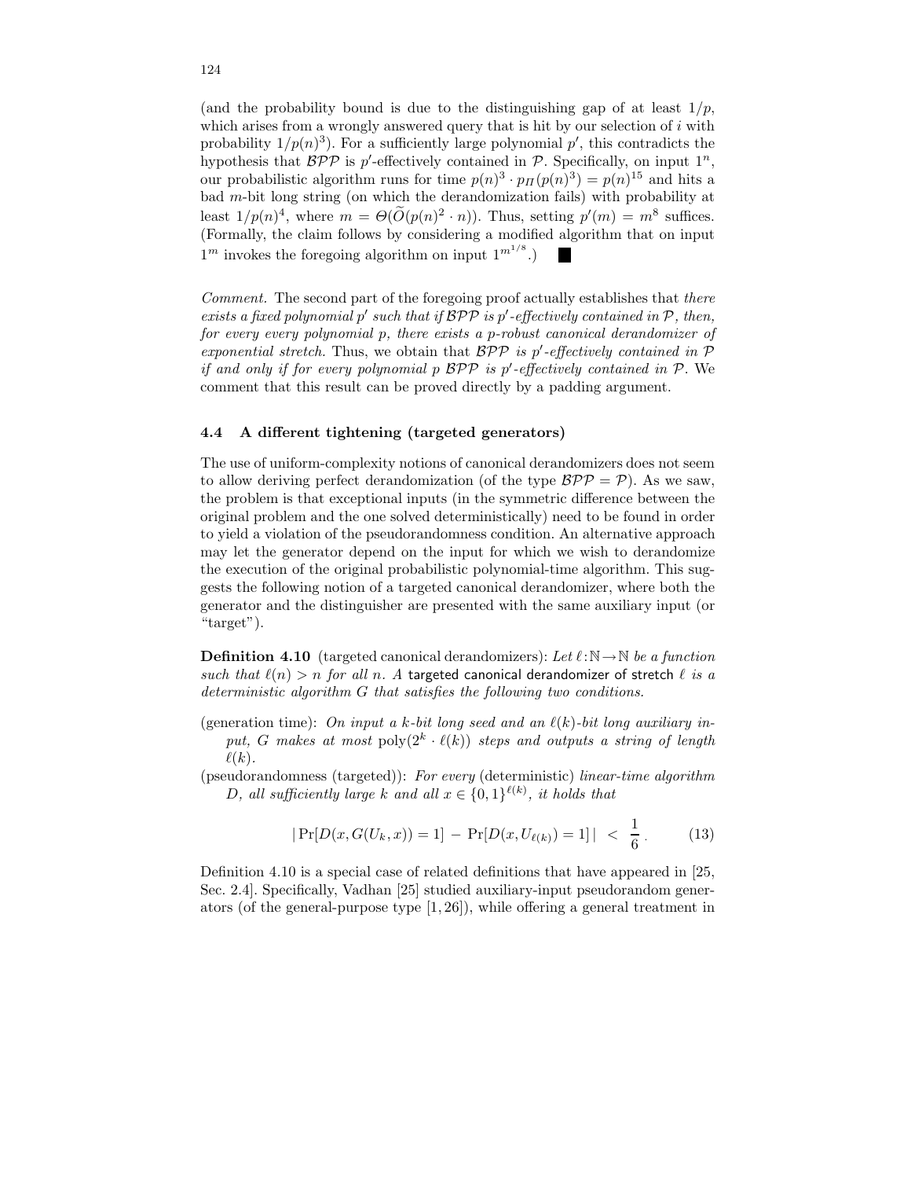(and the probability bound is due to the distinguishing gap of at least $1/p$, which arises from a wrongly answered query that is hit by our selection of $i$ with probability $1/p(n)^3$). For a sufficiently large polynomial $p'$, this contradicts the hypothesis that $\mathcal{BPP}$ is $p'$-effectively contained in $\mathcal{P}$. Specifically, on input $1^n$, our probabilistic algorithm runs for time $p(n)^3 \cdot p_\Pi(p(n)^3) = p(n)^{15}$ and hits a bad $m$-bit long string (on which the derandomization fails) with probability at least $1/p(n)^4$, where $m = \Theta(\widetilde{O}(p(n)^2 \cdot n))$. Thus, setting $p'(m) = m^8$ suffices. (Formally, the claim follows by considering a modified algorithm that on input $1^m$ invokes the foregoing algorithm on input $1^{m^{1/8}}$.) ∎

*Comment.* The second part of the foregoing proof actually establishes that *there exists a fixed polynomial $p'$ such that if $\mathcal{BPP}$ is $p'$-effectively contained in $\mathcal{P}$, then, for every every polynomial $p$, there exists a $p$-robust canonical derandomizer of exponential stretch.* Thus, we obtain that *$\mathcal{BPP}$ is $p'$-effectively contained in $\mathcal{P}$ if and only if for every polynomial $p$ $\mathcal{BPP}$ is $p'$-effectively contained in $\mathcal{P}$.* We comment that this result can be proved directly by a padding argument.

### 4.4 A different tightening (targeted generators)

The use of uniform-complexity notions of canonical derandomizers does not seem to allow deriving perfect derandomization (of the type $\mathcal{BPP} = \mathcal{P}$). As we saw, the problem is that exceptional inputs (in the symmetric difference between the original problem and the one solved deterministically) need to be found in order to yield a violation of the pseudorandomness condition. An alternative approach may let the generator depend on the input for which we wish to derandomize the execution of the original probabilistic polynomial-time algorithm. This suggests the following notion of a targeted canonical derandomizer, where both the generator and the distinguisher are presented with the same auxiliary input (or "target").

**Definition 4.10** (targeted canonical derandomizers): *Let $\ell : \mathbb{N} \to \mathbb{N}$ be a function such that $\ell(n) > n$ for all $n$. A* targeted canonical derandomizer of stretch $\ell$ *is a deterministic algorithm $G$ that satisfies the following two conditions.*

(generation time): *On input a $k$-bit long seed and an $\ell(k)$-bit long auxiliary input, $G$ makes at most $\text{poly}(2^k \cdot \ell(k))$ steps and outputs a string of length $\ell(k)$.*

(pseudorandomness (targeted)): *For every* (deterministic) *linear-time algorithm $D$, all sufficiently large $k$ and all $x \in \{0,1\}^{\ell(k)}$, it holds that*

$$|\Pr[D(x, G(U_k, x)) = 1] - \Pr[D(x, U_{\ell(k)}) = 1]| < \frac{1}{6}. \tag{13}$$

Definition 4.10 is a special case of related definitions that have appeared in [25, Sec. 2.4]. Specifically, Vadhan [25] studied auxiliary-input pseudorandom generators (of the general-purpose type [1, 26]), while offering a general treatment in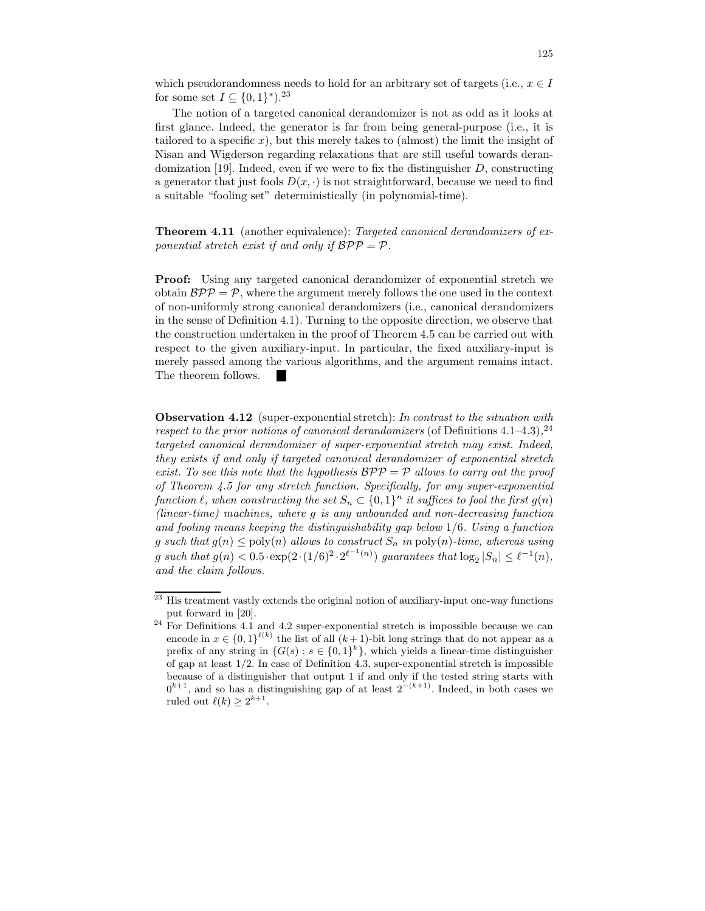which pseudorandomness needs to hold for an arbitrary set of targets (i.e., $x \in I$ for some set $I \subseteq \{0,1\}^*$).[23]

The notion of a targeted canonical derandomizer is not as odd as it looks at first glance. Indeed, the generator is far from being general-purpose (i.e., it is tailored to a specific $x$), but this merely takes to (almost) the limit the insight of Nisan and Wigderson regarding relaxations that are still useful towards derandomization [19]. Indeed, even if we were to fix the distinguisher $D$, constructing a generator that just fools $D(x,\cdot)$ is not straightforward, because we need to find a suitable "fooling set" deterministically (in polynomial-time).

**Theorem 4.11** (another equivalence): *Targeted canonical derandomizers of exponential stretch exist if and only if $\mathcal{BPP} = \mathcal{P}$.*

**Proof:** Using any targeted canonical derandomizer of exponential stretch we obtain $\mathcal{BPP} = \mathcal{P}$, where the argument merely follows the one used in the context of non-uniformly strong canonical derandomizers (i.e., canonical derandomizers in the sense of Definition 4.1). Turning to the opposite direction, we observe that the construction undertaken in the proof of Theorem 4.5 can be carried out with respect to the given auxiliary-input. In particular, the fixed auxiliary-input is merely passed among the various algorithms, and the argument remains intact. The theorem follows. ■

**Observation 4.12** (super-exponential stretch): *In contrast to the situation with respect to the prior notions of canonical derandomizers* (of Definitions 4.1–4.3),[24] *targeted canonical derandomizer of super-exponential stretch may exist. Indeed, they exists if and only if targeted canonical derandomizer of exponential stretch exist. To see this note that the hypothesis $\mathcal{BPP} = \mathcal{P}$ allows to carry out the proof of Theorem 4.5 for any stretch function. Specifically, for any super-exponential function $\ell$, when constructing the set $S_n \subset \{0,1\}^n$ it suffices to fool the first $g(n)$ (linear-time) machines, where $g$ is any unbounded and non-decreasing function and fooling means keeping the distinguishability gap below $1/6$. Using a function $g$ such that $g(n) \leq \mathrm{poly}(n)$ allows to construct $S_n$ in $\mathrm{poly}(n)$-time, whereas using $g$ such that $g(n) < 0.5 \cdot \exp(2 \cdot (1/6)^2 \cdot 2^{\ell^{-1}(n)})$ guarantees that $\log_2 |S_n| \leq \ell^{-1}(n)$, and the claim follows.*

---

[23] His treatment vastly extends the original notion of auxiliary-input one-way functions put forward in [20].

[24] For Definitions 4.1 and 4.2 super-exponential stretch is impossible because we can encode in $x \in \{0,1\}^{\ell(k)}$ the list of all $(k+1)$-bit long strings that do not appear as a prefix of any string in $\{G(s) : s \in \{0,1\}^k\}$, which yields a linear-time distinguisher of gap at least $1/2$. In case of Definition 4.3, super-exponential stretch is impossible because of a distinguisher that output 1 if and only if the tested string starts with $0^{k+1}$, and so has a distinguishing gap of at least $2^{-(k+1)}$. Indeed, in both cases we ruled out $\ell(k) \geq 2^{k+1}$.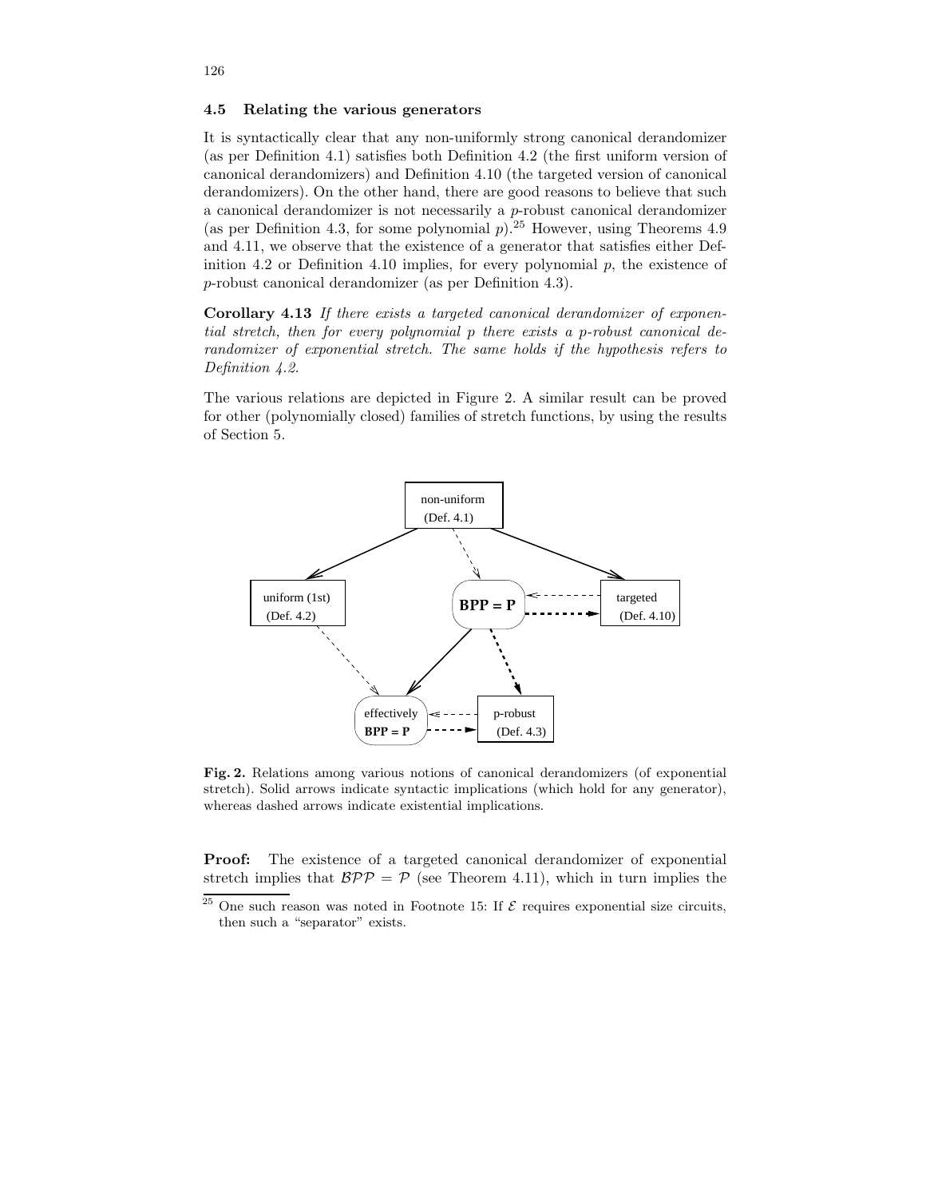### 4.5 Relating the various generators

It is syntactically clear that any non-uniformly strong canonical derandomizer (as per Definition 4.1) satisfies both Definition 4.2 (the first uniform version of canonical derandomizers) and Definition 4.10 (the targeted version of canonical derandomizers). On the other hand, there are good reasons to believe that such a canonical derandomizer is not necessarily a $p$-robust canonical derandomizer (as per Definition 4.3, for some polynomial $p$).[25] However, using Theorems 4.9 and 4.11, we observe that the existence of a generator that satisfies either Definition 4.2 or Definition 4.10 implies, for every polynomial $p$, the existence of $p$-robust canonical derandomizer (as per Definition 4.3).

**Corollary 4.13** *If there exists a targeted canonical derandomizer of exponential stretch, then for every polynomial $p$ there exists a $p$-robust canonical derandomizer of exponential stretch. The same holds if the hypothesis refers to Definition 4.2.*

The various relations are depicted in Figure 2. A similar result can be proved for other (polynomially closed) families of stretch functions, by using the results of Section 5.

**Fig. 2.** Relations among various notions of canonical derandomizers (of exponential stretch). Solid arrows indicate syntactic implications (which hold for any generator), whereas dashed arrows indicate existential implications.

**Proof:** The existence of a targeted canonical derandomizer of exponential stretch implies that $\mathcal{BPP} = \mathcal{P}$ (see Theorem 4.11), which in turn implies the

---

[25] One such reason was noted in Footnote 15: If $\mathcal{E}$ requires exponential size circuits, then such a "separator" exists.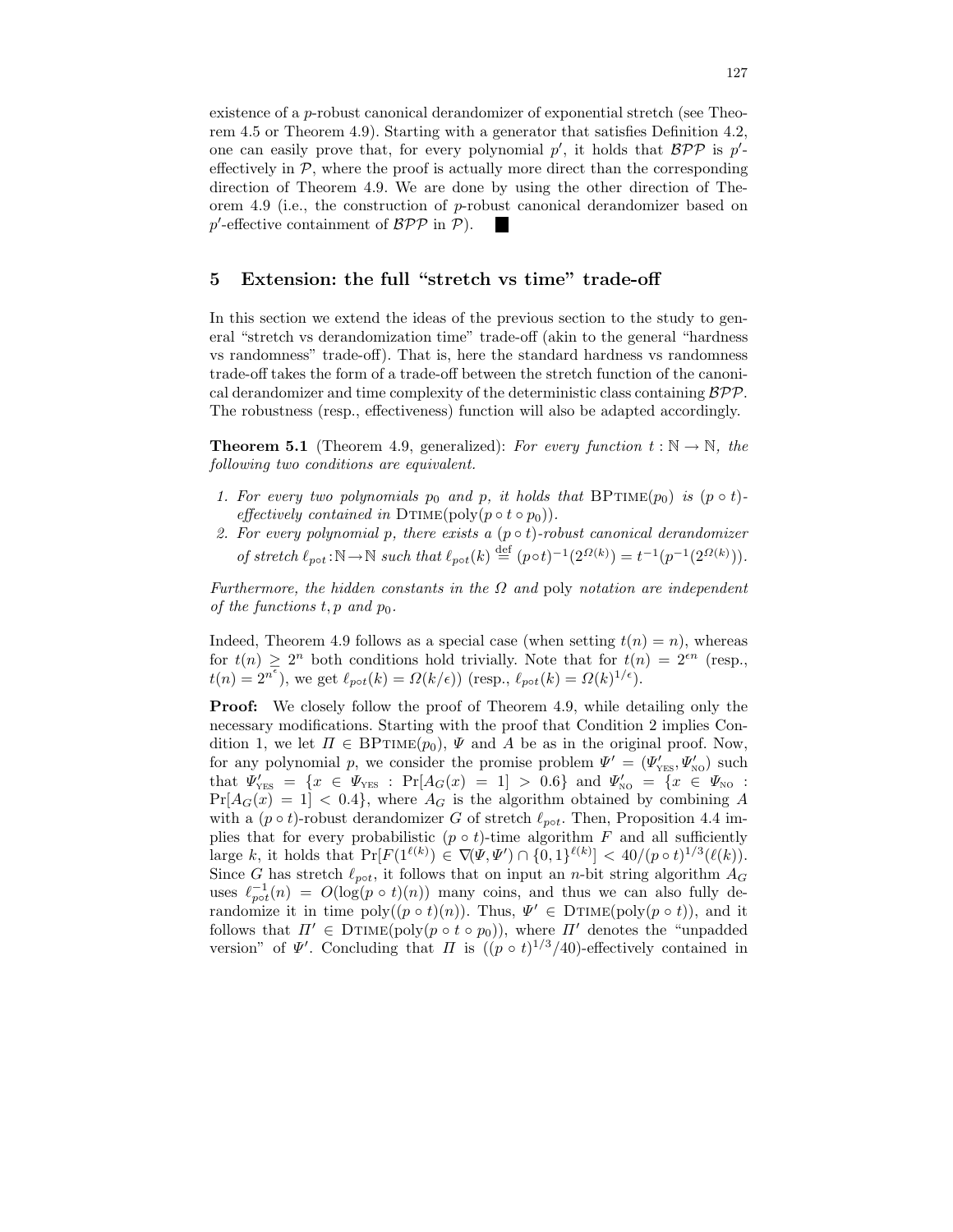existence of a $p$-robust canonical derandomizer of exponential stretch (see Theorem 4.5 or Theorem 4.9). Starting with a generator that satisfies Definition 4.2, one can easily prove that, for every polynomial $p'$, it holds that $\mathcal{BPP}$ is $p'$-effectively in $\mathcal{P}$, where the proof is actually more direct than the corresponding direction of Theorem 4.9. We are done by using the other direction of Theorem 4.9 (i.e., the construction of $p$-robust canonical derandomizer based on $p'$-effective containment of $\mathcal{BPP}$ in $\mathcal{P}$). ■

## 5 Extension: the full "stretch vs time" trade-off

In this section we extend the ideas of the previous section to the study to general "stretch vs derandomization time" trade-off (akin to the general "hardness vs randomness" trade-off). That is, here the standard hardness vs randomness trade-off takes the form of a trade-off between the stretch function of the canonical derandomizer and time complexity of the deterministic class containing $\mathcal{BPP}$. The robustness (resp., effectiveness) function will also be adapted accordingly.

**Theorem 5.1** (Theorem 4.9, generalized): *For every function $t : \mathbb{N} \to \mathbb{N}$, the following two conditions are equivalent.*

1. *For every two polynomials $p_0$ and $p$, it holds that* $\mathrm{BPTIME}(p_0)$ *is $(p \circ t)$-effectively contained in* $\mathrm{DTIME}(\mathrm{poly}(p \circ t \circ p_0))$.
2. *For every polynomial $p$, there exists a $(p \circ t)$-robust canonical derandomizer of stretch $\ell_{p \circ t} : \mathbb{N} \to \mathbb{N}$ such that $\ell_{p \circ t}(k) \stackrel{\mathrm{def}}{=} (p \circ t)^{-1}(2^{\Omega(k)}) = t^{-1}(p^{-1}(2^{\Omega(k)}))$.*

*Furthermore, the hidden constants in the $\Omega$ and* poly *notation are independent of the functions $t, p$ and $p_0$.*

Indeed, Theorem 4.9 follows as a special case (when setting $t(n) = n$), whereas for $t(n) \geq 2^n$ both conditions hold trivially. Note that for $t(n) = 2^{\epsilon n}$ (resp., $t(n) = 2^{n^{\epsilon}}$), we get $\ell_{p \circ t}(k) = \Omega(k/\epsilon)$ (resp., $\ell_{p \circ t}(k) = \Omega(k)^{1/\epsilon}$).

**Proof:** We closely follow the proof of Theorem 4.9, while detailing only the necessary modifications. Starting with the proof that Condition 2 implies Condition 1, we let $\Pi \in \mathrm{BPTIME}(p_0)$, $\Psi$ and $A$ be as in the original proof. Now, for any polynomial $p$, we consider the promise problem $\Psi' = (\Psi'_{\mathrm{YES}}, \Psi'_{\mathrm{NO}})$ such that $\Psi'_{\mathrm{YES}} = \{x \in \Psi_{\mathrm{YES}} : \Pr[A_G(x) = 1] > 0.6\}$ and $\Psi'_{\mathrm{NO}} = \{x \in \Psi_{\mathrm{NO}} : \Pr[A_G(x) = 1] < 0.4\}$, where $A_G$ is the algorithm obtained by combining $A$ with a $(p \circ t)$-robust derandomizer $G$ of stretch $\ell_{p \circ t}$. Then, Proposition 4.4 implies that for every probabilistic $(p \circ t)$-time algorithm $F$ and all sufficiently large $k$, it holds that $\Pr[F(1^{\ell(k)}) \in \nabla(\Psi, \Psi') \cap \{0,1\}^{\ell(k)}] < 40/(p \circ t)^{1/3}(\ell(k))$. Since $G$ has stretch $\ell_{p \circ t}$, it follows that on input an $n$-bit string algorithm $A_G$ uses $\ell_{p \circ t}^{-1}(n) = O(\log(p \circ t)(n))$ many coins, and thus we can also fully derandomize it in time $\mathrm{poly}((p \circ t)(n))$. Thus, $\Psi' \in \mathrm{DTIME}(\mathrm{poly}(p \circ t))$, and it follows that $\Pi' \in \mathrm{DTIME}(\mathrm{poly}(p \circ t \circ p_0))$, where $\Pi'$ denotes the "unpadded version" of $\Psi'$. Concluding that $\Pi$ is $((p \circ t)^{1/3}/40)$-effectively contained in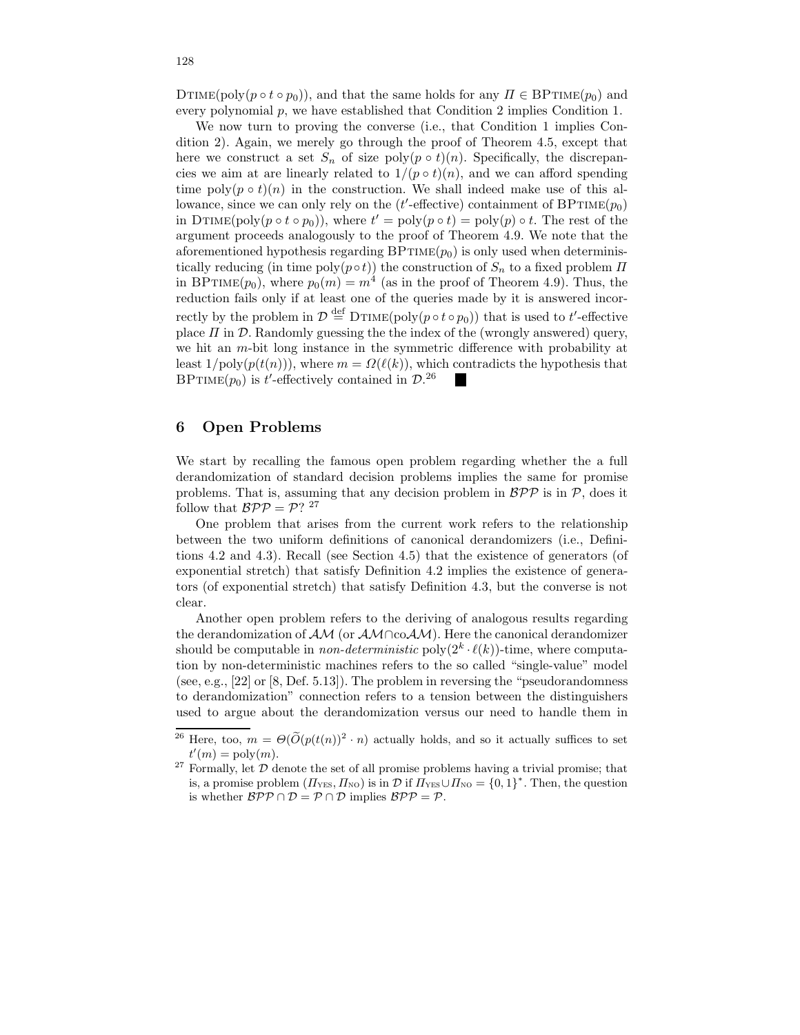$\text{DTIME}(\text{poly}(p \circ t \circ p_0))$, and that the same holds for any $\Pi \in \text{BPTIME}(p_0)$ and every polynomial $p$, we have established that Condition 2 implies Condition 1.

We now turn to proving the converse (i.e., that Condition 1 implies Condition 2). Again, we merely go through the proof of Theorem 4.5, except that here we construct a set $S_n$ of size $\text{poly}(p \circ t)(n)$. Specifically, the discrepancies we aim at are linearly related to $1/(p \circ t)(n)$, and we can afford spending time $\text{poly}(p \circ t)(n)$ in the construction. We shall indeed make use of this allowance, since we can only rely on the ($t'$-effective) containment of $\text{BPTIME}(p_0)$ in $\text{DTIME}(\text{poly}(p \circ t \circ p_0))$, where $t' = \text{poly}(p \circ t) = \text{poly}(p) \circ t$. The rest of the argument proceeds analogously to the proof of Theorem 4.9. We note that the aforementioned hypothesis regarding $\text{BPTIME}(p_0)$ is only used when deterministically reducing (in time $\text{poly}(p \circ t)$) the construction of $S_n$ to a fixed problem $\Pi$ in $\text{BPTIME}(p_0)$, where $p_0(m) = m^4$ (as in the proof of Theorem 4.9). Thus, the reduction fails only if at least one of the queries made by it is answered incorrectly by the problem in $\mathcal{D} \stackrel{\text{def}}{=} \text{DTIME}(\text{poly}(p \circ t \circ p_0))$ that is used to $t'$-effective place $\Pi$ in $\mathcal{D}$. Randomly guessing the the index of the (wrongly answered) query, we hit an $m$-bit long instance in the symmetric difference with probability at least $1/\text{poly}(p(t(n)))$, where $m = \Omega(\ell(k))$, which contradicts the hypothesis that $\text{BPTIME}(p_0)$ is $t'$-effectively contained in $\mathcal{D}$.[26] ■

## 6 Open Problems

We start by recalling the famous open problem regarding whether the a full derandomization of standard decision problems implies the same for promise problems. That is, assuming that any decision problem in $\mathcal{BPP}$ is in $\mathcal{P}$, does it follow that $\mathcal{BPP} = \mathcal{P}$? [27]

One problem that arises from the current work refers to the relationship between the two uniform definitions of canonical derandomizers (i.e., Definitions 4.2 and 4.3). Recall (see Section 4.5) that the existence of generators (of exponential stretch) that satisfy Definition 4.2 implies the existence of generators (of exponential stretch) that satisfy Definition 4.3, but the converse is not clear.

Another open problem refers to the deriving of analogous results regarding the derandomization of $\mathcal{AM}$ (or $\mathcal{AM} \cap \text{co}\mathcal{AM}$). Here the canonical derandomizer should be computable in *non-deterministic* $\text{poly}(2^k \cdot \ell(k))$-time, where computation by non-deterministic machines refers to the so called "single-value" model (see, e.g., [22] or [8, Def. 5.13]). The problem in reversing the "pseudorandomness to derandomization" connection refers to a tension between the distinguishers used to argue about the derandomization versus our need to handle them in

---

[26] Here, too, $m = \Theta(\widetilde{O}(p(t(n))^2 \cdot n)$ actually holds, and so it actually suffices to set $t'(m) = \text{poly}(m)$.

[27] Formally, let $\mathcal{D}$ denote the set of all promise problems having a trivial promise; that is, a promise problem $(\Pi_{\text{YES}}, \Pi_{\text{NO}})$ is in $\mathcal{D}$ if $\Pi_{\text{YES}} \cup \Pi_{\text{NO}} = \{0,1\}^*$. Then, the question is whether $\mathcal{BPP} \cap \mathcal{D} = \mathcal{P} \cap \mathcal{D}$ implies $\mathcal{BPP} = \mathcal{P}$.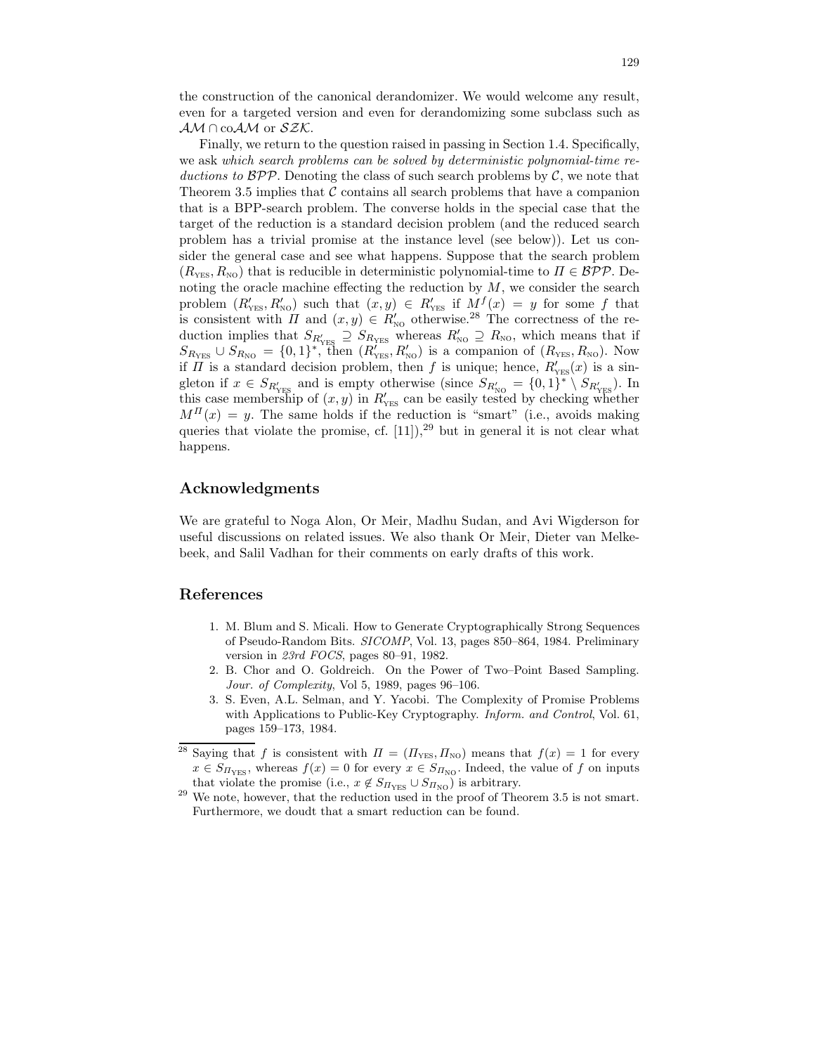the construction of the canonical derandomizer. We would welcome any result, even for a targeted version and even for derandomizing some subclass such as $\mathcal{AM} \cap \text{co}\mathcal{AM}$ or $\mathcal{SZK}$.

Finally, we return to the question raised in passing in Section 1.4. Specifically, we ask *which search problems can be solved by deterministic polynomial-time reductions to* $\mathcal{BPP}$. Denoting the class of such search problems by $\mathcal{C}$, we note that Theorem 3.5 implies that $\mathcal{C}$ contains all search problems that have a companion that is a BPP-search problem. The converse holds in the special case that the target of the reduction is a standard decision problem (and the reduced search problem has a trivial promise at the instance level (see below)). Let us consider the general case and see what happens. Suppose that the search problem $(R_{\text{YES}}, R_{\text{NO}})$ that is reducible in deterministic polynomial-time to $\Pi \in \mathcal{BPP}$. Denoting the oracle machine effecting the reduction by $M$, we consider the search problem $(R'_{\text{YES}}, R'_{\text{NO}})$ such that $(x, y) \in R'_{\text{YES}}$ if $M^f(x) = y$ for some $f$ that is consistent with $\Pi$ and $(x, y) \in R'_{\text{NO}}$ otherwise.[28] The correctness of the reduction implies that $S_{R'_{\text{YES}}} \supseteq S_{R_{\text{YES}}}$ whereas $R'_{\text{NO}} \supseteq R_{\text{NO}}$, which means that if $S_{R_{\text{YES}}} \cup S_{R_{\text{NO}}} = \{0,1\}^*$, then $(R'_{\text{YES}}, R'_{\text{NO}})$ is a companion of $(R_{\text{YES}}, R_{\text{NO}})$. Now if $\Pi$ is a standard decision problem, then $f$ is unique; hence, $R'_{\text{YES}}(x)$ is a singleton if $x \in S_{R'_{\text{YES}}}$ and is empty otherwise (since $S_{R'_{\text{NO}}} = \{0,1\}^* \setminus S_{R'_{\text{YES}}}$). In this case membership of $(x, y)$ in $R'_{\text{YES}}$ can be easily tested by checking whether $M^{\Pi}(x) = y$. The same holds if the reduction is "smart" (i.e., avoids making queries that violate the promise, cf. [11]),[29] but in general it is not clear what happens.

## Acknowledgments

We are grateful to Noga Alon, Or Meir, Madhu Sudan, and Avi Wigderson for useful discussions on related issues. We also thank Or Meir, Dieter van Melkebeek, and Salil Vadhan for their comments on early drafts of this work.

## References

1. M. Blum and S. Micali. How to Generate Cryptographically Strong Sequences of Pseudo-Random Bits. *SICOMP*, Vol. 13, pages 850–864, 1984. Preliminary version in *23rd FOCS*, pages 80–91, 1982.
2. B. Chor and O. Goldreich. On the Power of Two–Point Based Sampling. *Jour. of Complexity*, Vol 5, 1989, pages 96–106.
3. S. Even, A.L. Selman, and Y. Yacobi. The Complexity of Promise Problems with Applications to Public-Key Cryptography. *Inform. and Control*, Vol. 61, pages 159–173, 1984.

---

[28] Saying that $f$ is consistent with $\Pi = (\Pi_{\text{YES}}, \Pi_{\text{NO}})$ means that $f(x) = 1$ for every $x \in S_{\Pi_{\text{YES}}}$, whereas $f(x) = 0$ for every $x \in S_{\Pi_{\text{NO}}}$. Indeed, the value of $f$ on inputs that violate the promise (i.e., $x \notin S_{\Pi_{\text{YES}}} \cup S_{\Pi_{\text{NO}}}$) is arbitrary.

[29] We note, however, that the reduction used in the proof of Theorem 3.5 is not smart. Furthermore, we doudt that a smart reduction can be found.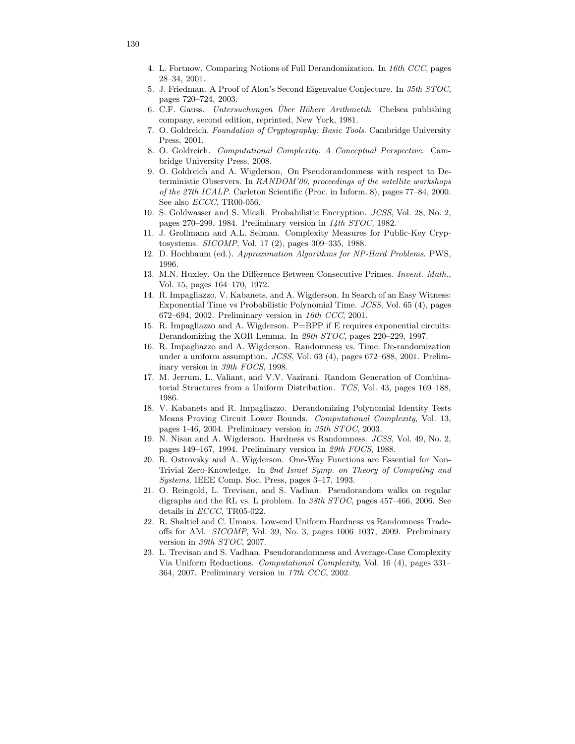4. L. Fortnow. Comparing Notions of Full Derandomization. In *16th CCC*, pages 28–34, 2001.
5. J. Friedman. A Proof of Alon's Second Eigenvalue Conjecture. In *35th STOC*, pages 720–724, 2003.
6. C.F. Gauss. *Untersuchungen Über Höhere Arithmetik*. Chelsea publishing company, second edition, reprinted, New York, 1981.
7. O. Goldreich. *Foundation of Cryptography: Basic Tools*. Cambridge University Press, 2001.
8. O. Goldreich. *Computational Complexity: A Conceptual Perspective*. Cambridge University Press, 2008.
9. O. Goldreich and A. Wigderson, On Pseudorandomness with respect to Deterministic Observers. In *RANDOM'00, proceedings of the satellite workshops of the 27th ICALP*. Carleton Scientific (Proc. in Inform. 8), pages 77–84, 2000. See also *ECCC*, TR00-056.
10. S. Goldwasser and S. Micali. Probabilistic Encryption. *JCSS*, Vol. 28, No. 2, pages 270–299, 1984. Preliminary version in *14th STOC*, 1982.
11. J. Grollmann and A.L. Selman. Complexity Measures for Public-Key Cryptosystems. *SICOMP*, Vol. 17 (2), pages 309–335, 1988.
12. D. Hochbaum (ed.). *Approximation Algorithms for NP-Hard Problems*. PWS, 1996.
13. M.N. Huxley. On the Difference Between Consecutive Primes. *Invent. Math.*, Vol. 15, pages 164–170, 1972.
14. R. Impagliazzo, V. Kabanets, and A. Wigderson. In Search of an Easy Witness: Exponential Time vs Probabilistic Polynomial Time. *JCSS*, Vol. 65 (4), pages 672–694, 2002. Preliminary version in *16th CCC*, 2001.
15. R. Impagliazzo and A. Wigderson. P=BPP if E requires exponential circuits: Derandomizing the XOR Lemma. In *29th STOC*, pages 220–229, 1997.
16. R. Impagliazzo and A. Wigderson. Randomness vs. Time: De-randomization under a uniform assumption. *JCSS*, Vol. 63 (4), pages 672–688, 2001. Preliminary version in *39th FOCS*, 1998.
17. M. Jerrum, L. Valiant, and V.V. Vazirani. Random Generation of Combinatorial Structures from a Uniform Distribution. *TCS*, Vol. 43, pages 169–188, 1986.
18. V. Kabanets and R. Impagliazzo. Derandomizing Polynomial Identity Tests Means Proving Circuit Lower Bounds. *Computational Complexity*, Vol. 13, pages 1-46, 2004. Preliminary version in *35th STOC*, 2003.
19. N. Nisan and A. Wigderson. Hardness vs Randomness. *JCSS*, Vol. 49, No. 2, pages 149–167, 1994. Preliminary version in *29th FOCS*, 1988.
20. R. Ostrovsky and A. Wigderson. One-Way Functions are Essential for Non-Trivial Zero-Knowledge. In *2nd Israel Symp. on Theory of Computing and Systems*, IEEE Comp. Soc. Press, pages 3–17, 1993.
21. O. Reingold, L. Trevisan, and S. Vadhan. Pseudorandom walks on regular digraphs and the RL vs. L problem. In *38th STOC*, pages 457–466, 2006. See details in *ECCC*, TR05-022.
22. R. Shaltiel and C. Umans. Low-end Uniform Hardness vs Randomness Tradeoffs for AM. *SICOMP*, Vol. 39, No. 3, pages 1006–1037, 2009. Preliminary version in *39th STOC*, 2007.
23. L. Trevisan and S. Vadhan. Pseudorandomness and Average-Case Complexity Via Uniform Reductions. *Computational Complexity*, Vol. 16 (4), pages 331–364, 2007. Preliminary version in *17th CCC*, 2002.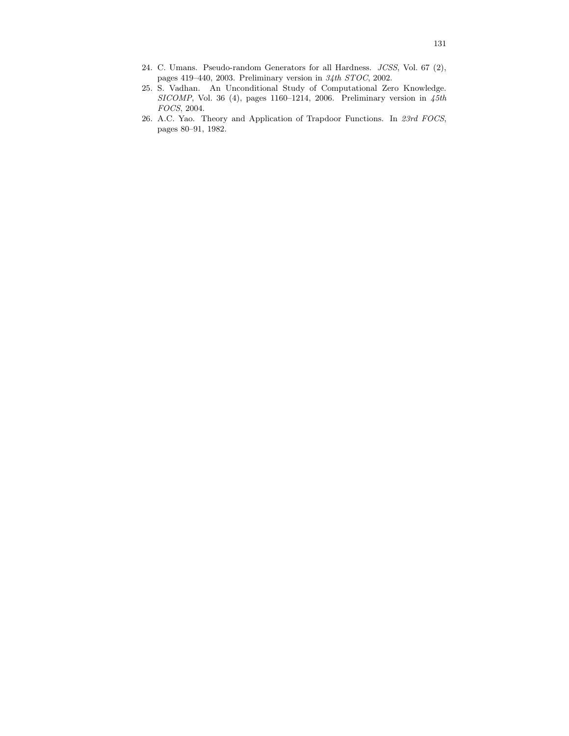24. C. Umans. Pseudo-random Generators for all Hardness. *JCSS*, Vol. 67 (2), pages 419–440, 2003. Preliminary version in *34th STOC*, 2002.
25. S. Vadhan. An Unconditional Study of Computational Zero Knowledge. *SICOMP*, Vol. 36 (4), pages 1160–1214, 2006. Preliminary version in *45th FOCS*, 2004.
26. A.C. Yao. Theory and Application of Trapdoor Functions. In *23rd FOCS*, pages 80–91, 1982.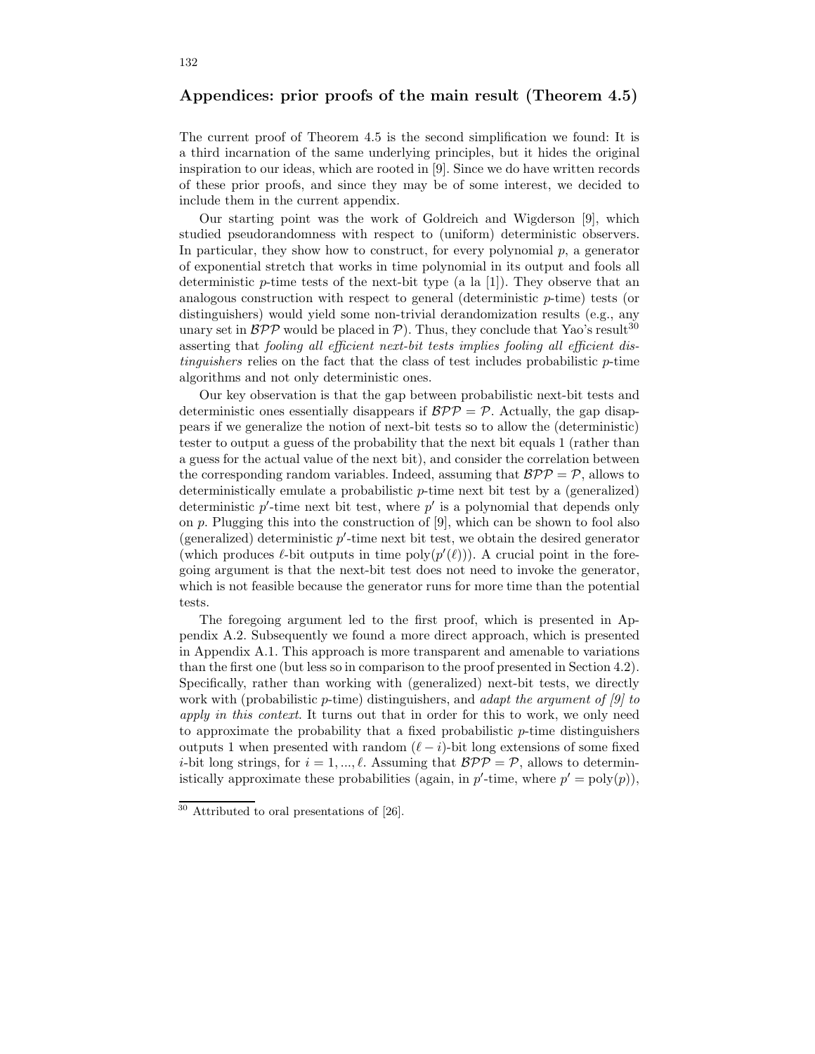## Appendices: prior proofs of the main result (Theorem 4.5)

The current proof of Theorem 4.5 is the second simplification we found: It is a third incarnation of the same underlying principles, but it hides the original inspiration to our ideas, which are rooted in [9]. Since we do have written records of these prior proofs, and since they may be of some interest, we decided to include them in the current appendix.

Our starting point was the work of Goldreich and Wigderson [9], which studied pseudorandomness with respect to (uniform) deterministic observers. In particular, they show how to construct, for every polynomial $p$, a generator of exponential stretch that works in time polynomial in its output and fools all deterministic $p$-time tests of the next-bit type (a la [1]). They observe that an analogous construction with respect to general (deterministic $p$-time) tests (or distinguishers) would yield some non-trivial derandomization results (e.g., any unary set in $\mathcal{BPP}$ would be placed in $\mathcal{P}$). Thus, they conclude that Yao's result[30] asserting that *fooling all efficient next-bit tests implies fooling all efficient distinguishers* relies on the fact that the class of test includes probabilistic $p$-time algorithms and not only deterministic ones.

Our key observation is that the gap between probabilistic next-bit tests and deterministic ones essentially disappears if $\mathcal{BPP} = \mathcal{P}$. Actually, the gap disappears if we generalize the notion of next-bit tests so to allow the (deterministic) tester to output a guess of the probability that the next bit equals 1 (rather than a guess for the actual value of the next bit), and consider the correlation between the corresponding random variables. Indeed, assuming that $\mathcal{BPP} = \mathcal{P}$, allows to deterministically emulate a probabilistic $p$-time next bit test by a (generalized) deterministic $p'$-time next bit test, where $p'$ is a polynomial that depends only on $p$. Plugging this into the construction of [9], which can be shown to fool also (generalized) deterministic $p'$-time next bit test, we obtain the desired generator (which produces $\ell$-bit outputs in time $\text{poly}(p'(\ell))$). A crucial point in the foregoing argument is that the next-bit test does not need to invoke the generator, which is not feasible because the generator runs for more time than the potential tests.

The foregoing argument led to the first proof, which is presented in Appendix A.2. Subsequently we found a more direct approach, which is presented in Appendix A.1. This approach is more transparent and amenable to variations than the first one (but less so in comparison to the proof presented in Section 4.2). Specifically, rather than working with (generalized) next-bit tests, we directly work with (probabilistic $p$-time) distinguishers, and *adapt the argument of [9] to apply in this context*. It turns out that in order for this to work, we only need to approximate the probability that a fixed probabilistic $p$-time distinguishers outputs 1 when presented with random $(\ell - i)$-bit long extensions of some fixed $i$-bit long strings, for $i = 1, ..., \ell$. Assuming that $\mathcal{BPP} = \mathcal{P}$, allows to deterministically approximate these probabilities (again, in $p'$-time, where $p' = \text{poly}(p)$),

[30] Attributed to oral presentations of [26].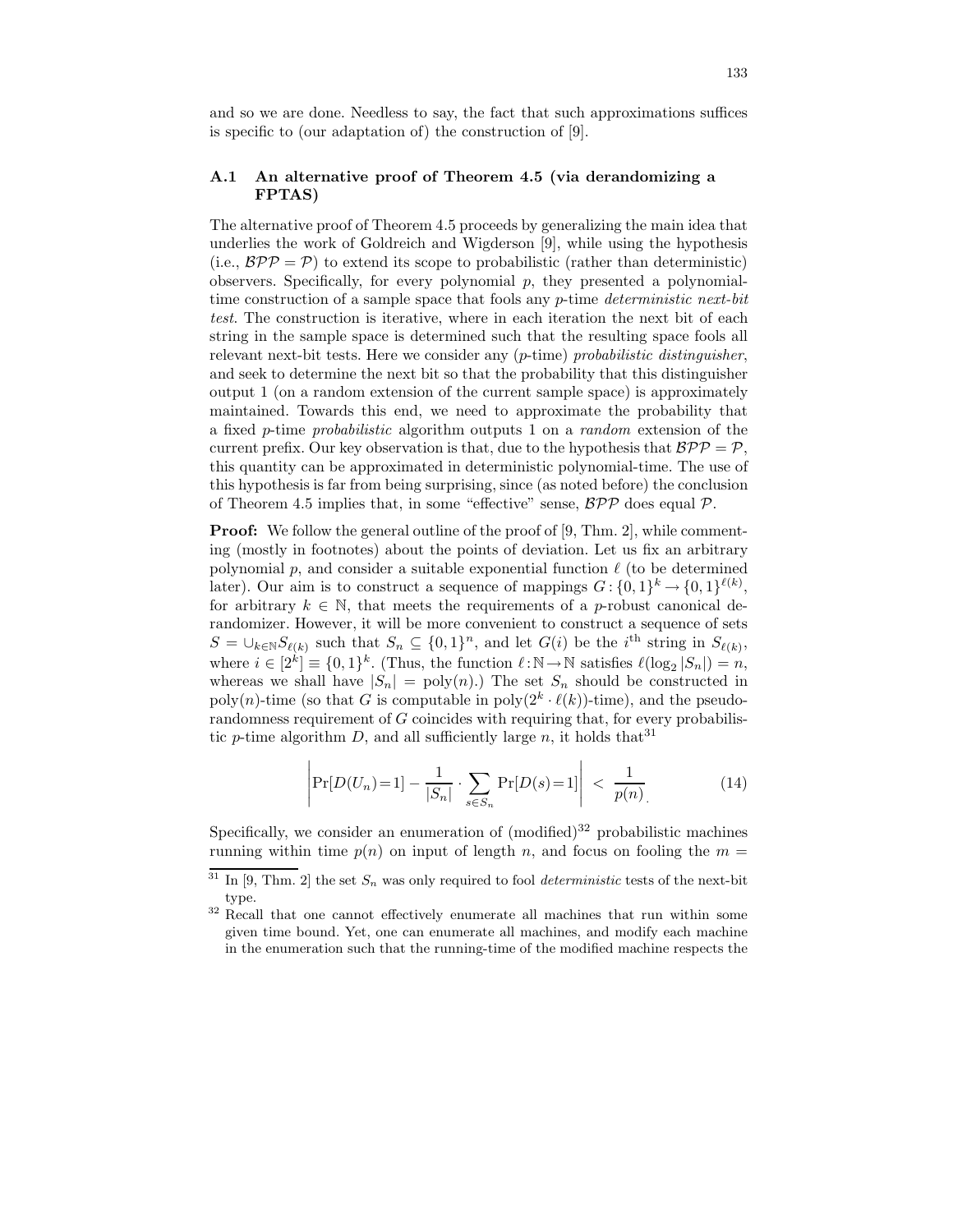and so we are done. Needless to say, the fact that such approximations suffices is specific to (our adaptation of) the construction of [9].

### A.1 An alternative proof of Theorem 4.5 (via derandomizing a FPTAS)

The alternative proof of Theorem 4.5 proceeds by generalizing the main idea that underlies the work of Goldreich and Wigderson [9], while using the hypothesis (i.e., $\mathcal{BPP} = \mathcal{P}$) to extend its scope to probabilistic (rather than deterministic) observers. Specifically, for every polynomial $p$, they presented a polynomial-time construction of a sample space that fools any $p$-time *deterministic next-bit test*. The construction is iterative, where in each iteration the next bit of each string in the sample space is determined such that the resulting space fools all relevant next-bit tests. Here we consider any ($p$-time) *probabilistic distinguisher*, and seek to determine the next bit so that the probability that this distinguisher output 1 (on a random extension of the current sample space) is approximately maintained. Towards this end, we need to approximate the probability that a fixed $p$-time *probabilistic* algorithm outputs 1 on a *random* extension of the current prefix. Our key observation is that, due to the hypothesis that $\mathcal{BPP} = \mathcal{P}$, this quantity can be approximated in deterministic polynomial-time. The use of this hypothesis is far from being surprising, since (as noted before) the conclusion of Theorem 4.5 implies that, in some "effective" sense, $\mathcal{BPP}$ does equal $\mathcal{P}$.

**Proof:** We follow the general outline of the proof of [9, Thm. 2], while commenting (mostly in footnotes) about the points of deviation. Let us fix an arbitrary polynomial $p$, and consider a suitable exponential function $\ell$ (to be determined later). Our aim is to construct a sequence of mappings $G: \{0,1\}^k \to \{0,1\}^{\ell(k)}$, for arbitrary $k \in \mathbb{N}$, that meets the requirements of a $p$-robust canonical derandomizer. However, it will be more convenient to construct a sequence of sets $S = \cup_{k\in\mathbb{N}} S_{\ell(k)}$ such that $S_n \subseteq \{0,1\}^n$, and let $G(i)$ be the $i^{\text{th}}$ string in $S_{\ell(k)}$, where $i \in [2^k] \equiv \{0,1\}^k$. (Thus, the function $\ell: \mathbb{N} \to \mathbb{N}$ satisfies $\ell(\log_2 |S_n|) = n$, whereas we shall have $|S_n| = \text{poly}(n)$.) The set $S_n$ should be constructed in poly$(n)$-time (so that $G$ is computable in poly$(2^k \cdot \ell(k))$-time), and the pseudorandomness requirement of $G$ coincides with requiring that, for every probabilistic $p$-time algorithm $D$, and all sufficiently large $n$, it holds that[31]

$$\left| \Pr[D(U_n) = 1] - \frac{1}{|S_n|} \cdot \sum_{s \in S_n} \Pr[D(s) = 1] \right| < \frac{1}{p(n)} \tag{14}$$

Specifically, we consider an enumeration of (modified)[32] probabilistic machines running within time $p(n)$ on input of length $n$, and focus on fooling the $m =$

---

[31] In [9, Thm. 2] the set $S_n$ was only required to fool *deterministic* tests of the next-bit type.

[32] Recall that one cannot effectively enumerate all machines that run within some given time bound. Yet, one can enumerate all machines, and modify each machine in the enumeration such that the running-time of the modified machine respects the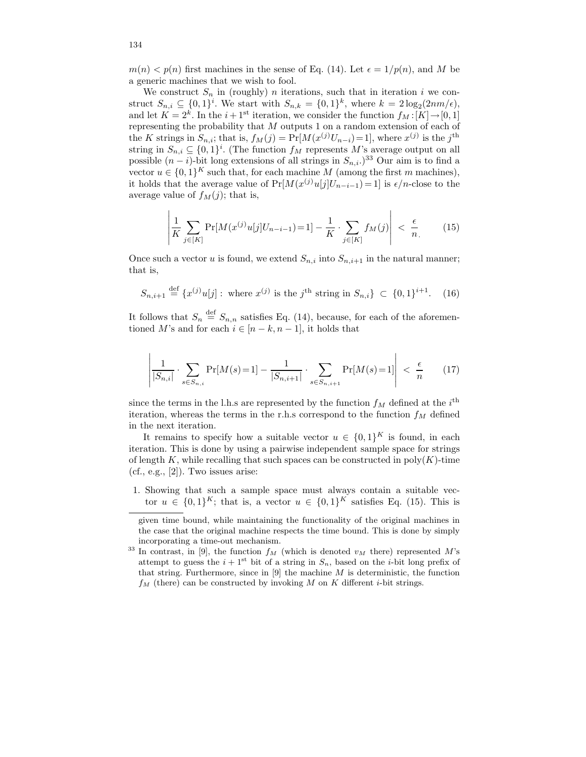$m(n) < p(n)$ first machines in the sense of Eq. (14). Let $\epsilon = 1/p(n)$, and $M$ be a generic machines that we wish to fool.

We construct $S_n$ in (roughly) $n$ iterations, such that in iteration $i$ we construct $S_{n,i} \subseteq \{0,1\}^i$. We start with $S_{n,k} = \{0,1\}^k$, where $k = 2\log_2(2nm/\epsilon)$, and let $K = 2^k$. In the $i+1^{\text{st}}$ iteration, we consider the function $f_M : [K] \to [0,1]$ representing the probability that $M$ outputs 1 on a random extension of each of the $K$ strings in $S_{n,i}$; that is, $f_M(j) = \Pr[M(x^{(j)}U_{n-i}) = 1]$, where $x^{(j)}$ is the $j^{\text{th}}$ string in $S_{n,i} \subseteq \{0,1\}^i$. (The function $f_M$ represents $M$'s average output on all possible $(n-i)$-bit long extensions of all strings in $S_{n,i}$.)[33] Our aim is to find a vector $u \in \{0,1\}^K$ such that, for each machine $M$ (among the first $m$ machines), it holds that the average value of $\Pr[M(x^{(j)}u[j]U_{n-i-1}) = 1]$ is $\epsilon/n$-close to the average value of $f_M(j)$; that is,

$$\left| \frac{1}{K} \sum_{j \in [K]} \Pr[M(x^{(j)}u[j]U_{n-i-1}) = 1] - \frac{1}{K} \cdot \sum_{j \in [K]} f_M(j) \right| < \frac{\epsilon}{n}. \tag{15}$$

Once such a vector $u$ is found, we extend $S_{n,i}$ into $S_{n,i+1}$ in the natural manner; that is,

$$S_{n,i+1} \stackrel{\text{def}}{=} \{x^{(j)}u[j] : \text{ where } x^{(j)} \text{ is the } j^{\text{th}} \text{ string in } S_{n,i}\} \subset \{0,1\}^{i+1}. \tag{16}$$

It follows that $S_n \stackrel{\text{def}}{=} S_{n,n}$ satisfies Eq. (14), because, for each of the aforementioned $M$'s and for each $i \in [n-k, n-1]$, it holds that

$$\left| \frac{1}{|S_{n,i}|} \cdot \sum_{s \in S_{n,i}} \Pr[M(s) = 1] - \frac{1}{|S_{n,i+1}|} \cdot \sum_{s \in S_{n,i+1}} \Pr[M(s) = 1] \right| < \frac{\epsilon}{n} \tag{17}$$

since the terms in the l.h.s are represented by the function $f_M$ defined at the $i^{\text{th}}$ iteration, whereas the terms in the r.h.s correspond to the function $f_M$ defined in the next iteration.

It remains to specify how a suitable vector $u \in \{0,1\}^K$ is found, in each iteration. This is done by using a pairwise independent sample space for strings of length $K$, while recalling that such spaces can be constructed in poly($K$)-time (cf., e.g., [2]). Two issues arise:

1. Showing that such a sample space must always contain a suitable vector $u \in \{0,1\}^K$; that is, a vector $u \in \{0,1\}^K$ satisfies Eq. (15). This is

---

given time bound, while maintaining the functionality of the original machines in the case that the original machine respects the time bound. This is done by simply incorporating a time-out mechanism.

[33] In contrast, in [9], the function $f_M$ (which is denoted $v_M$ there) represented $M$'s attempt to guess the $i+1^{\text{st}}$ bit of a string in $S_n$, based on the $i$-bit long prefix of that string. Furthermore, since in [9] the machine $M$ is deterministic, the function $f_M$ (there) can be constructed by invoking $M$ on $K$ different $i$-bit strings.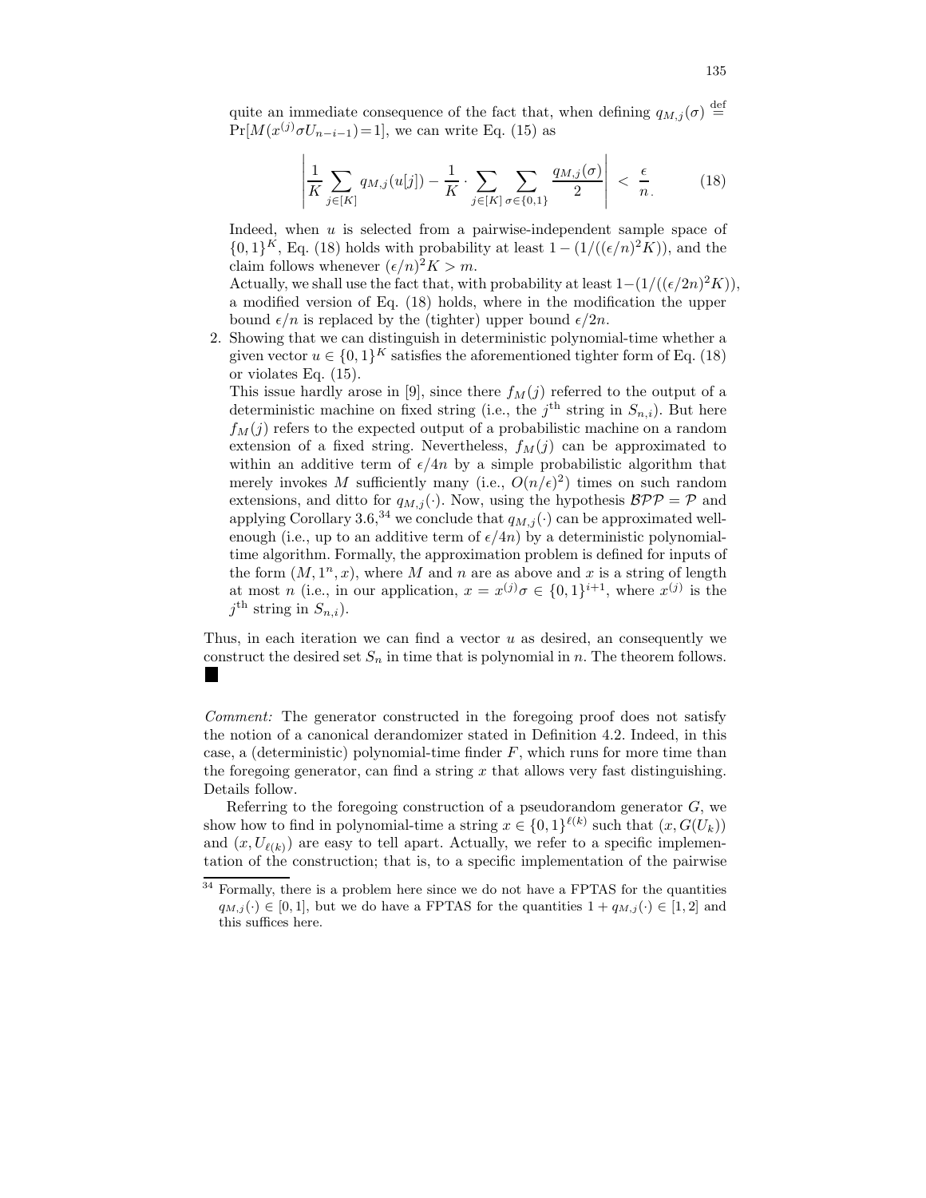quite an immediate consequence of the fact that, when defining $q_{M,j}(\sigma) \stackrel{\rm def}{=} \Pr[M(x^{(j)}\sigma U_{n-i-1})=1]$, we can write Eq. (15) as

$$\left| \frac{1}{K} \sum_{j\in[K]} q_{M,j}(u[j]) - \frac{1}{K} \cdot \sum_{j\in[K]} \sum_{\sigma\in\{0,1\}} \frac{q_{M,j}(\sigma)}{2} \right| < \frac{\epsilon}{n}. \tag{18}$$

Indeed, when $u$ is selected from a pairwise-independent sample space of $\{0,1\}^K$, Eq. (18) holds with probability at least $1-(1/((\epsilon/n)^2K))$, and the claim follows whenever $(\epsilon/n)^2K > m$.
Actually, we shall use the fact that, with probability at least $1-(1/((\epsilon/2n)^2K))$, a modified version of Eq. (18) holds, where in the modification the upper bound $\epsilon/n$ is replaced by the (tighter) upper bound $\epsilon/2n$.

2. Showing that we can distinguish in deterministic polynomial-time whether a given vector $u \in \{0,1\}^K$ satisfies the aforementioned tighter form of Eq. (18) or violates Eq. (15).
This issue hardly arose in [9], since there $f_M(j)$ referred to the output of a deterministic machine on fixed string (i.e., the $j^{\rm th}$ string in $S_{n,i}$). But here $f_M(j)$ refers to the expected output of a probabilistic machine on a random extension of a fixed string. Nevertheless, $f_M(j)$ can be approximated to within an additive term of $\epsilon/4n$ by a simple probabilistic algorithm that merely invokes $M$ sufficiently many (i.e., $O(n/\epsilon)^2$) times on such random extensions, and ditto for $q_{M,j}(\cdot)$. Now, using the hypothesis $\mathcal{BPP} = \mathcal{P}$ and applying Corollary 3.6,[34] we conclude that $q_{M,j}(\cdot)$ can be approximated well-enough (i.e., up to an additive term of $\epsilon/4n$) by a deterministic polynomial-time algorithm. Formally, the approximation problem is defined for inputs of the form $(M, 1^n, x)$, where $M$ and $n$ are as above and $x$ is a string of length at most $n$ (i.e., in our application, $x = x^{(j)}\sigma \in \{0,1\}^{i+1}$, where $x^{(j)}$ is the $j^{\rm th}$ string in $S_{n,i}$).

Thus, in each iteration we can find a vector $u$ as desired, an consequently we construct the desired set $S_n$ in time that is polynomial in $n$. The theorem follows. ■

*Comment:* The generator constructed in the foregoing proof does not satisfy the notion of a canonical derandomizer stated in Definition 4.2. Indeed, in this case, a (deterministic) polynomial-time finder $F$, which runs for more time than the foregoing generator, can find a string $x$ that allows very fast distinguishing. Details follow.

Referring to the foregoing construction of a pseudorandom generator $G$, we show how to find in polynomial-time a string $x \in \{0,1\}^{\ell(k)}$ such that $(x, G(U_k))$ and $(x, U_{\ell(k)})$ are easy to tell apart. Actually, we refer to a specific implementation of the construction; that is, to a specific implementation of the pairwise

[34] Formally, there is a problem here since we do not have a FPTAS for the quantities $q_{M,j}(\cdot) \in [0,1]$, but we do have a FPTAS for the quantities $1 + q_{M,j}(\cdot) \in [1,2]$ and this suffices here.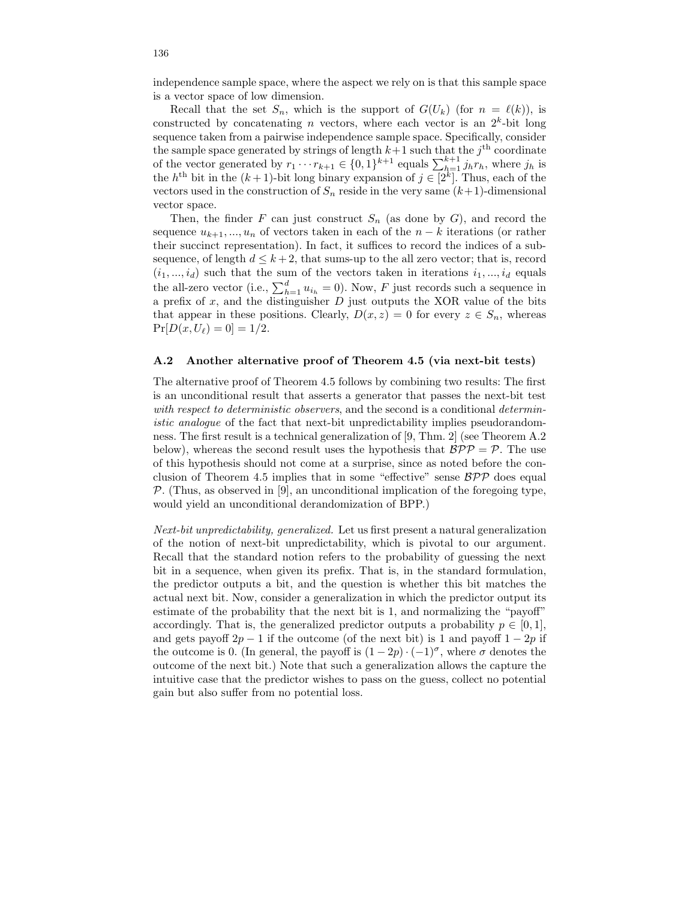independence sample space, where the aspect we rely on is that this sample space is a vector space of low dimension.

Recall that the set $S_n$, which is the support of $G(U_k)$ (for $n = \ell(k)$), is constructed by concatenating $n$ vectors, where each vector is an $2^k$-bit long sequence taken from a pairwise independence sample space. Specifically, consider the sample space generated by strings of length $k+1$ such that the $j^{\text{th}}$ coordinate of the vector generated by $r_1 \cdots r_{k+1} \in \{0,1\}^{k+1}$ equals $\sum_{h=1}^{k+1} j_h r_h$, where $j_h$ is the $h^{\text{th}}$ bit in the $(k+1)$-bit long binary expansion of $j \in [2^k]$. Thus, each of the vectors used in the construction of $S_n$ reside in the very same $(k+1)$-dimensional vector space.

Then, the finder $F$ can just construct $S_n$ (as done by $G$), and record the sequence $u_{k+1}, ..., u_n$ of vectors taken in each of the $n-k$ iterations (or rather their succinct representation). In fact, it suffices to record the indices of a subsequence, of length $d \leq k+2$, that sums-up to the all zero vector; that is, record $(i_1, ..., i_d)$ such that the sum of the vectors taken in iterations $i_1, ..., i_d$ equals the all-zero vector (i.e., $\sum_{h=1}^{d} u_{i_h} = 0$). Now, $F$ just records such a sequence in a prefix of $x$, and the distinguisher $D$ just outputs the XOR value of the bits that appear in these positions. Clearly, $D(x,z) = 0$ for every $z \in S_n$, whereas $\Pr[D(x, U_\ell) = 0] = 1/2$.

### A.2 Another alternative proof of Theorem 4.5 (via next-bit tests)

The alternative proof of Theorem 4.5 follows by combining two results: The first is an unconditional result that asserts a generator that passes the next-bit test *with respect to deterministic observers*, and the second is a conditional *deterministic analogue* of the fact that next-bit unpredictability implies pseudorandomness. The first result is a technical generalization of [9, Thm. 2] (see Theorem A.2 below), whereas the second result uses the hypothesis that $\mathcal{BPP} = \mathcal{P}$. The use of this hypothesis should not come at a surprise, since as noted before the conclusion of Theorem 4.5 implies that in some "effective" sense $\mathcal{BPP}$ does equal $\mathcal{P}$. (Thus, as observed in [9], an unconditional implication of the foregoing type, would yield an unconditional derandomization of BPP.)

*Next-bit unpredictability, generalized.* Let us first present a natural generalization of the notion of next-bit unpredictability, which is pivotal to our argument. Recall that the standard notion refers to the probability of guessing the next bit in a sequence, when given its prefix. That is, in the standard formulation, the predictor outputs a bit, and the question is whether this bit matches the actual next bit. Now, consider a generalization in which the predictor output its estimate of the probability that the next bit is 1, and normalizing the "payoff" accordingly. That is, the generalized predictor outputs a probability $p \in [0,1]$, and gets payoff $2p - 1$ if the outcome (of the next bit) is 1 and payoff $1 - 2p$ if the outcome is 0. (In general, the payoff is $(1-2p) \cdot (-1)^\sigma$, where $\sigma$ denotes the outcome of the next bit.) Note that such a generalization allows the capture the intuitive case that the predictor wishes to pass on the guess, collect no potential gain but also suffer from no potential loss.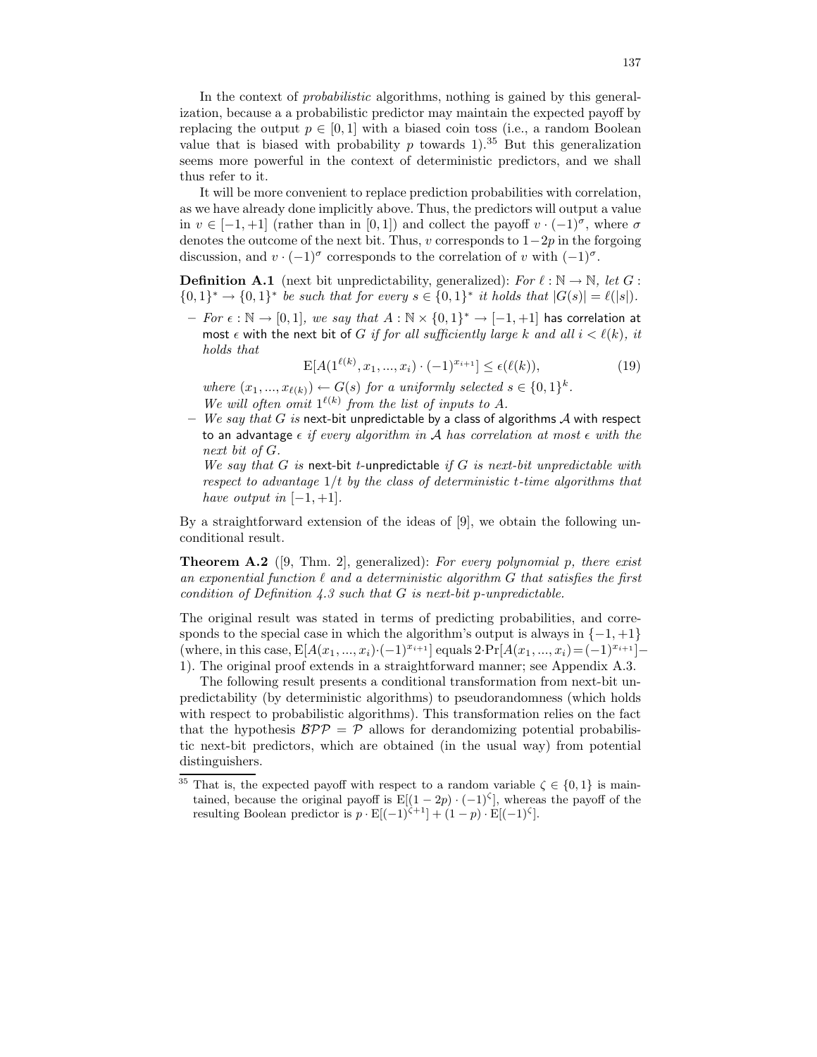In the context of *probabilistic* algorithms, nothing is gained by this generalization, because a a probabilistic predictor may maintain the expected payoff by replacing the output $p \in [0,1]$ with a biased coin toss (i.e., a random Boolean value that is biased with probability $p$ towards 1).[35] But this generalization seems more powerful in the context of deterministic predictors, and we shall thus refer to it.

It will be more convenient to replace prediction probabilities with correlation, as we have already done implicitly above. Thus, the predictors will output a value in $v \in [-1,+1]$ (rather than in $[0,1]$) and collect the payoff $v \cdot (-1)^\sigma$, where $\sigma$ denotes the outcome of the next bit. Thus, $v$ corresponds to $1-2p$ in the forgoing discussion, and $v \cdot (-1)^\sigma$ corresponds to the correlation of $v$ with $(-1)^\sigma$.

**Definition A.1** (next bit unpredictability, generalized): *For $\ell : \mathbb{N} \to \mathbb{N}$, let $G : \{0,1\}^* \to \{0,1\}^*$ be such that for every $s \in \{0,1\}^*$ it holds that $|G(s)| = \ell(|s|)$.*

- *For $\epsilon : \mathbb{N} \to [0,1]$, we say that $A : \mathbb{N} \times \{0,1\}^* \to [-1,+1]$* has correlation at most $\epsilon$ with the next bit of $G$ *if for all sufficiently large $k$ and all $i < \ell(k)$, it holds that*

$$\mathrm{E}[A(1^{\ell(k)}, x_1, ..., x_i) \cdot (-1)^{x_{i+1}}] \le \epsilon(\ell(k)), \tag{19}$$

  *where $(x_1, ..., x_{\ell(k)}) \leftarrow G(s)$ for a uniformly selected $s \in \{0,1\}^k$.*
  *We will often omit $1^{\ell(k)}$ from the list of inputs to $A$.*
- *We say that $G$ is* next-bit unpredictable by a class of algorithms $\mathcal{A}$ with respect to an advantage $\epsilon$ *if every algorithm in $\mathcal{A}$ has correlation at most $\epsilon$ with the next bit of $G$.*
  *We say that $G$ is* next-bit $t$-unpredictable *if $G$ is next-bit unpredictable with respect to advantage $1/t$ by the class of deterministic $t$-time algorithms that have output in $[-1,+1]$.*

By a straightforward extension of the ideas of [9], we obtain the following unconditional result.

**Theorem A.2** ([9, Thm. 2], generalized): *For every polynomial $p$, there exist an exponential function $\ell$ and a deterministic algorithm $G$ that satisfies the first condition of Definition 4.3 such that $G$ is next-bit $p$-unpredictable.*

The original result was stated in terms of predicting probabilities, and corresponds to the special case in which the algorithm's output is always in $\{-1,+1\}$ (where, in this case, $\mathrm{E}[A(x_1, ..., x_i) \cdot (-1)^{x_{i+1}}]$ equals $2 \cdot \Pr[A(x_1, ..., x_i) = (-1)^{x_{i+1}}] - 1$). The original proof extends in a straightforward manner; see Appendix A.3.

The following result presents a conditional transformation from next-bit unpredictability (by deterministic algorithms) to pseudorandomness (which holds with respect to probabilistic algorithms). This transformation relies on the fact that the hypothesis $\mathcal{BPP} = \mathcal{P}$ allows for derandomizing potential probabilistic next-bit predictors, which are obtained (in the usual way) from potential distinguishers.

---

[35] That is, the expected payoff with respect to a random variable $\zeta \in \{0,1\}$ is maintained, because the original payoff is $\mathrm{E}[(1-2p) \cdot (-1)^\zeta]$, whereas the payoff of the resulting Boolean predictor is $p \cdot \mathrm{E}[(-1)^{\zeta+1}] + (1-p) \cdot \mathrm{E}[(-1)^\zeta]$.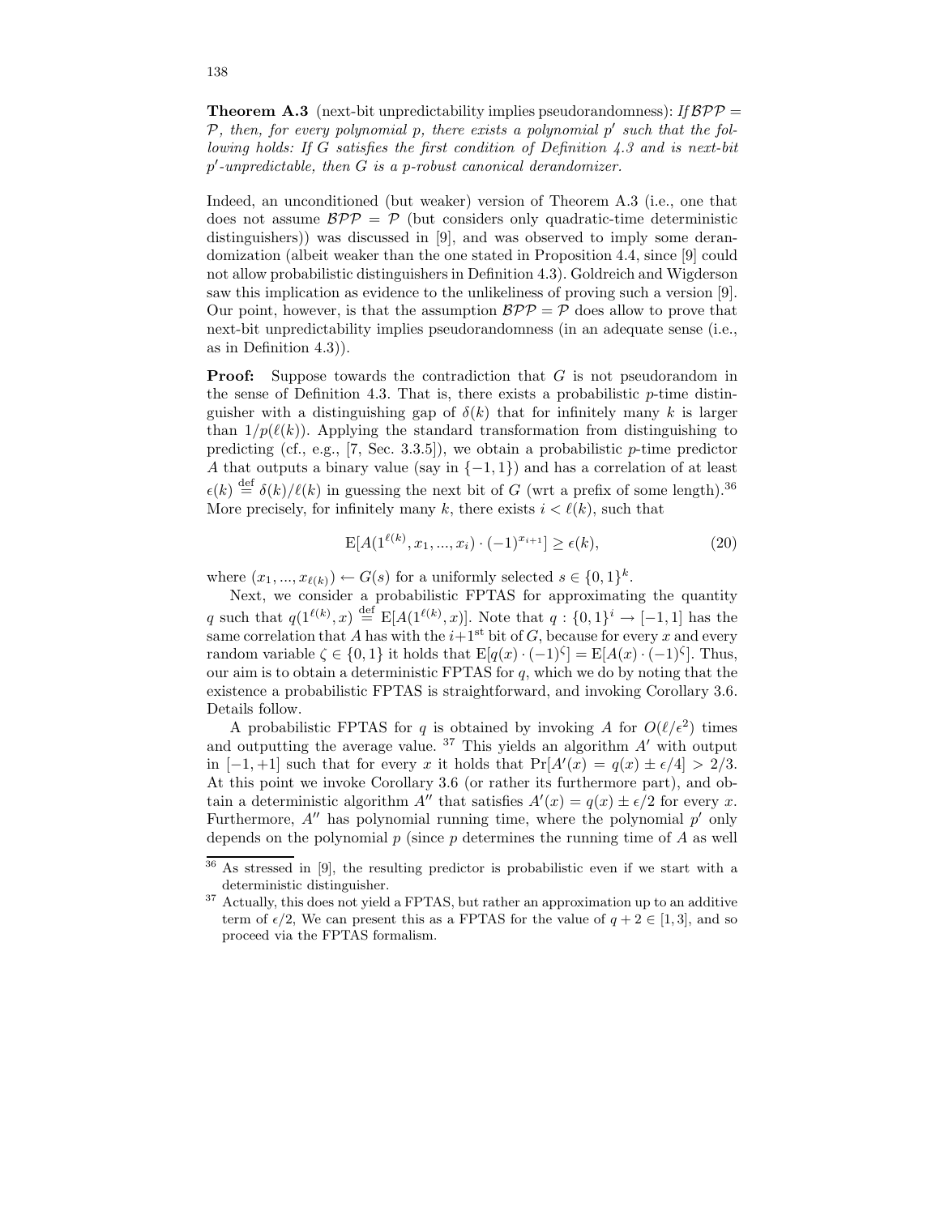**Theorem A.3** (next-bit unpredictability implies pseudorandomness): *If $\mathcal{BPP} = \mathcal{P}$, then, for every polynomial $p$, there exists a polynomial $p'$ such that the following holds: If $G$ satisfies the first condition of Definition 4.3 and is next-bit $p'$-unpredictable, then $G$ is a $p$-robust canonical derandomizer.*

Indeed, an unconditioned (but weaker) version of Theorem A.3 (i.e., one that does not assume $\mathcal{BPP} = \mathcal{P}$ (but considers only quadratic-time deterministic distinguishers)) was discussed in [9], and was observed to imply some derandomization (albeit weaker than the one stated in Proposition 4.4, since [9] could not allow probabilistic distinguishers in Definition 4.3). Goldreich and Wigderson saw this implication as evidence to the unlikeliness of proving such a version [9]. Our point, however, is that the assumption $\mathcal{BPP} = \mathcal{P}$ does allow to prove that next-bit unpredictability implies pseudorandomness (in an adequate sense (i.e., as in Definition 4.3)).

**Proof:** Suppose towards the contradiction that $G$ is not pseudorandom in the sense of Definition 4.3. That is, there exists a probabilistic $p$-time distinguisher with a distinguishing gap of $\delta(k)$ that for infinitely many $k$ is larger than $1/p(\ell(k))$. Applying the standard transformation from distinguishing to predicting (cf., e.g., [7, Sec. 3.3.5]), we obtain a probabilistic $p$-time predictor $A$ that outputs a binary value (say in $\{-1, 1\}$) and has a correlation of at least $\epsilon(k) \stackrel{\text{def}}{=} \delta(k)/\ell(k)$ in guessing the next bit of $G$ (wrt a prefix of some length).[36] More precisely, for infinitely many $k$, there exists $i < \ell(k)$, such that

$$\mathrm{E}[A(1^{\ell(k)}, x_1, ..., x_i) \cdot (-1)^{x_{i+1}}] \geq \epsilon(k), \tag{20}$$

where $(x_1, ..., x_{\ell(k)}) \leftarrow G(s)$ for a uniformly selected $s \in \{0,1\}^k$.

Next, we consider a probabilistic FPTAS for approximating the quantity $q$ such that $q(1^{\ell(k)}, x) \stackrel{\text{def}}{=} \mathrm{E}[A(1^{\ell(k)}, x)]$. Note that $q : \{0,1\}^i \to [-1, 1]$ has the same correlation that $A$ has with the $i+1^{\text{st}}$ bit of $G$, because for every $x$ and every random variable $\zeta \in \{0,1\}$ it holds that $\mathrm{E}[q(x) \cdot (-1)^\zeta] = \mathrm{E}[A(x) \cdot (-1)^\zeta]$. Thus, our aim is to obtain a deterministic FPTAS for $q$, which we do by noting that the existence a probabilistic FPTAS is straightforward, and invoking Corollary 3.6. Details follow.

A probabilistic FPTAS for $q$ is obtained by invoking $A$ for $O(\ell/\epsilon^2)$ times and outputting the average value. [37] This yields an algorithm $A'$ with output in $[-1, +1]$ such that for every $x$ it holds that $\Pr[A'(x) = q(x) \pm \epsilon/4] > 2/3$. At this point we invoke Corollary 3.6 (or rather its furthermore part), and obtain a deterministic algorithm $A''$ that satisfies $A''(x) = q(x) \pm \epsilon/2$ for every $x$. Furthermore, $A''$ has polynomial running time, where the polynomial $p'$ only depends on the polynomial $p$ (since $p$ determines the running time of $A$ as well

[36] As stressed in [9], the resulting predictor is probabilistic even if we start with a deterministic distinguisher.

[37] Actually, this does not yield a FPTAS, but rather an approximation up to an additive term of $\epsilon/2$, We can present this as a FPTAS for the value of $q + 2 \in [1, 3]$, and so proceed via the FPTAS formalism.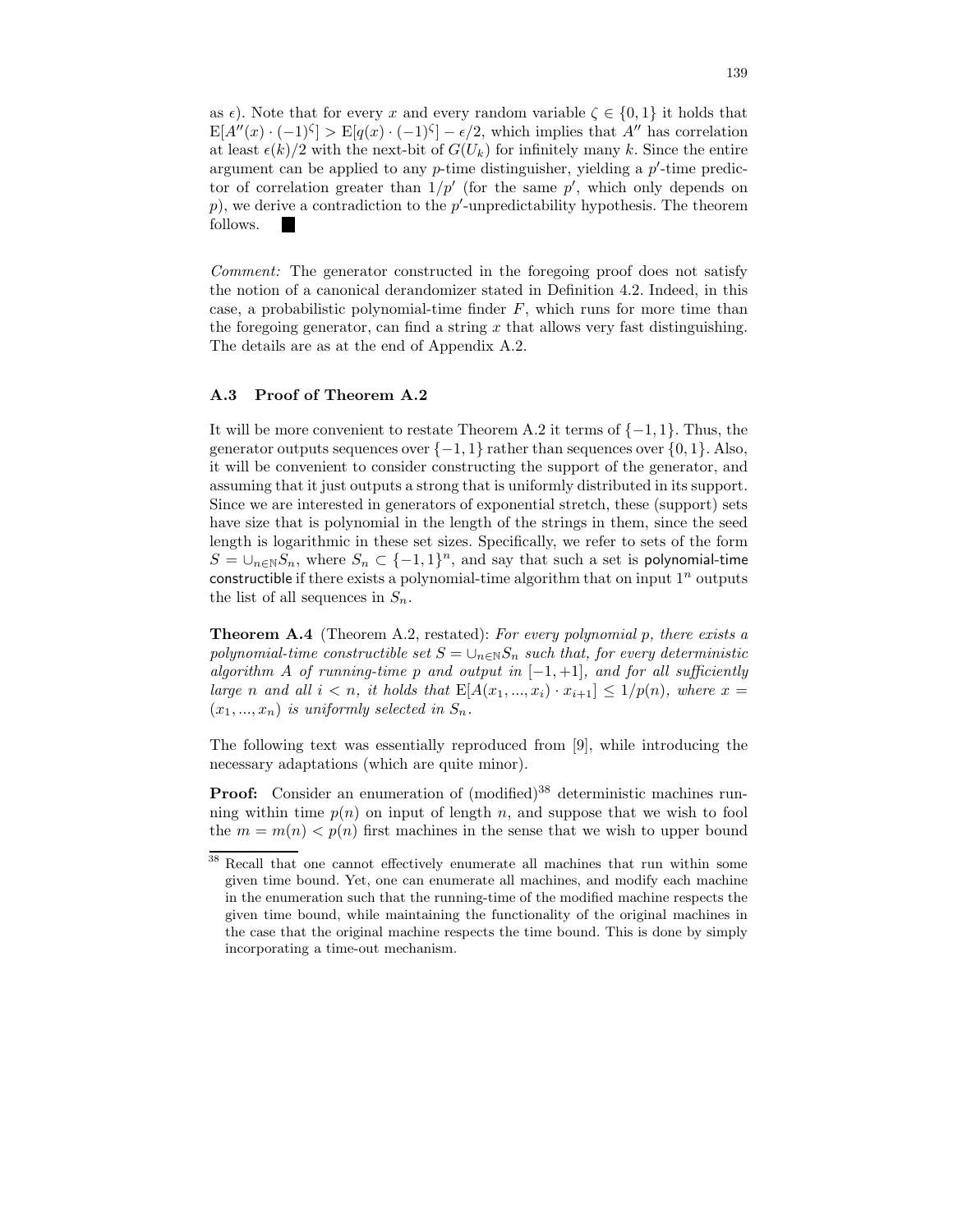as $\epsilon$). Note that for every $x$ and every random variable $\zeta \in \{0,1\}$ it holds that $\mathrm{E}[A''(x) \cdot (-1)^{\zeta}] > \mathrm{E}[q(x) \cdot (-1)^{\zeta}] - \epsilon/2$, which implies that $A''$ has correlation at least $\epsilon(k)/2$ with the next-bit of $G(U_k)$ for infinitely many $k$. Since the entire argument can be applied to any $p$-time distinguisher, yielding a $p'$-time predictor of correlation greater than $1/p'$ (for the same $p'$, which only depends on $p$), we derive a contradiction to the $p'$-unpredictability hypothesis. The theorem follows. ■

*Comment:* The generator constructed in the foregoing proof does not satisfy the notion of a canonical derandomizer stated in Definition 4.2. Indeed, in this case, a probabilistic polynomial-time finder $F$, which runs for more time than the foregoing generator, can find a string $x$ that allows very fast distinguishing. The details are as at the end of Appendix A.2.

### A.3 Proof of Theorem A.2

It will be more convenient to restate Theorem A.2 it terms of $\{-1,1\}$. Thus, the generator outputs sequences over $\{-1,1\}$ rather than sequences over $\{0,1\}$. Also, it will be convenient to consider constructing the support of the generator, and assuming that it just outputs a strong that is uniformly distributed in its support. Since we are interested in generators of exponential stretch, these (support) sets have size that is polynomial in the length of the strings in them, since the seed length is logarithmic in these set sizes. Specifically, we refer to sets of the form $S = \cup_{n\in\mathbb{N}} S_n$, where $S_n \subset \{-1,1\}^n$, and say that such a set is polynomial-time constructible if there exists a polynomial-time algorithm that on input $1^n$ outputs the list of all sequences in $S_n$.

**Theorem A.4** (Theorem A.2, restated): *For every polynomial $p$, there exists a polynomial-time constructible set $S = \cup_{n\in\mathbb{N}} S_n$ such that, for every deterministic algorithm $A$ of running-time $p$ and output in $[-1,+1]$, and for all sufficiently large $n$ and all $i < n$, it holds that $\mathrm{E}[A(x_1,...,x_i) \cdot x_{i+1}] \le 1/p(n)$, where $x = (x_1,...,x_n)$ is uniformly selected in $S_n$.*

The following text was essentially reproduced from [9], while introducing the necessary adaptations (which are quite minor).

**Proof:** Consider an enumeration of (modified)[38] deterministic machines running within time $p(n)$ on input of length $n$, and suppose that we wish to fool the $m = m(n) < p(n)$ first machines in the sense that we wish to upper bound

[38] Recall that one cannot effectively enumerate all machines that run within some given time bound. Yet, one can enumerate all machines, and modify each machine in the enumeration such that the running-time of the modified machine respects the given time bound, while maintaining the functionality of the original machines in the case that the original machine respects the time bound. This is done by simply incorporating a time-out mechanism.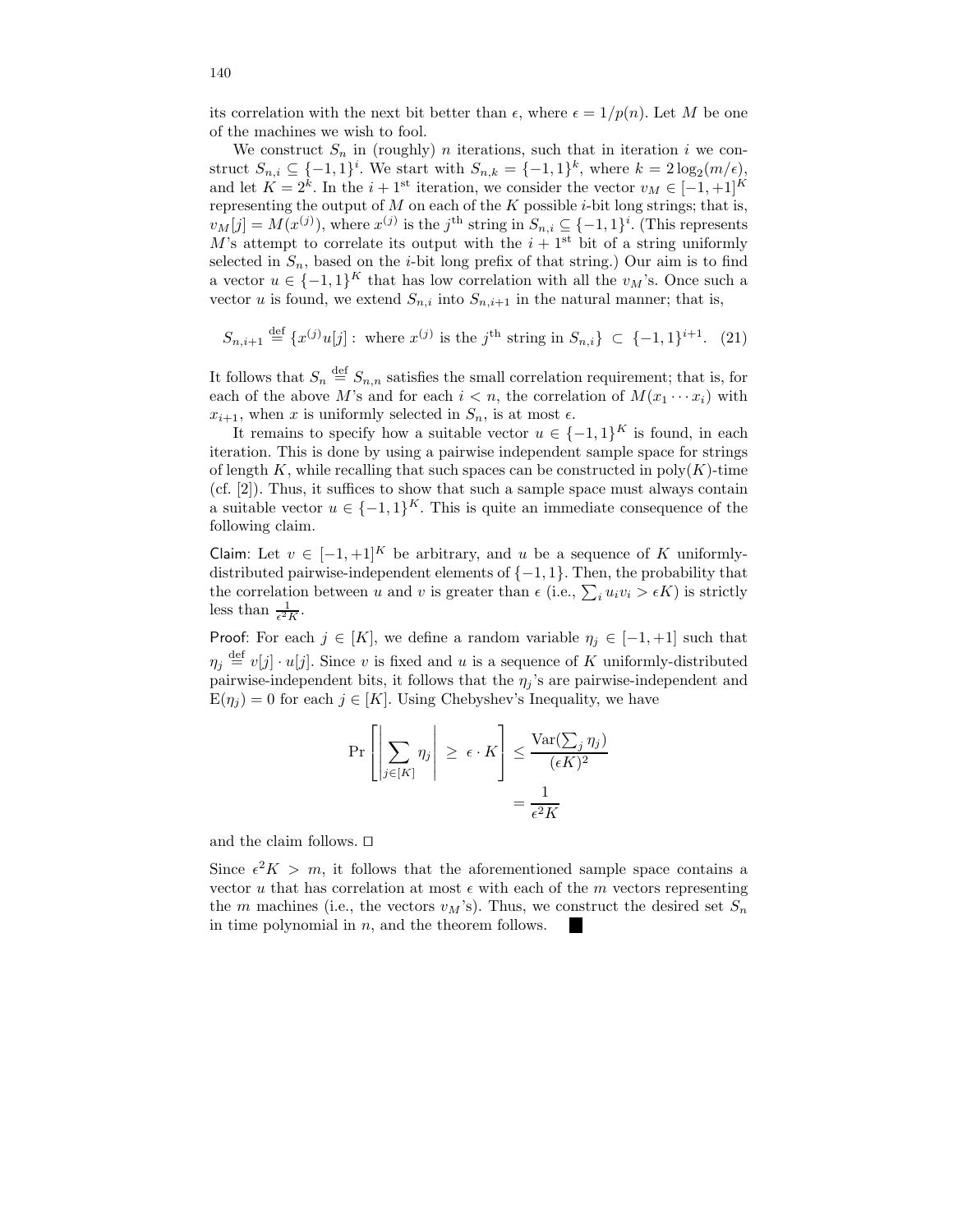its correlation with the next bit better than $\epsilon$, where $\epsilon = 1/p(n)$. Let $M$ be one of the machines we wish to fool.

We construct $S_n$ in (roughly) $n$ iterations, such that in iteration $i$ we construct $S_{n,i} \subseteq \{-1,1\}^i$. We start with $S_{n,k} = \{-1,1\}^k$, where $k = 2\log_2(m/\epsilon)$, and let $K = 2^k$. In the $i+1^{\text{st}}$ iteration, we consider the vector $v_M \in [-1,+1]^K$ representing the output of $M$ on each of the $K$ possible $i$-bit long strings; that is, $v_M[j] = M(x^{(j)})$, where $x^{(j)}$ is the $j^{\text{th}}$ string in $S_{n,i} \subseteq \{-1,1\}^i$. (This represents $M$'s attempt to correlate its output with the $i+1^{\text{st}}$ bit of a string uniformly selected in $S_n$, based on the $i$-bit long prefix of that string.) Our aim is to find a vector $u \in \{-1,1\}^K$ that has low correlation with all the $v_M$'s. Once such a vector $u$ is found, we extend $S_{n,i}$ into $S_{n,i+1}$ in the natural manner; that is,

$$S_{n,i+1} \stackrel{\text{def}}{=} \{x^{(j)}u[j] : \text{ where } x^{(j)} \text{ is the } j^{\text{th}} \text{ string in } S_{n,i}\} \subset \{-1,1\}^{i+1}. \quad (21)$$

It follows that $S_n \stackrel{\text{def}}{=} S_{n,n}$ satisfies the small correlation requirement; that is, for each of the above $M$'s and for each $i < n$, the correlation of $M(x_1 \cdots x_i)$ with $x_{i+1}$, when $x$ is uniformly selected in $S_n$, is at most $\epsilon$.

It remains to specify how a suitable vector $u \in \{-1,1\}^K$ is found, in each iteration. This is done by using a pairwise independent sample space for strings of length $K$, while recalling that such spaces can be constructed in poly$(K)$-time (cf. [2]). Thus, it suffices to show that such a sample space must always contain a suitable vector $u \in \{-1,1\}^K$. This is quite an immediate consequence of the following claim.

Claim: Let $v \in [-1,+1]^K$ be arbitrary, and $u$ be a sequence of $K$ uniformly-distributed pairwise-independent elements of $\{-1,1\}$. Then, the probability that the correlation between $u$ and $v$ is greater than $\epsilon$ (i.e., $\sum_i u_i v_i > \epsilon K$) is strictly less than $\frac{1}{\epsilon^2 K}$.

Proof: For each $j \in [K]$, we define a random variable $\eta_j \in [-1,+1]$ such that $\eta_j \stackrel{\text{def}}{=} v[j] \cdot u[j]$. Since $v$ is fixed and $u$ is a sequence of $K$ uniformly-distributed pairwise-independent bits, it follows that the $\eta_j$'s are pairwise-independent and $\mathrm{E}(\eta_j) = 0$ for each $j \in [K]$. Using Chebyshev's Inequality, we have

$$\Pr\left[\left|\sum_{j\in[K]} \eta_j\right| \;\geq\; \epsilon \cdot K\right] \leq \frac{\mathrm{Var}(\sum_j \eta_j)}{(\epsilon K)^2} = \frac{1}{\epsilon^2 K}$$

and the claim follows. □

Since $\epsilon^2 K > m$, it follows that the aforementioned sample space contains a vector $u$ that has correlation at most $\epsilon$ with each of the $m$ vectors representing the $m$ machines (i.e., the vectors $v_M$'s). Thus, we construct the desired set $S_n$ in time polynomial in $n$, and the theorem follows. ■